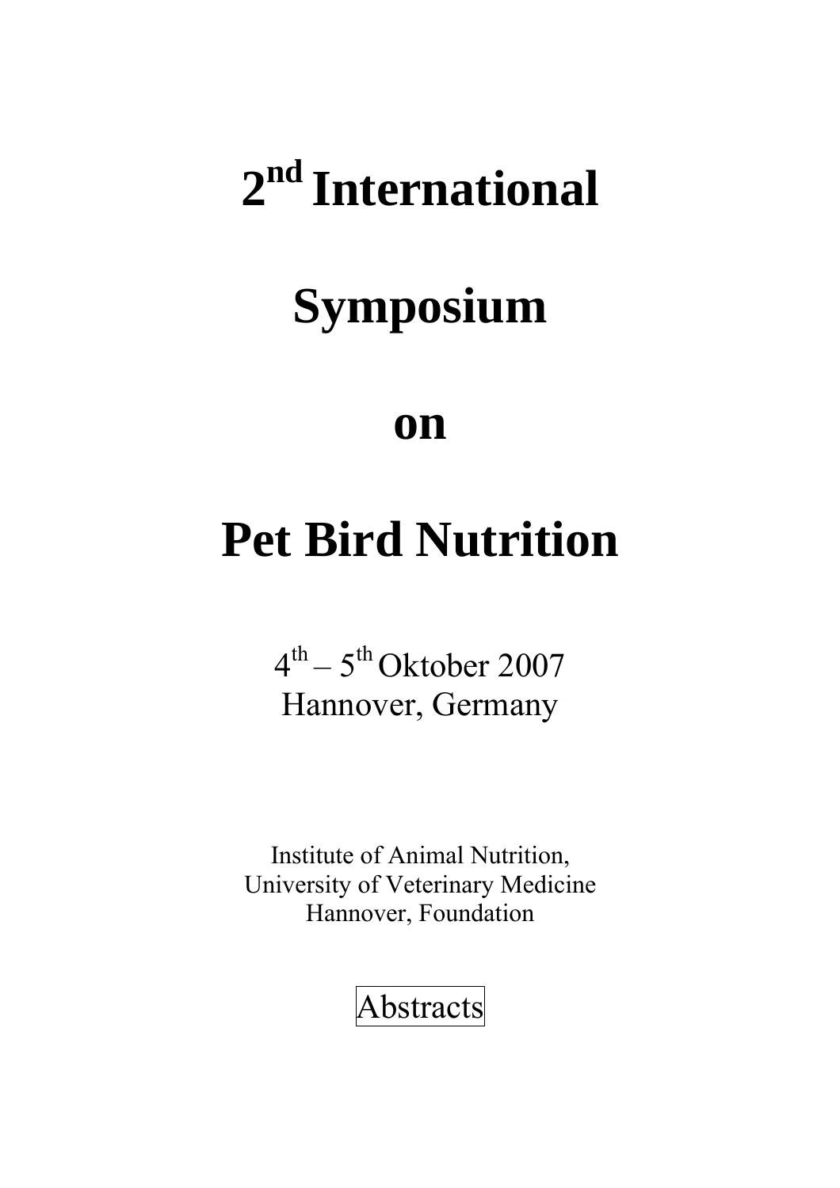# 2nd International Symposium on Pet Bird Nutrition

4th – 5th Oktober 2007
Hannover, Germany

Institute of Animal Nutrition,
University of Veterinary Medicine
Hannover, Foundation

Abstracts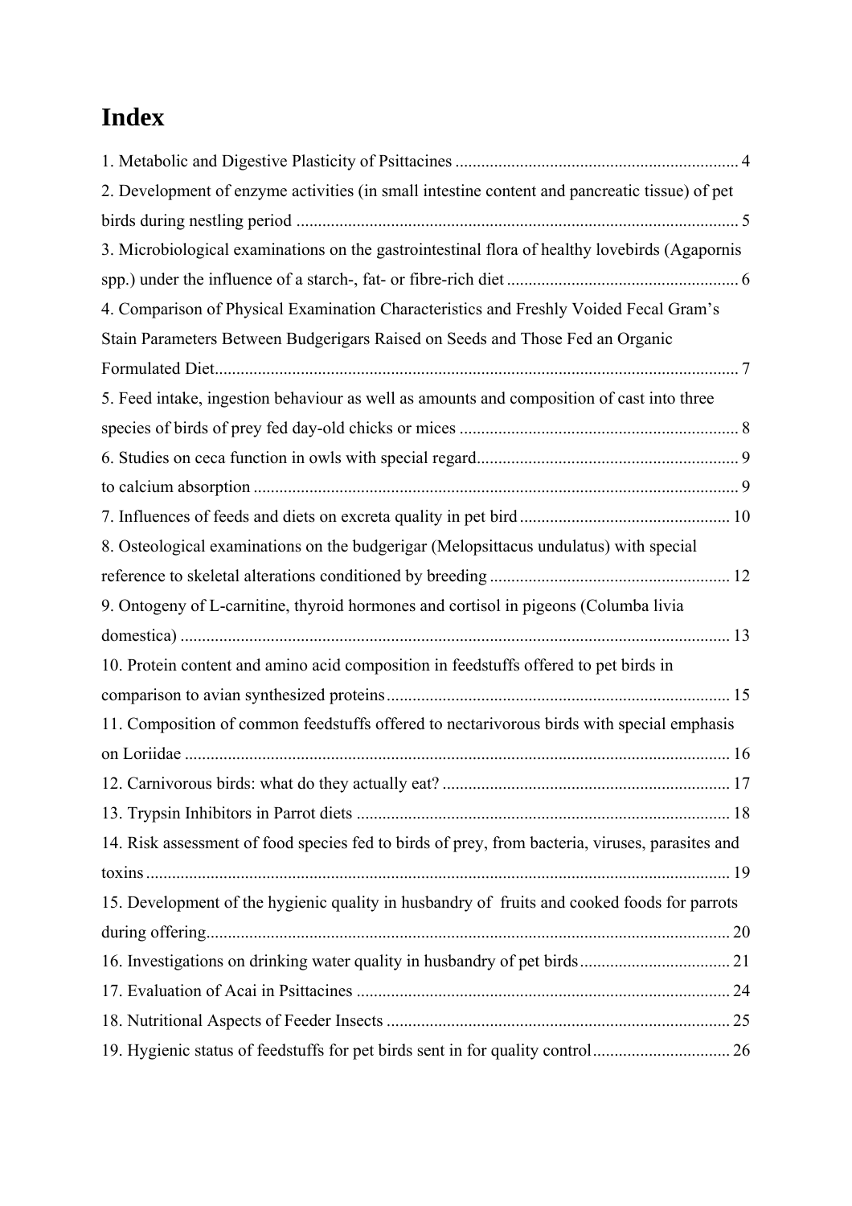# Index

1. Metabolic and Digestive Plasticity of Psittacines ..................................................................... 4
2. Development of enzyme activities (in small intestine content and pancreatic tissue) of pet birds during nestling period ....................................................................................................... 5
3. Microbiological examinations on the gastrointestinal flora of healthy lovebirds (Agapornis spp.) under the influence of a starch-, fat- or fibre-rich diet ...................................................... 6
4. Comparison of Physical Examination Characteristics and Freshly Voided Fecal Gram's Stain Parameters Between Budgerigars Raised on Seeds and Those Fed an Organic Formulated Diet......................................................................................................................... 7
5. Feed intake, ingestion behaviour as well as amounts and composition of cast into three species of birds of prey fed day-old chicks or mices ................................................................. 8
6. Studies on ceca function in owls with special regard............................................................. 9
to calcium absorption ................................................................................................................. 9
7. Influences of feeds and diets on excreta quality in pet bird ................................................. 10
8. Osteological examinations on the budgerigar (Melopsittacus undulatus) with special reference to skeletal alterations conditioned by breeding ........................................................ 12
9. Ontogeny of L-carnitine, thyroid hormones and cortisol in pigeons (Columba livia domestica) ............................................................................................................................... 13
10. Protein content and amino acid composition in feedstuffs offered to pet birds in comparison to avian synthesized proteins ................................................................................ 15
11. Composition of common feedstuffs offered to nectarivorous birds with special emphasis on Loriidae .............................................................................................................................. 16
12. Carnivorous birds: what do they actually eat? ................................................................... 17
13. Trypsin Inhibitors in Parrot diets ....................................................................................... 18
14. Risk assessment of food species fed to birds of prey, from bacteria, viruses, parasites and toxins ....................................................................................................................................... 19
15. Development of the hygienic quality in husbandry of fruits and cooked foods for parrots during offering......................................................................................................................... 20
16. Investigations on drinking water quality in husbandry of pet birds ................................... 21
17. Evaluation of Acai in Psittacines ....................................................................................... 24
18. Nutritional Aspects of Feeder Insects ................................................................................ 25
19. Hygienic status of feedstuffs for pet birds sent in for quality control ................................ 26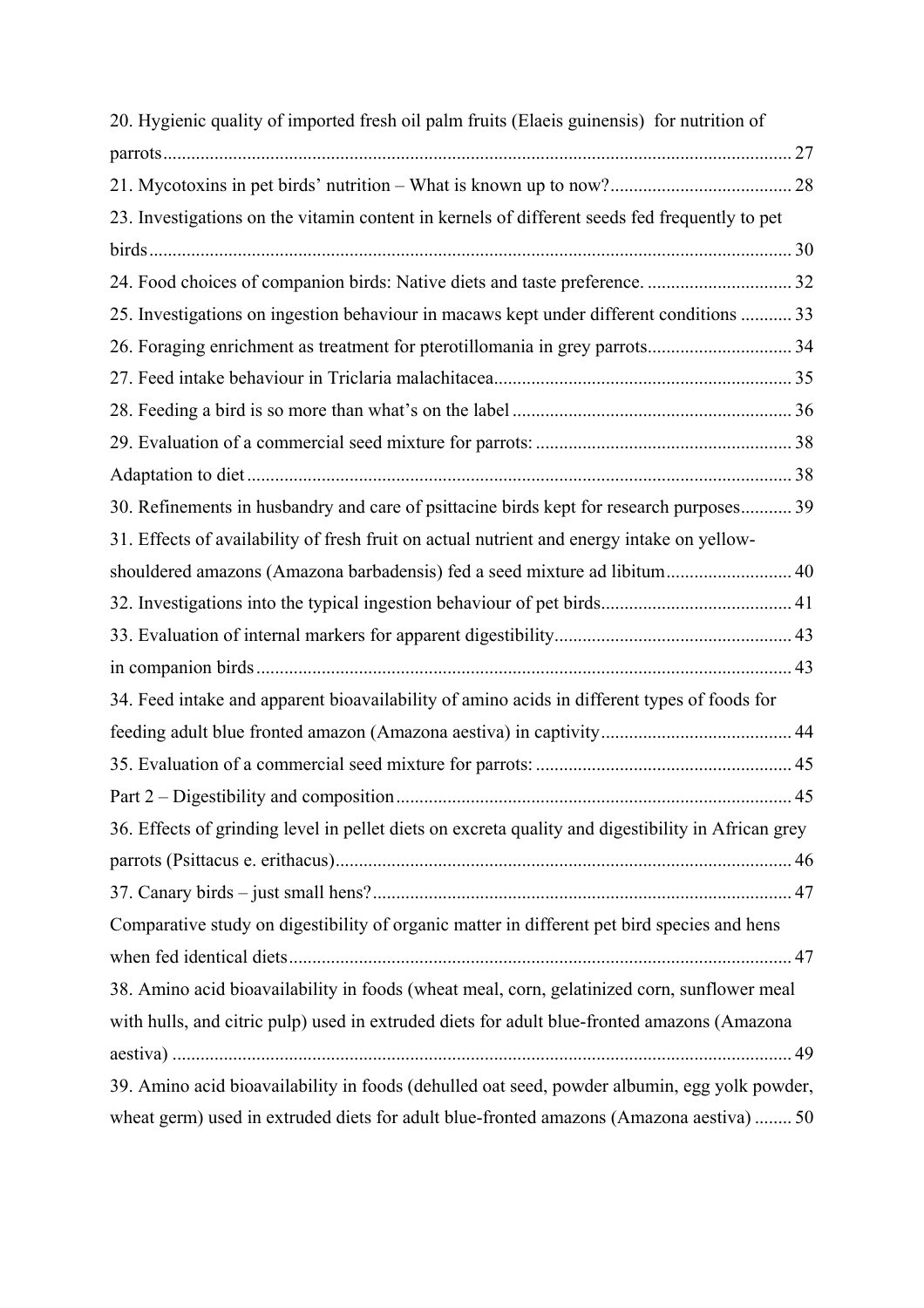20. Hygienic quality of imported fresh oil palm fruits (Elaeis guinensis) for nutrition of parrots ........ 27

21. Mycotoxins in pet birds' nutrition – What is known up to now? ........ 28

23. Investigations on the vitamin content in kernels of different seeds fed frequently to pet birds ........ 30

24. Food choices of companion birds: Native diets and taste preference. ........ 32

25. Investigations on ingestion behaviour in macaws kept under different conditions ........ 33

26. Foraging enrichment as treatment for pterotillomania in grey parrots ........ 34

27. Feed intake behaviour in Triclaria malachitacea ........ 35

28. Feeding a bird is so more than what's on the label ........ 36

29. Evaluation of a commercial seed mixture for parrots: ........ 38

Adaptation to diet ........ 38

30. Refinements in husbandry and care of psittacine birds kept for research purposes ........ 39

31. Effects of availability of fresh fruit on actual nutrient and energy intake on yellow-shouldered amazons (Amazona barbadensis) fed a seed mixture ad libitum ........ 40

32. Investigations into the typical ingestion behaviour of pet birds ........ 41

33. Evaluation of internal markers for apparent digestibility ........ 43

in companion birds ........ 43

34. Feed intake and apparent bioavailability of amino acids in different types of foods for feeding adult blue fronted amazon (Amazona aestiva) in captivity ........ 44

35. Evaluation of a commercial seed mixture for parrots: ........ 45

Part 2 – Digestibility and composition ........ 45

36. Effects of grinding level in pellet diets on excreta quality and digestibility in African grey parrots (Psittacus e. erithacus) ........ 46

37. Canary birds – just small hens? ........ 47

Comparative study on digestibility of organic matter in different pet bird species and hens when fed identical diets ........ 47

38. Amino acid bioavailability in foods (wheat meal, corn, gelatinized corn, sunflower meal with hulls, and citric pulp) used in extruded diets for adult blue-fronted amazons (Amazona aestiva) ........ 49

39. Amino acid bioavailability in foods (dehulled oat seed, powder albumin, egg yolk powder, wheat germ) used in extruded diets for adult blue-fronted amazons (Amazona aestiva) ........ 50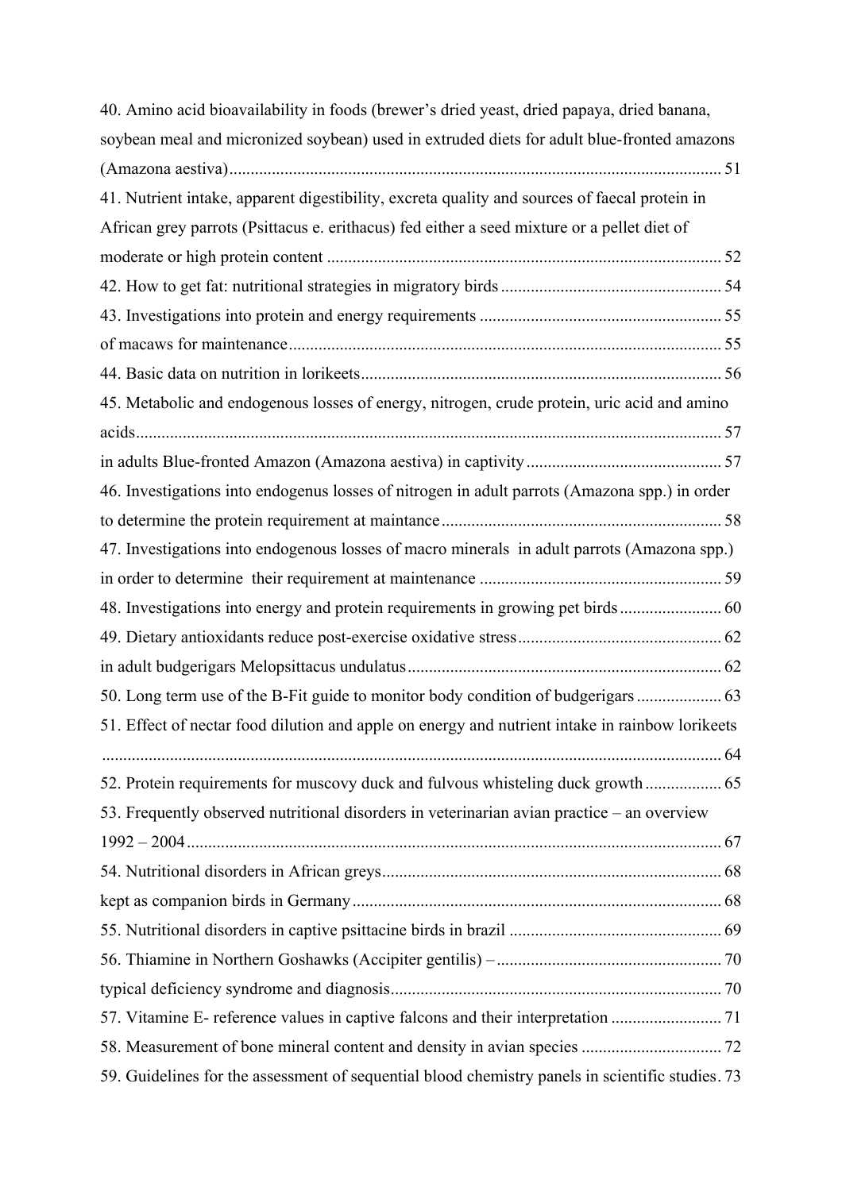40. Amino acid bioavailability in foods (brewer's dried yeast, dried papaya, dried banana, soybean meal and micronized soybean) used in extruded diets for adult blue-fronted amazons (Amazona aestiva) ..... 51

41. Nutrient intake, apparent digestibility, excreta quality and sources of faecal protein in African grey parrots (Psittacus e. erithacus) fed either a seed mixture or a pellet diet of moderate or high protein content ..... 52

42. How to get fat: nutritional strategies in migratory birds ..... 54

43. Investigations into protein and energy requirements ..... 55
of macaws for maintenance ..... 55

44. Basic data on nutrition in lorikeets ..... 56

45. Metabolic and endogenous losses of energy, nitrogen, crude protein, uric acid and amino acids ..... 57
in adults Blue-fronted Amazon (Amazona aestiva) in captivity ..... 57

46. Investigations into endogenus losses of nitrogen in adult parrots (Amazona spp.) in order to determine the protein requirement at maintance ..... 58

47. Investigations into endogenous losses of macro minerals in adult parrots (Amazona spp.) in order to determine their requirement at maintenance ..... 59

48. Investigations into energy and protein requirements in growing pet birds ..... 60

49. Dietary antioxidants reduce post-exercise oxidative stress ..... 62
in adult budgerigars Melopsittacus undulatus ..... 62

50. Long term use of the B-Fit guide to monitor body condition of budgerigars ..... 63

51. Effect of nectar food dilution and apple on energy and nutrient intake in rainbow lorikeets ..... 64

52. Protein requirements for muscovy duck and fulvous whisteling duck growth ..... 65

53. Frequently observed nutritional disorders in veterinarian avian practice – an overview 1992 – 2004 ..... 67

54. Nutritional disorders in African greys ..... 68
kept as companion birds in Germany ..... 68

55. Nutritional disorders in captive psittacine birds in brazil ..... 69

56. Thiamine in Northern Goshawks (Accipiter gentilis) – ..... 70
typical deficiency syndrome and diagnosis ..... 70

57. Vitamine E- reference values in captive falcons and their interpretation ..... 71

58. Measurement of bone mineral content and density in avian species ..... 72

59. Guidelines for the assessment of sequential blood chemistry panels in scientific studies. 73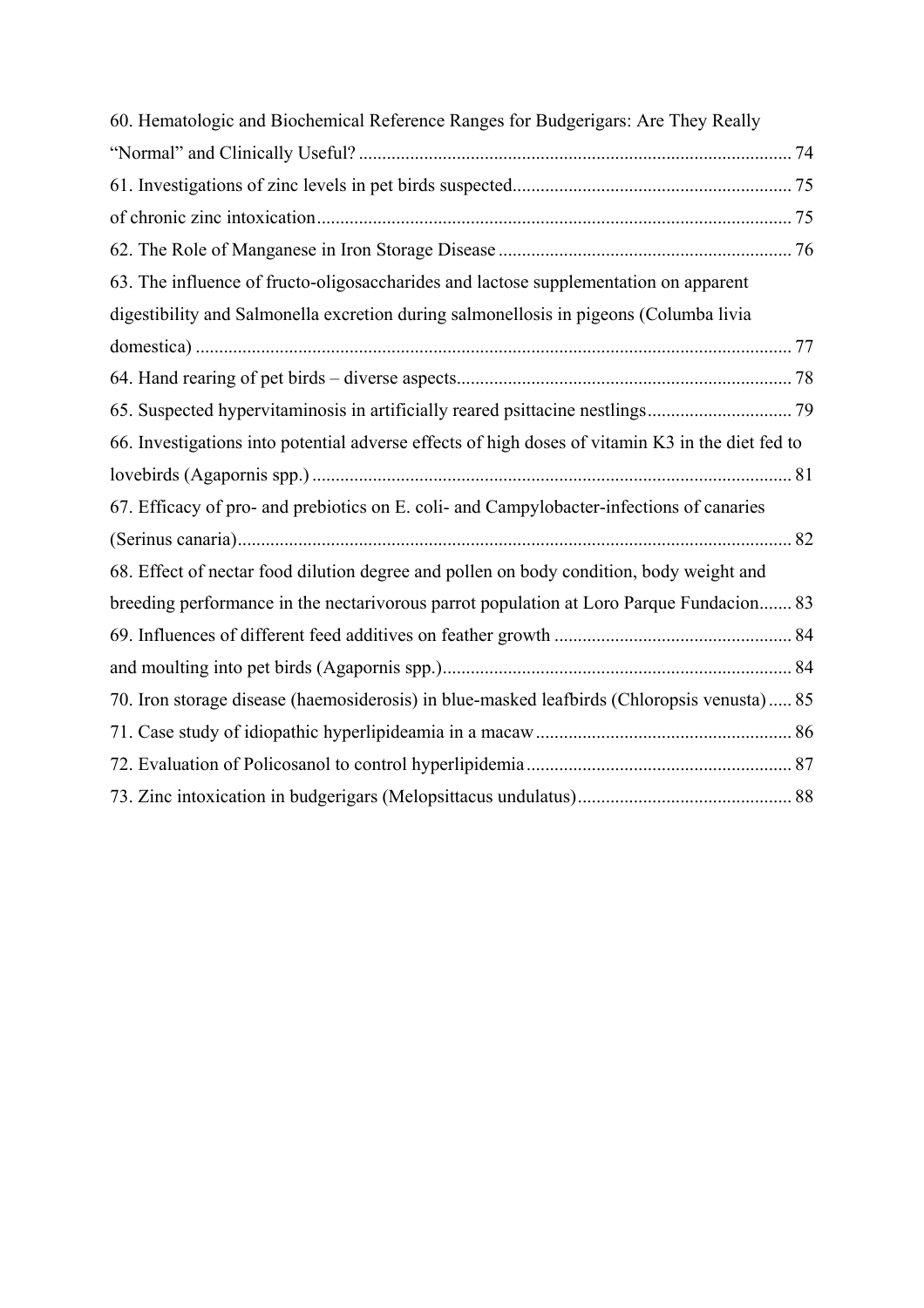60. Hematologic and Biochemical Reference Ranges for Budgerigars: Are They Really "Normal" and Clinically Useful? ........................................................................................... 74

61. Investigations of zinc levels in pet birds suspected........................................................... 75

of chronic zinc intoxication.................................................................................................... 75

62. The Role of Manganese in Iron Storage Disease .............................................................. 76

63. The influence of fructo-oligosaccharides and lactose supplementation on apparent digestibility and Salmonella excretion during salmonellosis in pigeons (Columba livia domestica) ............................................................................................................................. 77

64. Hand rearing of pet birds – diverse aspects....................................................................... 78

65. Suspected hypervitaminosis in artificially reared psittacine nestlings.............................. 79

66. Investigations into potential adverse effects of high doses of vitamin K3 in the diet fed to lovebirds (Agapornis spp.) ..................................................................................................... 81

67. Efficacy of pro- and prebiotics on E. coli- and Campylobacter-infections of canaries (Serinus canaria)..................................................................................................................... 82

68. Effect of nectar food dilution degree and pollen on body condition, body weight and breeding performance in the nectarivorous parrot population at Loro Parque Fundacion....... 83

69. Influences of different feed additives on feather growth .................................................. 84

and moulting into pet birds (Agapornis spp.).......................................................................... 84

70. Iron storage disease (haemosiderosis) in blue-masked leafbirds (Chloropsis venusta)..... 85

71. Case study of idiopathic hyperlipideamia in a macaw...................................................... 86

72. Evaluation of Policosanol to control hyperlipidemia........................................................ 87

73. Zinc intoxication in budgerigars (Melopsittacus undulatus)............................................. 88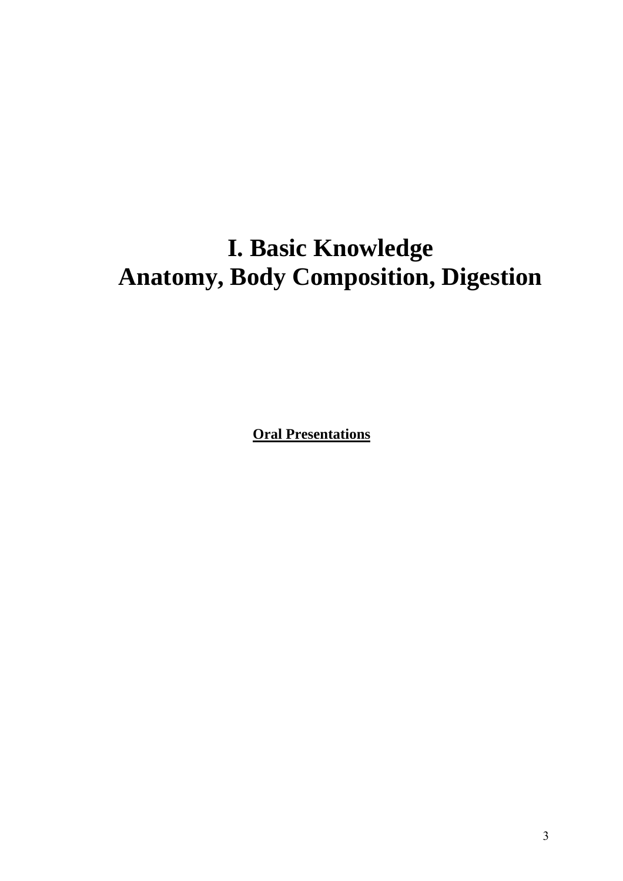# I. Basic Knowledge
# Anatomy, Body Composition, Digestion

**Oral Presentations**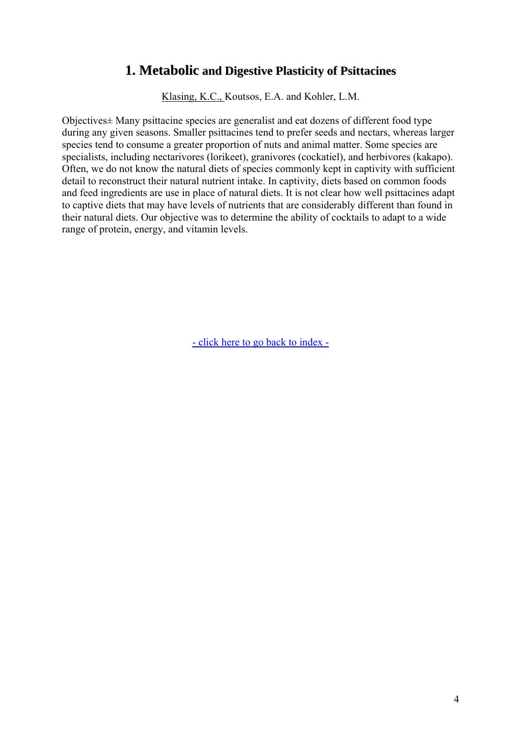## 1. Metabolic and Digestive Plasticity of Psittacines

Klasing, K.C., Koutsos, E.A. and Kohler, L.M.

Objectives± Many psittacine species are generalist and eat dozens of different food type during any given seasons. Smaller psittacines tend to prefer seeds and nectars, whereas larger species tend to consume a greater proportion of nuts and animal matter. Some species are specialists, including nectarivores (lorikeet), granivores (cockatiel), and herbivores (kakapo). Often, we do not know the natural diets of species commonly kept in captivity with sufficient detail to reconstruct their natural nutrient intake. In captivity, diets based on common foods and feed ingredients are use in place of natural diets. It is not clear how well psittacines adapt to captive diets that may have levels of nutrients that are considerably different than found in their natural diets. Our objective was to determine the ability of cocktails to adapt to a wide range of protein, energy, and vitamin levels.

- click here to go back to index -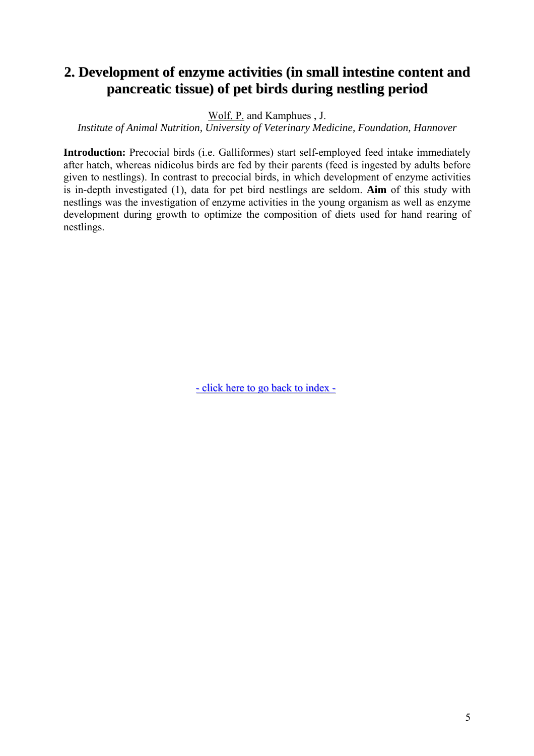## 2. Development of enzyme activities (in small intestine content and pancreatic tissue) of pet birds during nestling period

Wolf, P. and Kamphues , J.

*Institute of Animal Nutrition, University of Veterinary Medicine, Foundation, Hannover*

**Introduction:** Precocial birds (i.e. Galliformes) start self-employed feed intake immediately after hatch, whereas nidicolus birds are fed by their parents (feed is ingested by adults before given to nestlings). In contrast to precocial birds, in which development of enzyme activities is in-depth investigated (1), data for pet bird nestlings are seldom. **Aim** of this study with nestlings was the investigation of enzyme activities in the young organism as well as enzyme development during growth to optimize the composition of diets used for hand rearing of nestlings.

- click here to go back to index -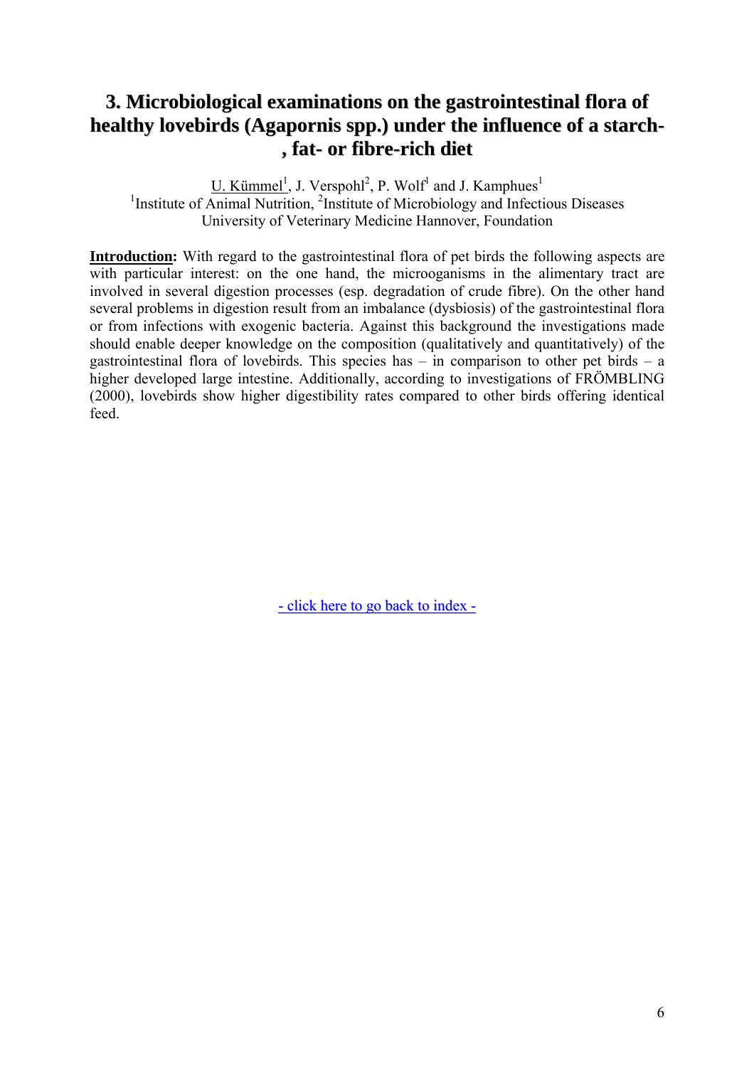# 3. Microbiological examinations on the gastrointestinal flora of healthy lovebirds (Agapornis spp.) under the influence of a starch-, fat- or fibre-rich diet

U. Kümmel[1], J. Verspohl[2], P. Wolf[1] and J. Kamphues[1]
[1]Institute of Animal Nutrition, [2]Institute of Microbiology and Infectious Diseases
University of Veterinary Medicine Hannover, Foundation

**Introduction:** With regard to the gastrointestinal flora of pet birds the following aspects are with particular interest: on the one hand, the microoganisms in the alimentary tract are involved in several digestion processes (esp. degradation of crude fibre). On the other hand several problems in digestion result from an imbalance (dysbiosis) of the gastrointestinal flora or from infections with exogenic bacteria. Against this background the investigations made should enable deeper knowledge on the composition (qualitatively and quantitatively) of the gastrointestinal flora of lovebirds. This species has – in comparison to other pet birds – a higher developed large intestine. Additionally, according to investigations of FRÖMBLING (2000), lovebirds show higher digestibility rates compared to other birds offering identical feed.

- click here to go back to index -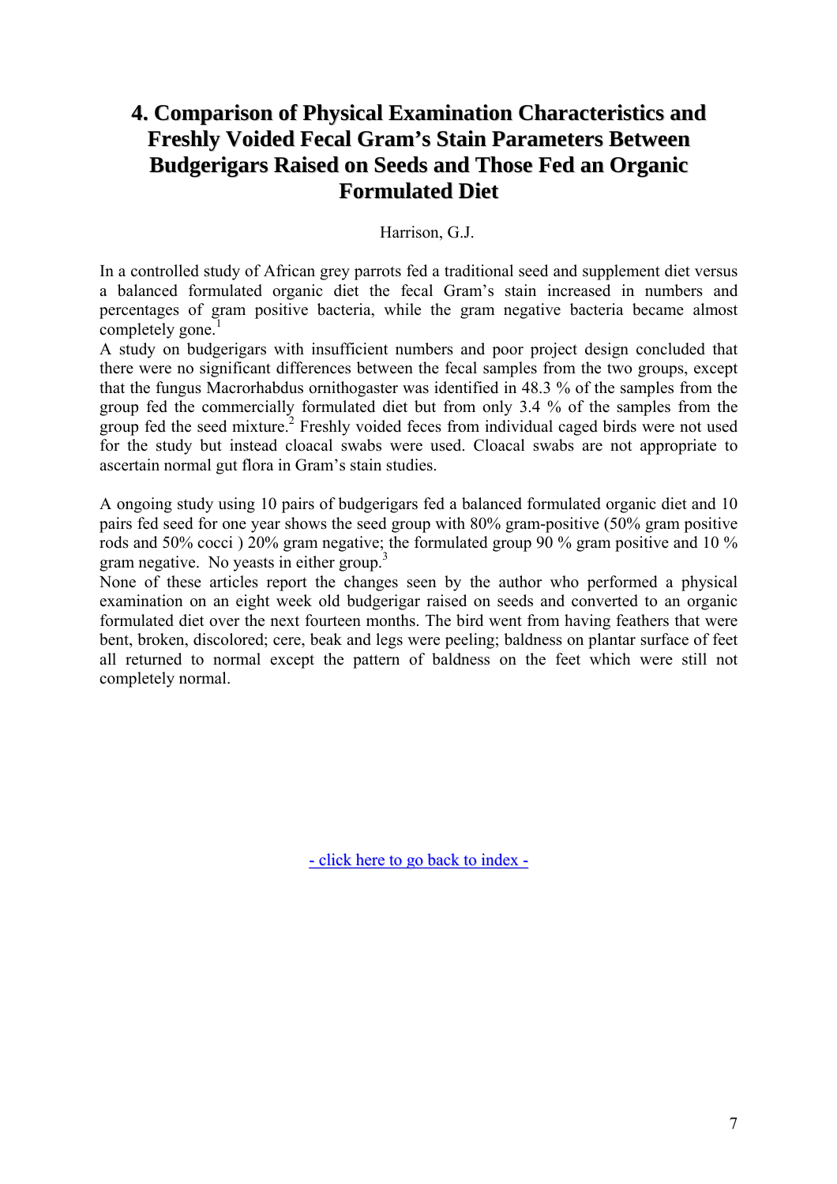# 4. Comparison of Physical Examination Characteristics and Freshly Voided Fecal Gram's Stain Parameters Between Budgerigars Raised on Seeds and Those Fed an Organic Formulated Diet

Harrison, G.J.

In a controlled study of African grey parrots fed a traditional seed and supplement diet versus a balanced formulated organic diet the fecal Gram's stain increased in numbers and percentages of gram positive bacteria, while the gram negative bacteria became almost completely gone.[1]

A study on budgerigars with insufficient numbers and poor project design concluded that there were no significant differences between the fecal samples from the two groups, except that the fungus Macrorhabdus ornithogaster was identified in 48.3 % of the samples from the group fed the commercially formulated diet but from only 3.4 % of the samples from the group fed the seed mixture.[2] Freshly voided feces from individual caged birds were not used for the study but instead cloacal swabs were used. Cloacal swabs are not appropriate to ascertain normal gut flora in Gram's stain studies.

A ongoing study using 10 pairs of budgerigars fed a balanced formulated organic diet and 10 pairs fed seed for one year shows the seed group with 80% gram-positive (50% gram positive rods and 50% cocci ) 20% gram negative; the formulated group 90 % gram positive and 10 % gram negative. No yeasts in either group.[3]

None of these articles report the changes seen by the author who performed a physical examination on an eight week old budgerigar raised on seeds and converted to an organic formulated diet over the next fourteen months. The bird went from having feathers that were bent, broken, discolored; cere, beak and legs were peeling; baldness on plantar surface of feet all returned to normal except the pattern of baldness on the feet which were still not completely normal.

- click here to go back to index -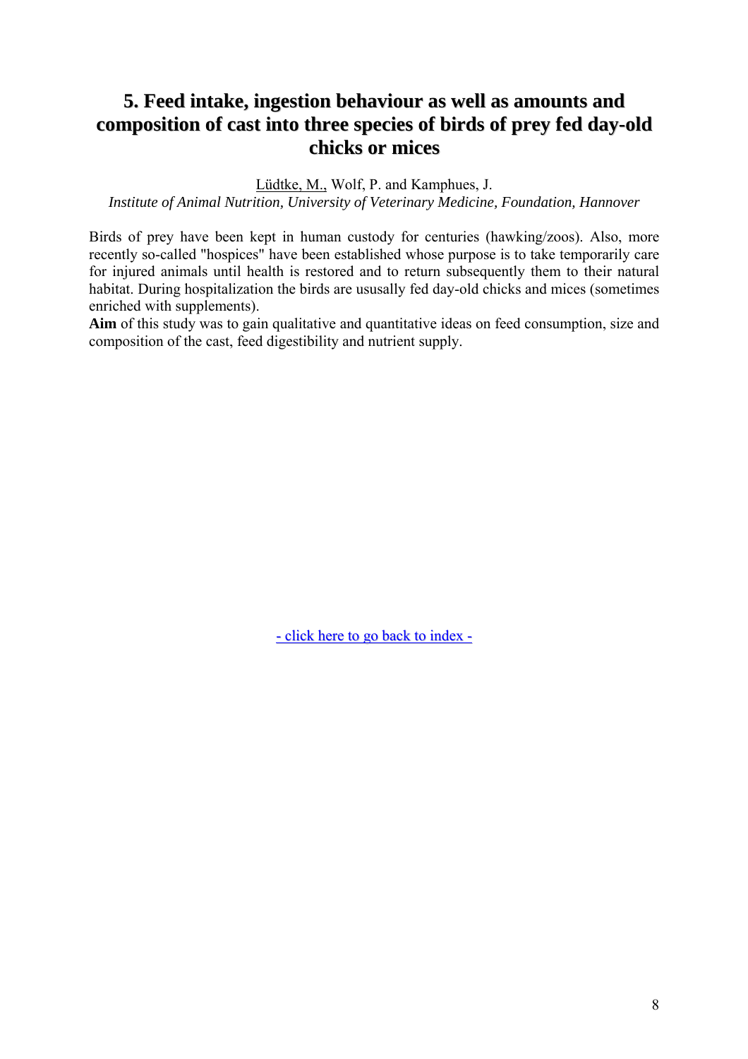# 5. Feed intake, ingestion behaviour as well as amounts and composition of cast into three species of birds of prey fed day-old chicks or mices

Lüdtke, M., Wolf, P. and Kamphues, J.

*Institute of Animal Nutrition, University of Veterinary Medicine, Foundation, Hannover*

Birds of prey have been kept in human custody for centuries (hawking/zoos). Also, more recently so-called "hospices" have been established whose purpose is to take temporarily care for injured animals until health is restored and to return subsequently them to their natural habitat. During hospitalization the birds are ususally fed day-old chicks and mices (sometimes enriched with supplements).

**Aim** of this study was to gain qualitative and quantitative ideas on feed consumption, size and composition of the cast, feed digestibility and nutrient supply.

- click here to go back to index -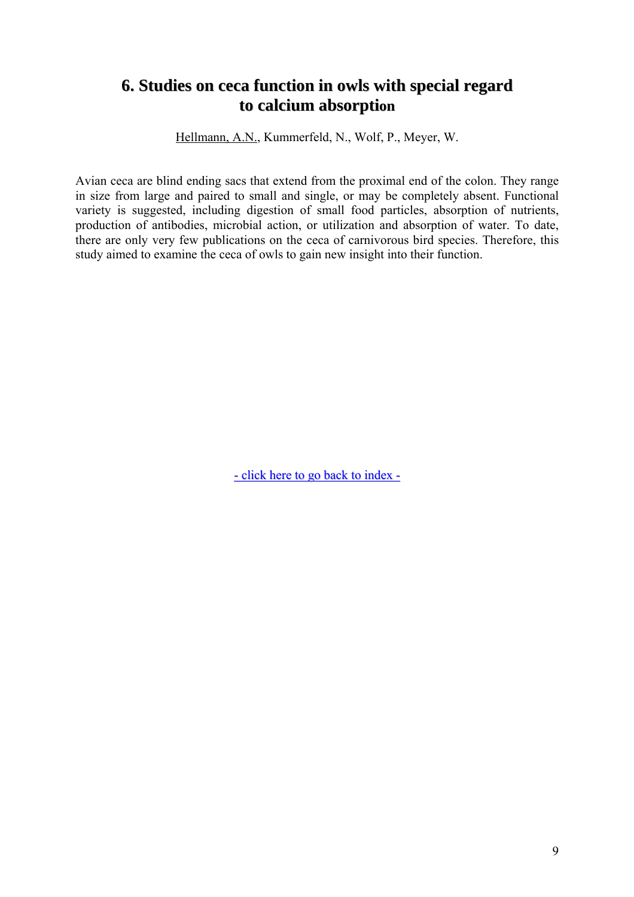## 6. Studies on ceca function in owls with special regard to calcium absorption

Hellmann, A.N., Kummerfeld, N., Wolf, P., Meyer, W.

Avian ceca are blind ending sacs that extend from the proximal end of the colon. They range in size from large and paired to small and single, or may be completely absent. Functional variety is suggested, including digestion of small food particles, absorption of nutrients, production of antibodies, microbial action, or utilization and absorption of water. To date, there are only very few publications on the ceca of carnivorous bird species. Therefore, this study aimed to examine the ceca of owls to gain new insight into their function.

- click here to go back to index -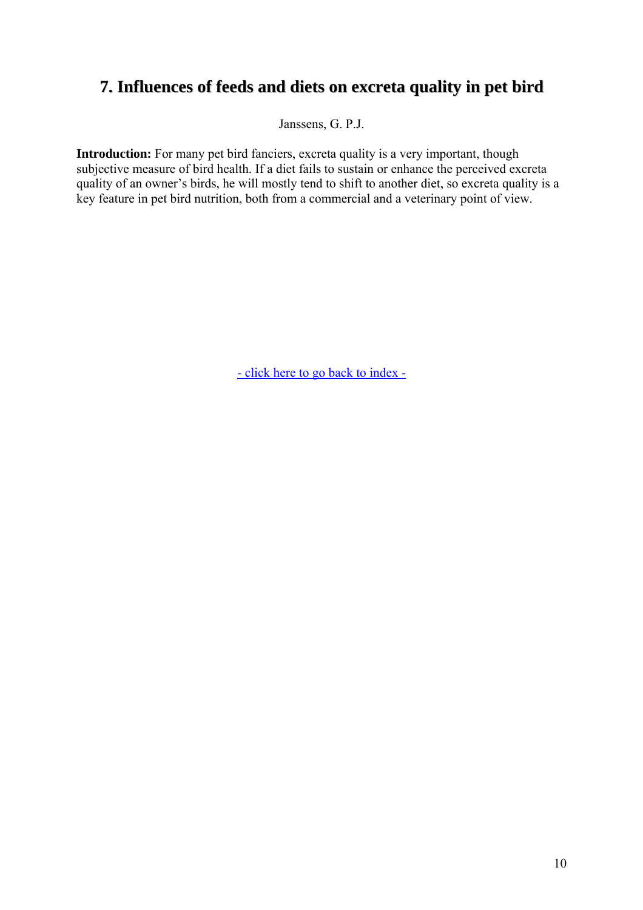## 7. Influences of feeds and diets on excreta quality in pet bird

Janssens, G. P.J.

**Introduction:** For many pet bird fanciers, excreta quality is a very important, though subjective measure of bird health. If a diet fails to sustain or enhance the perceived excreta quality of an owner's birds, he will mostly tend to shift to another diet, so excreta quality is a key feature in pet bird nutrition, both from a commercial and a veterinary point of view.

- click here to go back to index -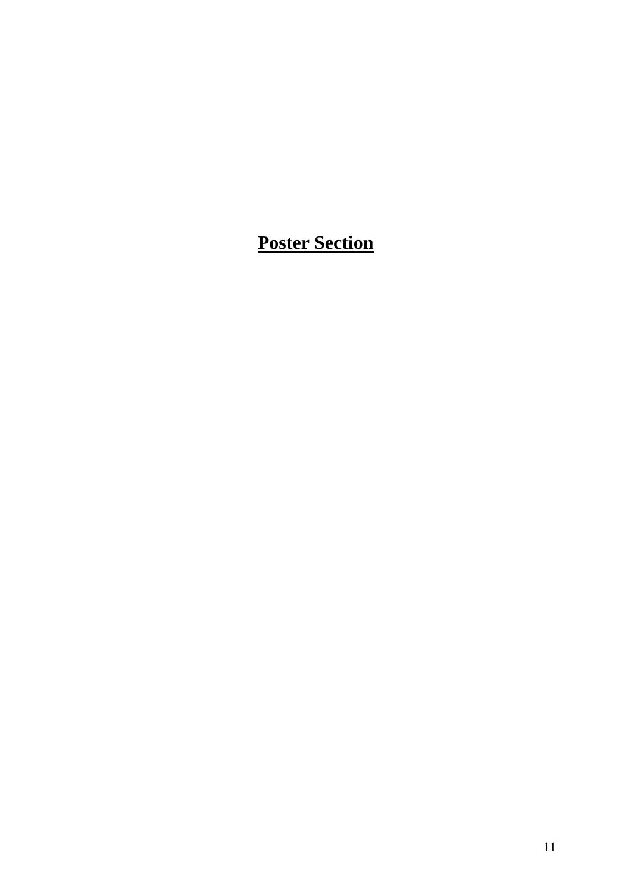# **Poster Section**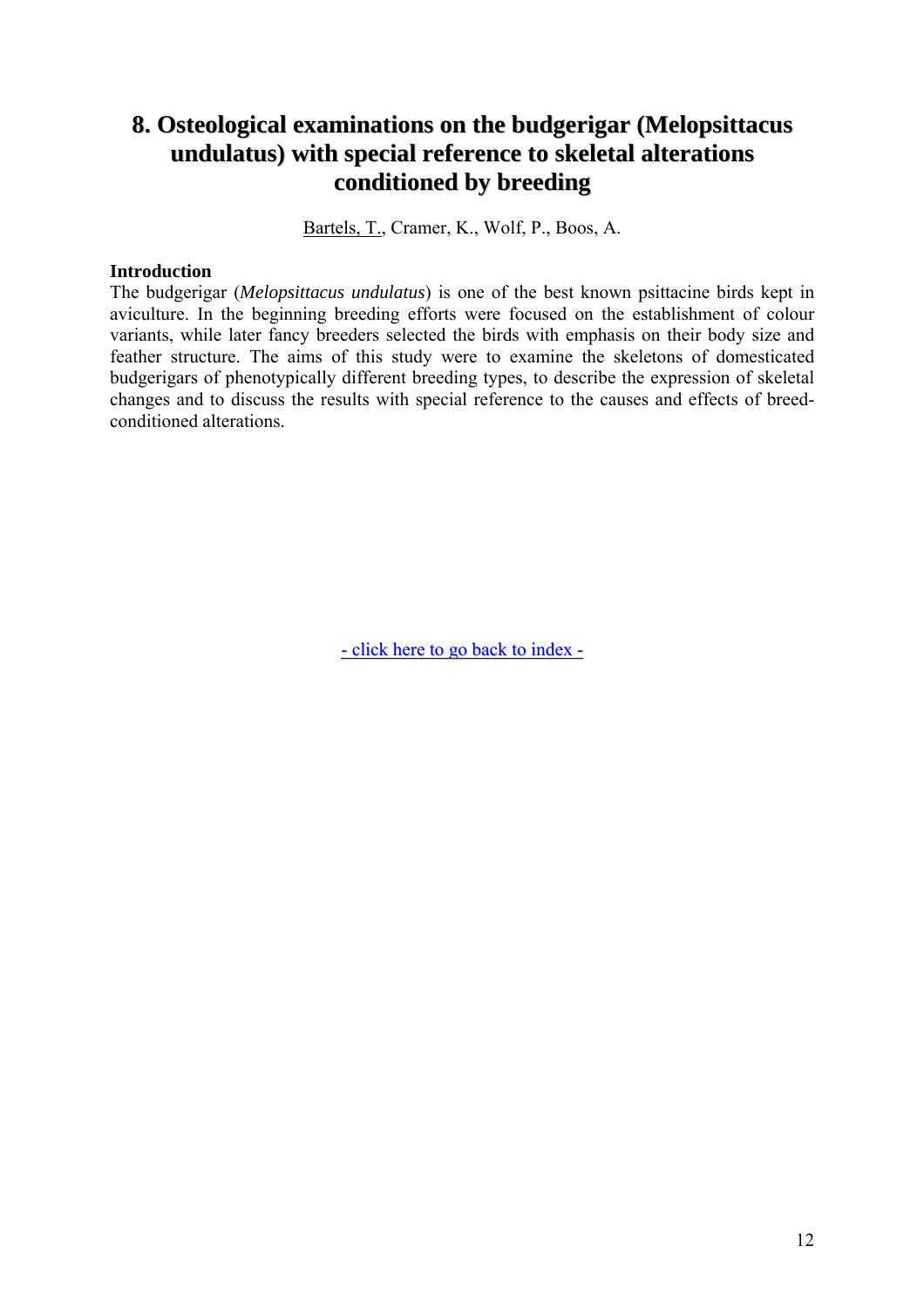## 8. Osteological examinations on the budgerigar (Melopsittacus undulatus) with special reference to skeletal alterations conditioned by breeding

Bartels, T., Cramer, K., Wolf, P., Boos, A.

**Introduction**

The budgerigar (*Melopsittacus undulatus*) is one of the best known psittacine birds kept in aviculture. In the beginning breeding efforts were focused on the establishment of colour variants, while later fancy breeders selected the birds with emphasis on their body size and feather structure. The aims of this study were to examine the skeletons of domesticated budgerigars of phenotypically different breeding types, to describe the expression of skeletal changes and to discuss the results with special reference to the causes and effects of breed-conditioned alterations.

- click here to go back to index -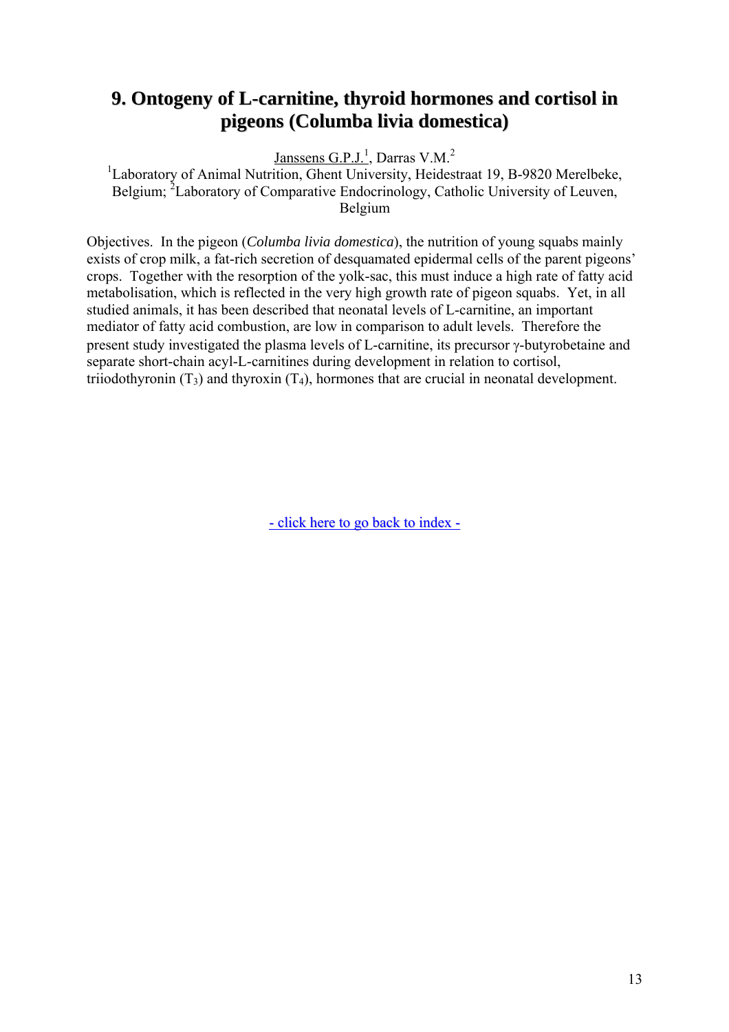# 9. Ontogeny of L-carnitine, thyroid hormones and cortisol in pigeons (Columba livia domestica)

Janssens G.P.J.[1], Darras V.M.[2]

[1]Laboratory of Animal Nutrition, Ghent University, Heidestraat 19, B-9820 Merelbeke, Belgium; [2]Laboratory of Comparative Endocrinology, Catholic University of Leuven, Belgium

Objectives. In the pigeon (*Columba livia domestica*), the nutrition of young squabs mainly exists of crop milk, a fat-rich secretion of desquamated epidermal cells of the parent pigeons' crops. Together with the resorption of the yolk-sac, this must induce a high rate of fatty acid metabolisation, which is reflected in the very high growth rate of pigeon squabs. Yet, in all studied animals, it has been described that neonatal levels of L-carnitine, an important mediator of fatty acid combustion, are low in comparison to adult levels. Therefore the present study investigated the plasma levels of L-carnitine, its precursor γ-butyrobetaine and separate short-chain acyl-L-carnitines during development in relation to cortisol, triiodothyronin ($T_3$) and thyroxin ($T_4$), hormones that are crucial in neonatal development.

- click here to go back to index -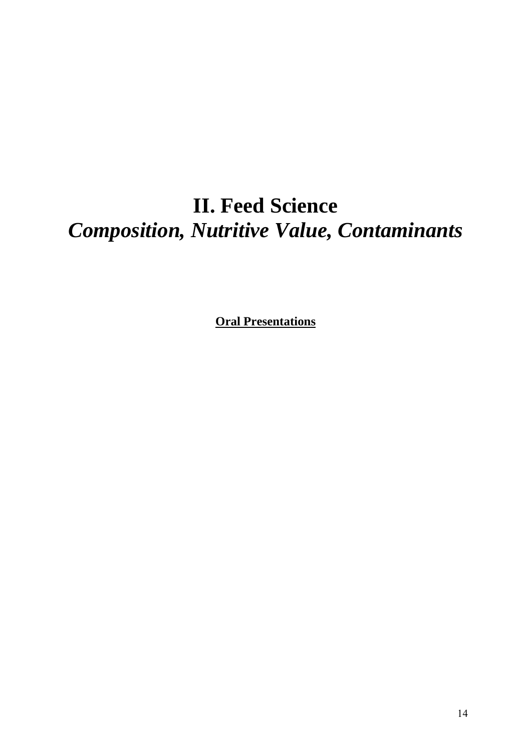# II. Feed Science
## *Composition, Nutritive Value, Contaminants*

**Oral Presentations**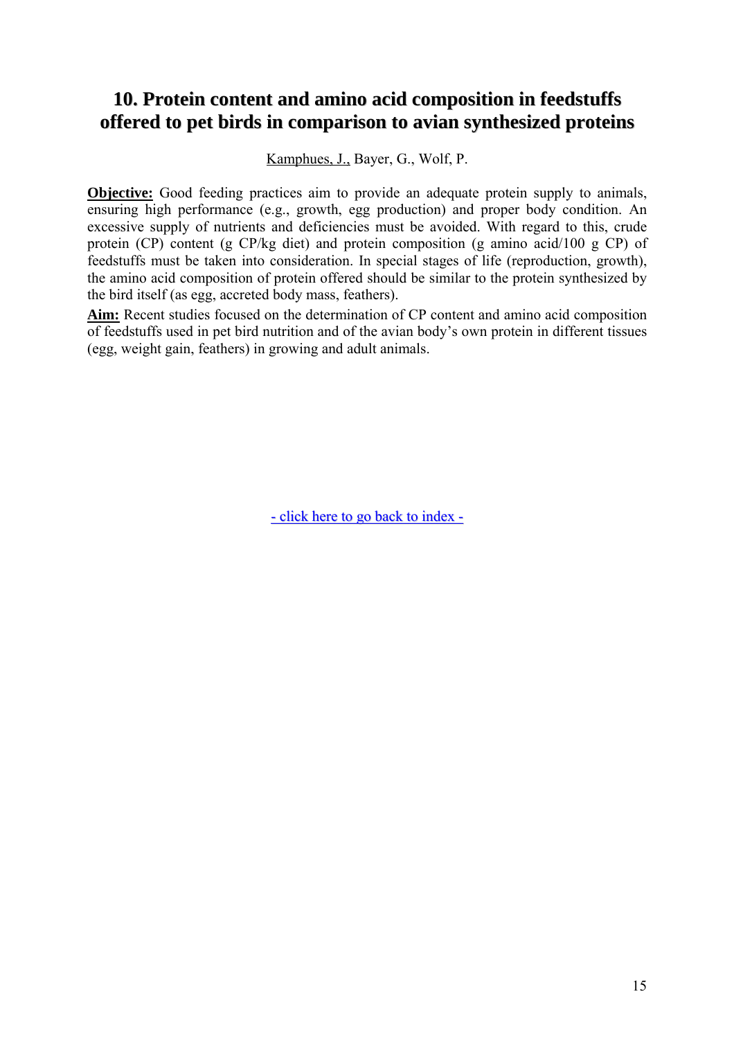## 10. Protein content and amino acid composition in feedstuffs offered to pet birds in comparison to avian synthesized proteins

Kamphues, J., Bayer, G., Wolf, P.

**Objective:** Good feeding practices aim to provide an adequate protein supply to animals, ensuring high performance (e.g., growth, egg production) and proper body condition. An excessive supply of nutrients and deficiencies must be avoided. With regard to this, crude protein (CP) content (g CP/kg diet) and protein composition (g amino acid/100 g CP) of feedstuffs must be taken into consideration. In special stages of life (reproduction, growth), the amino acid composition of protein offered should be similar to the protein synthesized by the bird itself (as egg, accreted body mass, feathers).

**Aim:** Recent studies focused on the determination of CP content and amino acid composition of feedstuffs used in pet bird nutrition and of the avian body's own protein in different tissues (egg, weight gain, feathers) in growing and adult animals.

- click here to go back to index -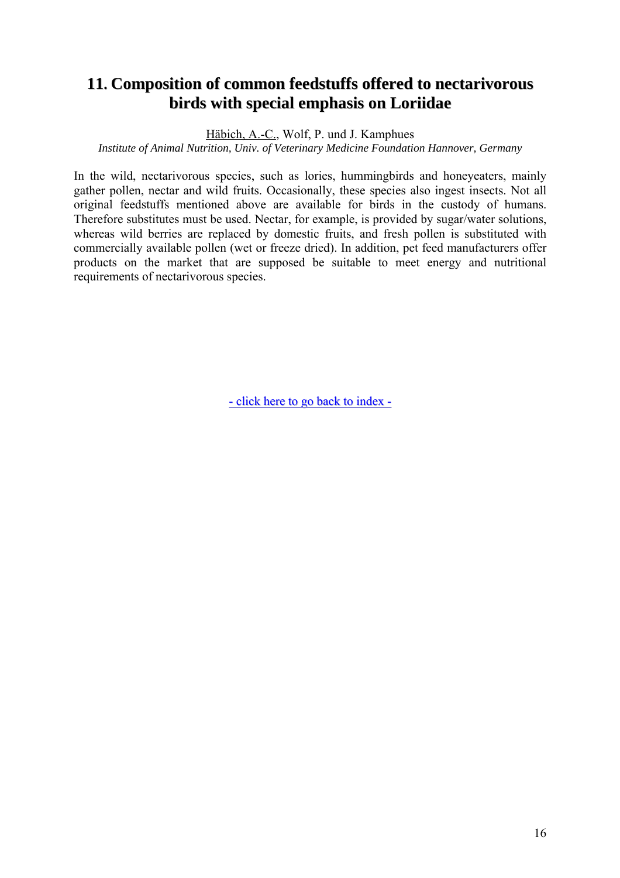## 11. Composition of common feedstuffs offered to nectarivorous birds with special emphasis on Loriidae

Häbich, A.-C., Wolf, P. und J. Kamphues

*Institute of Animal Nutrition, Univ. of Veterinary Medicine Foundation Hannover, Germany*

In the wild, nectarivorous species, such as lories, hummingbirds and honeyeaters, mainly gather pollen, nectar and wild fruits. Occasionally, these species also ingest insects. Not all original feedstuffs mentioned above are available for birds in the custody of humans. Therefore substitutes must be used. Nectar, for example, is provided by sugar/water solutions, whereas wild berries are replaced by domestic fruits, and fresh pollen is substituted with commercially available pollen (wet or freeze dried). In addition, pet feed manufacturers offer products on the market that are supposed be suitable to meet energy and nutritional requirements of nectarivorous species.

- click here to go back to index -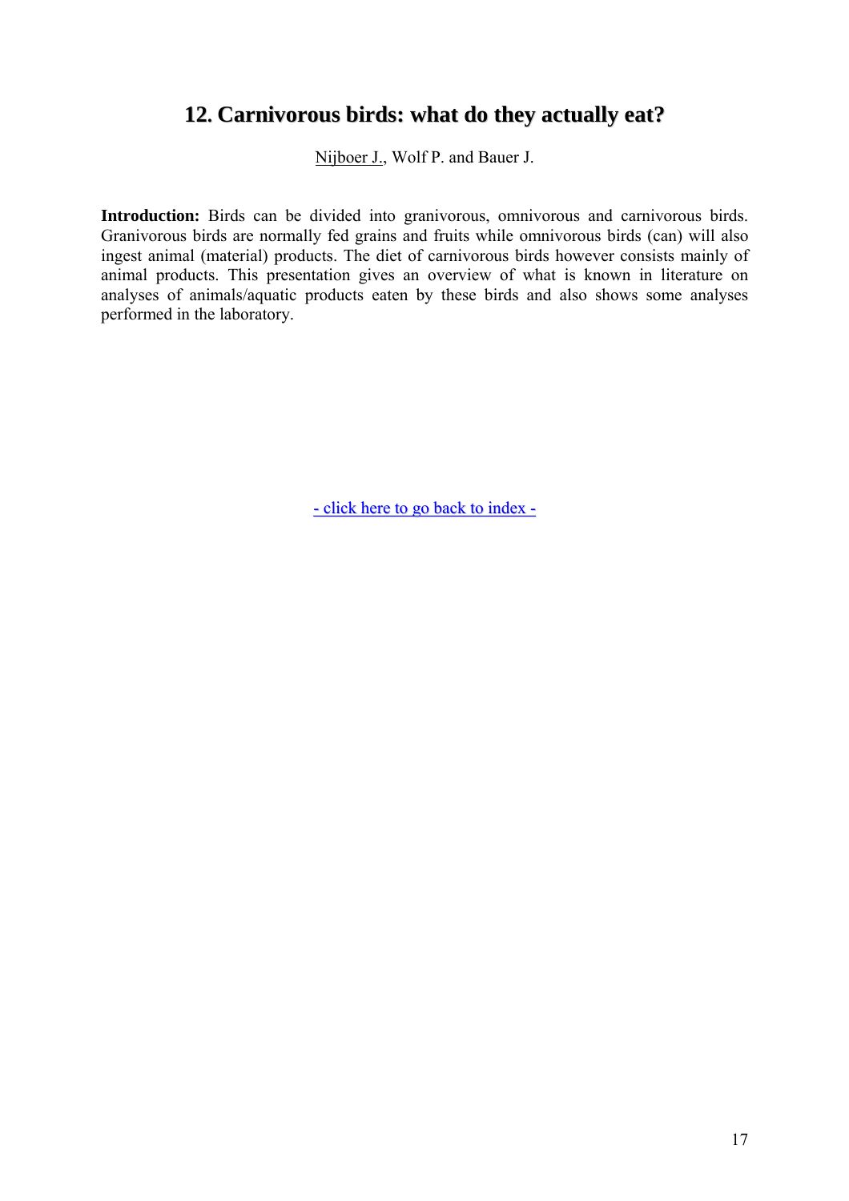## 12. Carnivorous birds: what do they actually eat?

Nijboer J., Wolf P. and Bauer J.

**Introduction:** Birds can be divided into granivorous, omnivorous and carnivorous birds. Granivorous birds are normally fed grains and fruits while omnivorous birds (can) will also ingest animal (material) products. The diet of carnivorous birds however consists mainly of animal products. This presentation gives an overview of what is known in literature on analyses of animals/aquatic products eaten by these birds and also shows some analyses performed in the laboratory.

- click here to go back to index -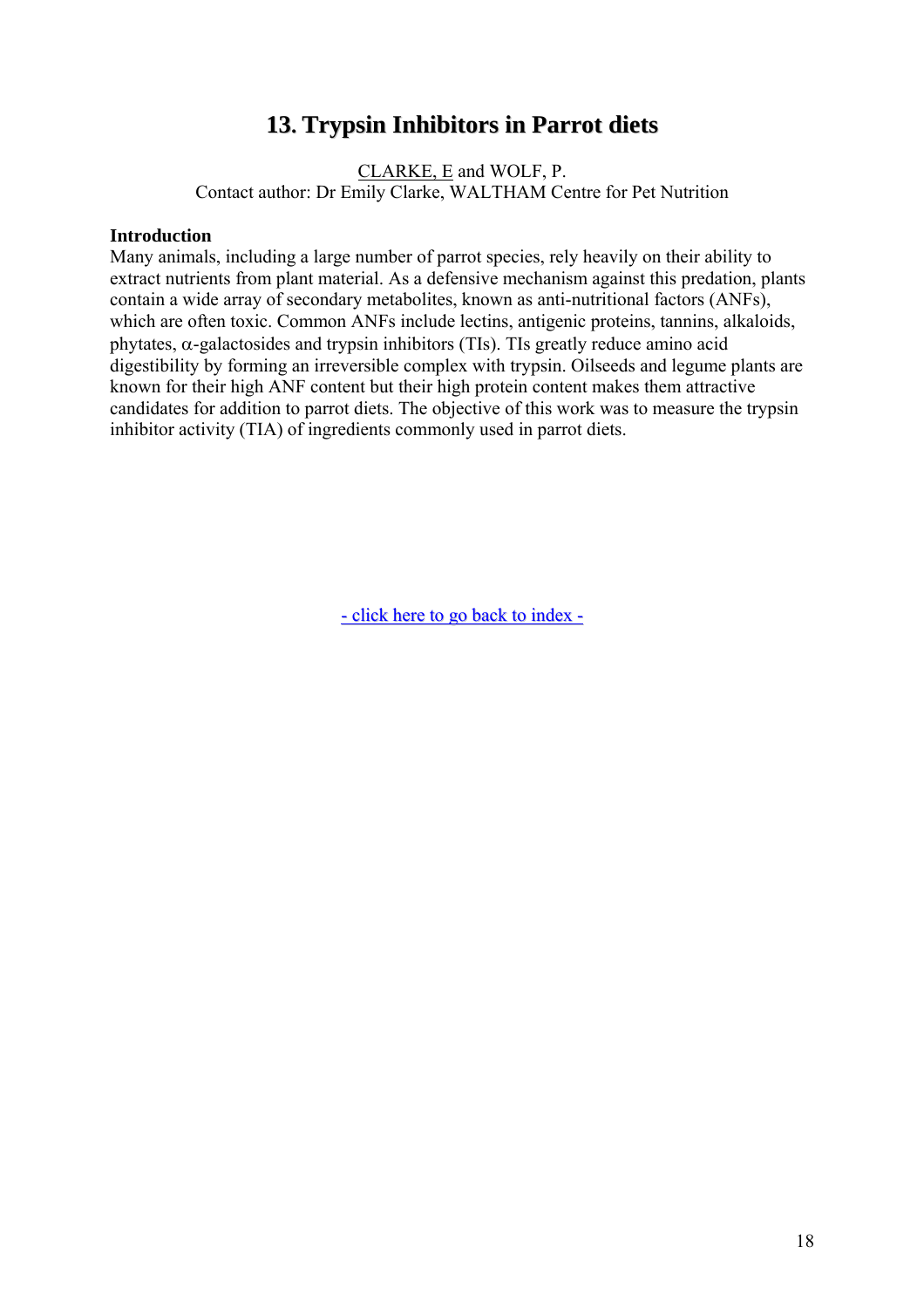# 13. Trypsin Inhibitors in Parrot diets

CLARKE, E and WOLF, P.
Contact author: Dr Emily Clarke, WALTHAM Centre for Pet Nutrition

**Introduction**

Many animals, including a large number of parrot species, rely heavily on their ability to extract nutrients from plant material. As a defensive mechanism against this predation, plants contain a wide array of secondary metabolites, known as anti-nutritional factors (ANFs), which are often toxic. Common ANFs include lectins, antigenic proteins, tannins, alkaloids, phytates, $\alpha$-galactosides and trypsin inhibitors (TIs). TIs greatly reduce amino acid digestibility by forming an irreversible complex with trypsin. Oilseeds and legume plants are known for their high ANF content but their high protein content makes them attractive candidates for addition to parrot diets. The objective of this work was to measure the trypsin inhibitor activity (TIA) of ingredients commonly used in parrot diets.

- click here to go back to index -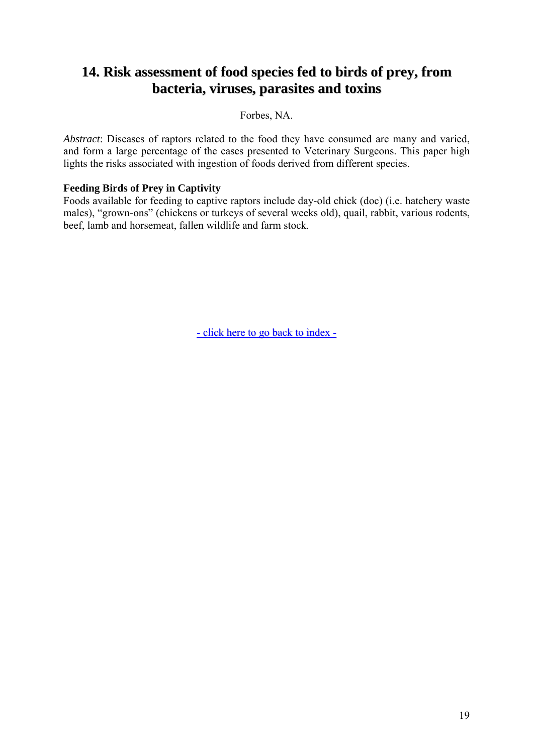# 14. Risk assessment of food species fed to birds of prey, from bacteria, viruses, parasites and toxins

Forbes, NA.

*Abstract*: Diseases of raptors related to the food they have consumed are many and varied, and form a large percentage of the cases presented to Veterinary Surgeons. This paper high lights the risks associated with ingestion of foods derived from different species.

**Feeding Birds of Prey in Captivity**

Foods available for feeding to captive raptors include day-old chick (doc) (i.e. hatchery waste males), "grown-ons" (chickens or turkeys of several weeks old), quail, rabbit, various rodents, beef, lamb and horsemeat, fallen wildlife and farm stock.

- click here to go back to index -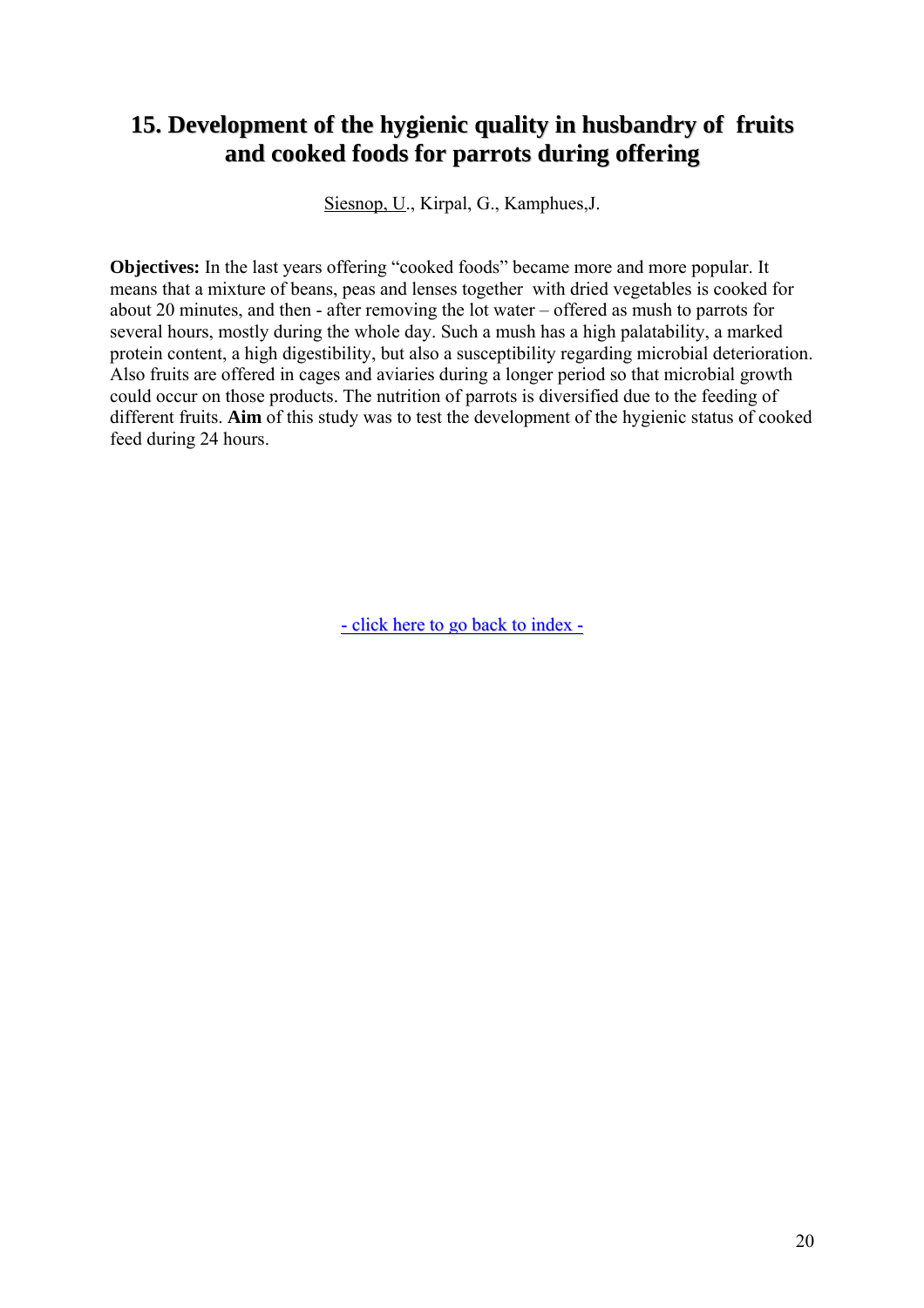## 15. Development of the hygienic quality in husbandry of fruits and cooked foods for parrots during offering

Siesnop, U., Kirpal, G., Kamphues,J.

**Objectives:** In the last years offering "cooked foods" became more and more popular. It means that a mixture of beans, peas and lenses together with dried vegetables is cooked for about 20 minutes, and then - after removing the lot water – offered as mush to parrots for several hours, mostly during the whole day. Such a mush has a high palatability, a marked protein content, a high digestibility, but also a susceptibility regarding microbial deterioration. Also fruits are offered in cages and aviaries during a longer period so that microbial growth could occur on those products. The nutrition of parrots is diversified due to the feeding of different fruits. **Aim** of this study was to test the development of the hygienic status of cooked feed during 24 hours.

- click here to go back to index -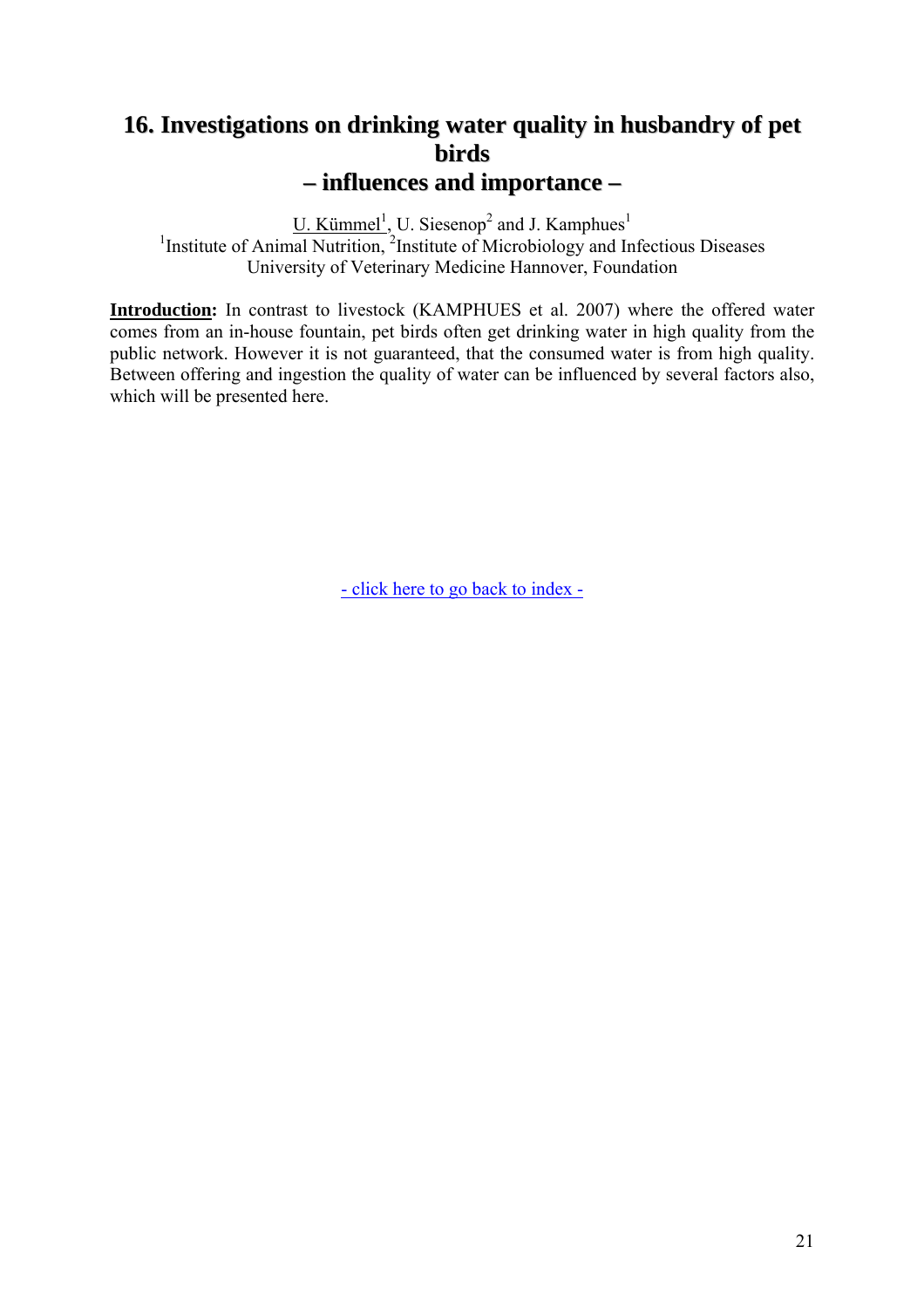# 16. Investigations on drinking water quality in husbandry of pet birds – influences and importance –

U. Kümmel[1], U. Siesenop[2] and J. Kamphues[1]

[1]Institute of Animal Nutrition, [2]Institute of Microbiology and Infectious Diseases
University of Veterinary Medicine Hannover, Foundation

**Introduction:** In contrast to livestock (KAMPHUES et al. 2007) where the offered water comes from an in-house fountain, pet birds often get drinking water in high quality from the public network. However it is not guaranteed, that the consumed water is from high quality. Between offering and ingestion the quality of water can be influenced by several factors also, which will be presented here.

- click here to go back to index -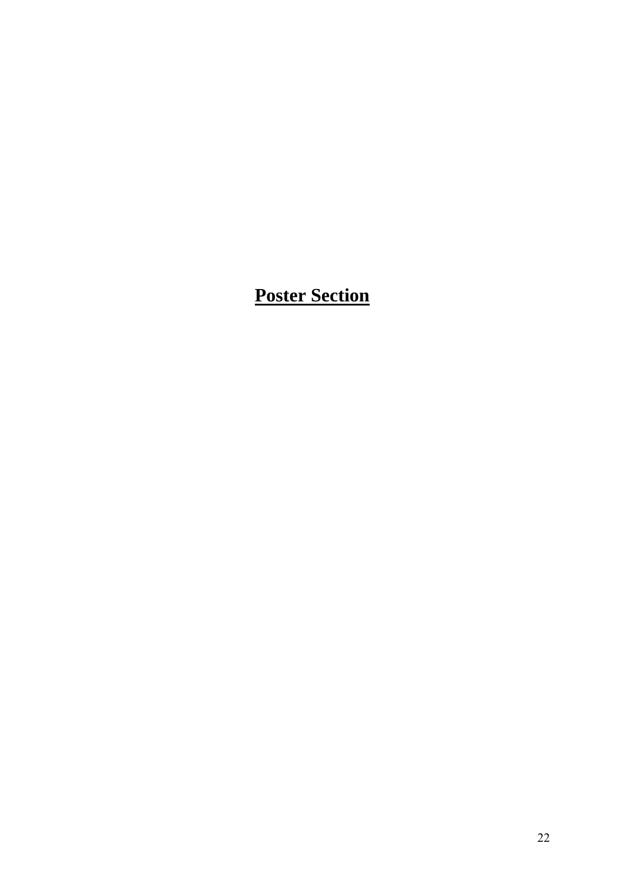# **Poster Section**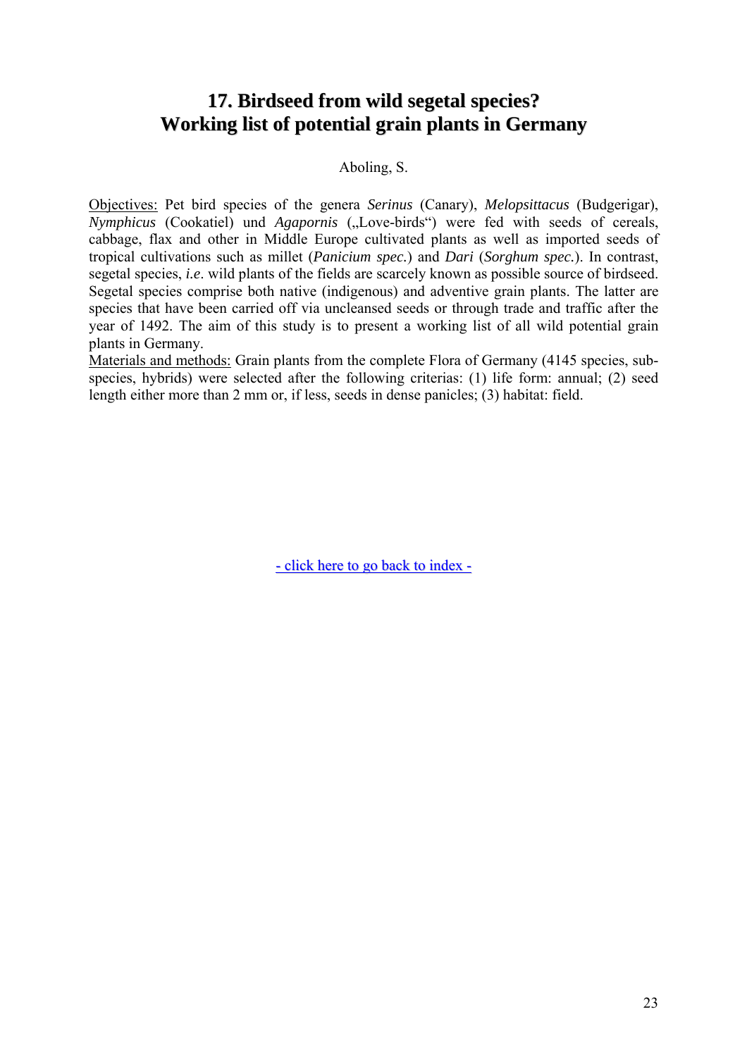# 17. Birdseed from wild segetal species? Working list of potential grain plants in Germany

Aboling, S.

Objectives: Pet bird species of the genera *Serinus* (Canary), *Melopsittacus* (Budgerigar), *Nymphicus* (Cookatiel) und *Agapornis* („Love-birds") were fed with seeds of cereals, cabbage, flax and other in Middle Europe cultivated plants as well as imported seeds of tropical cultivations such as millet (*Panicium spec.*) and *Dari* (*Sorghum spec.*). In contrast, segetal species, *i.e.* wild plants of the fields are scarcely known as possible source of birdseed. Segetal species comprise both native (indigenous) and adventive grain plants. The latter are species that have been carried off via uncleansed seeds or through trade and traffic after the year of 1492. The aim of this study is to present a working list of all wild potential grain plants in Germany.

Materials and methods: Grain plants from the complete Flora of Germany (4145 species, sub-species, hybrids) were selected after the following criterias: (1) life form: annual; (2) seed length either more than 2 mm or, if less, seeds in dense panicles; (3) habitat: field.

- click here to go back to index -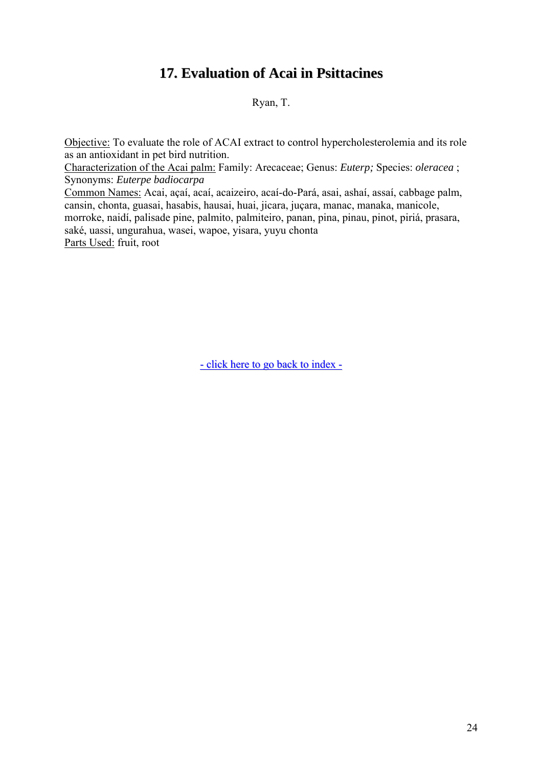# 17. Evaluation of Acai in Psittacines

Ryan, T.

Objective: To evaluate the role of ACAI extract to control hypercholesterolemia and its role as an antioxidant in pet bird nutrition.
Characterization of the Acai palm: Family: Arecaceae; Genus: *Euterp;* Species: *oleracea* ; Synonyms: *Euterpe badiocarpa*
Common Names: Acai, açaí, acaí, acaizeiro, acaí-do-Pará, asai, ashaí, assaí, cabbage palm, cansin, chonta, guasai, hasabis, hausai, huai, jicara, juçara, manac, manaka, manicole, morroke, naidí, palisade pine, palmito, palmiteiro, panan, pina, pinau, pinot, piriá, prasara, saké, uassi, ungurahua, wasei, wapoe, yisara, yuyu chonta
Parts Used: fruit, root

- click here to go back to index -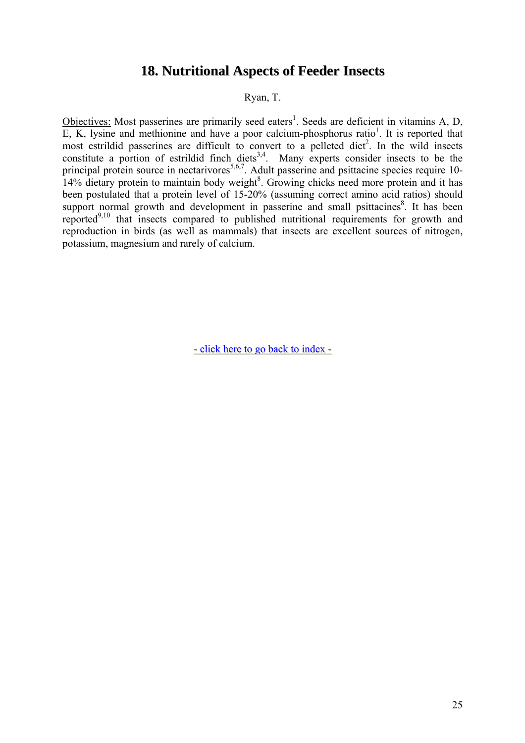# 18. Nutritional Aspects of Feeder Insects

Ryan, T.

Objectives: Most passerines are primarily seed eaters[1]. Seeds are deficient in vitamins A, D, E, K, lysine and methionine and have a poor calcium-phosphorus ratio[1]. It is reported that most estrildid passerines are difficult to convert to a pelleted diet[2]. In the wild insects constitute a portion of estrildid finch diets[3,4]. Many experts consider insects to be the principal protein source in nectarivores[5,6,7]. Adult passerine and psittacine species require 10-14% dietary protein to maintain body weight[8]. Growing chicks need more protein and it has been postulated that a protein level of 15-20% (assuming correct amino acid ratios) should support normal growth and development in passerine and small psittacines[8]. It has been reported[9,10] that insects compared to published nutritional requirements for growth and reproduction in birds (as well as mammals) that insects are excellent sources of nitrogen, potassium, magnesium and rarely of calcium.

- click here to go back to index -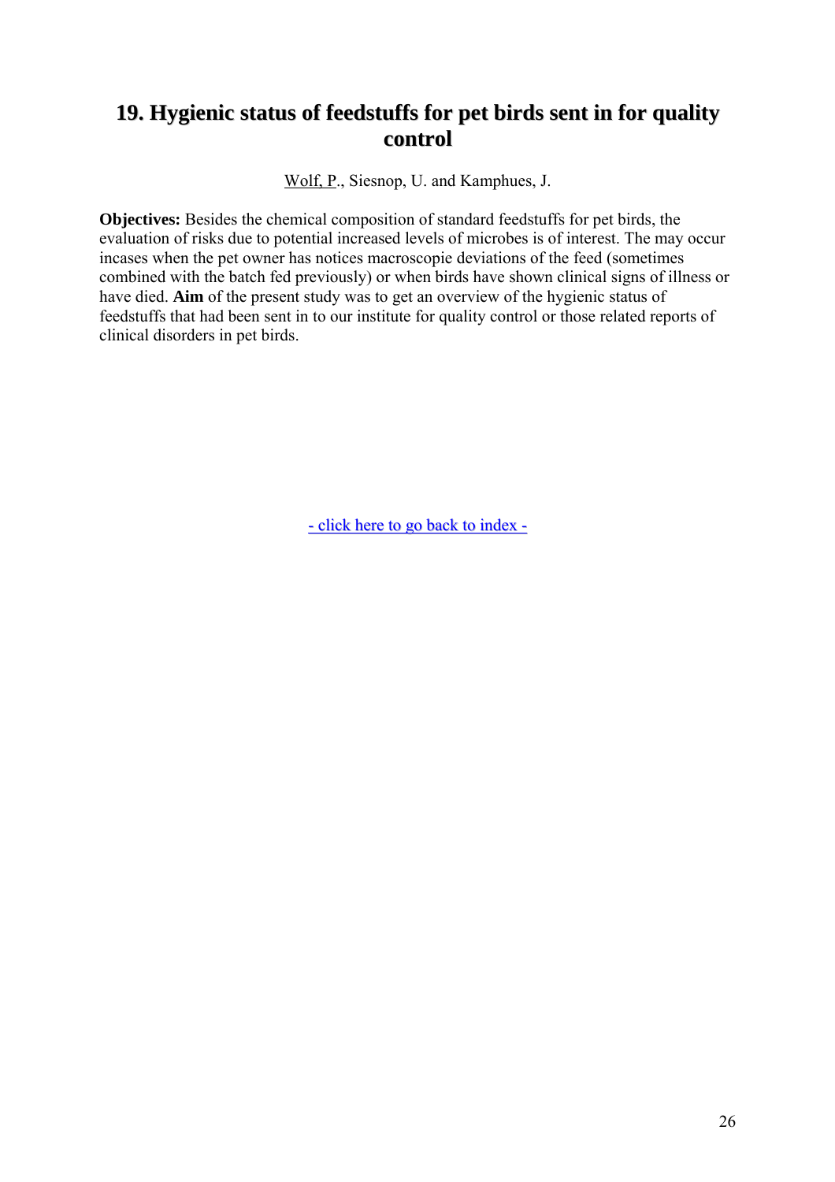## 19. Hygienic status of feedstuffs for pet birds sent in for quality control

Wolf, P., Siesnop, U. and Kamphues, J.

**Objectives:** Besides the chemical composition of standard feedstuffs for pet birds, the evaluation of risks due to potential increased levels of microbes is of interest. The may occur incases when the pet owner has notices macroscopie deviations of the feed (sometimes combined with the batch fed previously) or when birds have shown clinical signs of illness or have died. **Aim** of the present study was to get an overview of the hygienic status of feedstuffs that had been sent in to our institute for quality control or those related reports of clinical disorders in pet birds.

- click here to go back to index -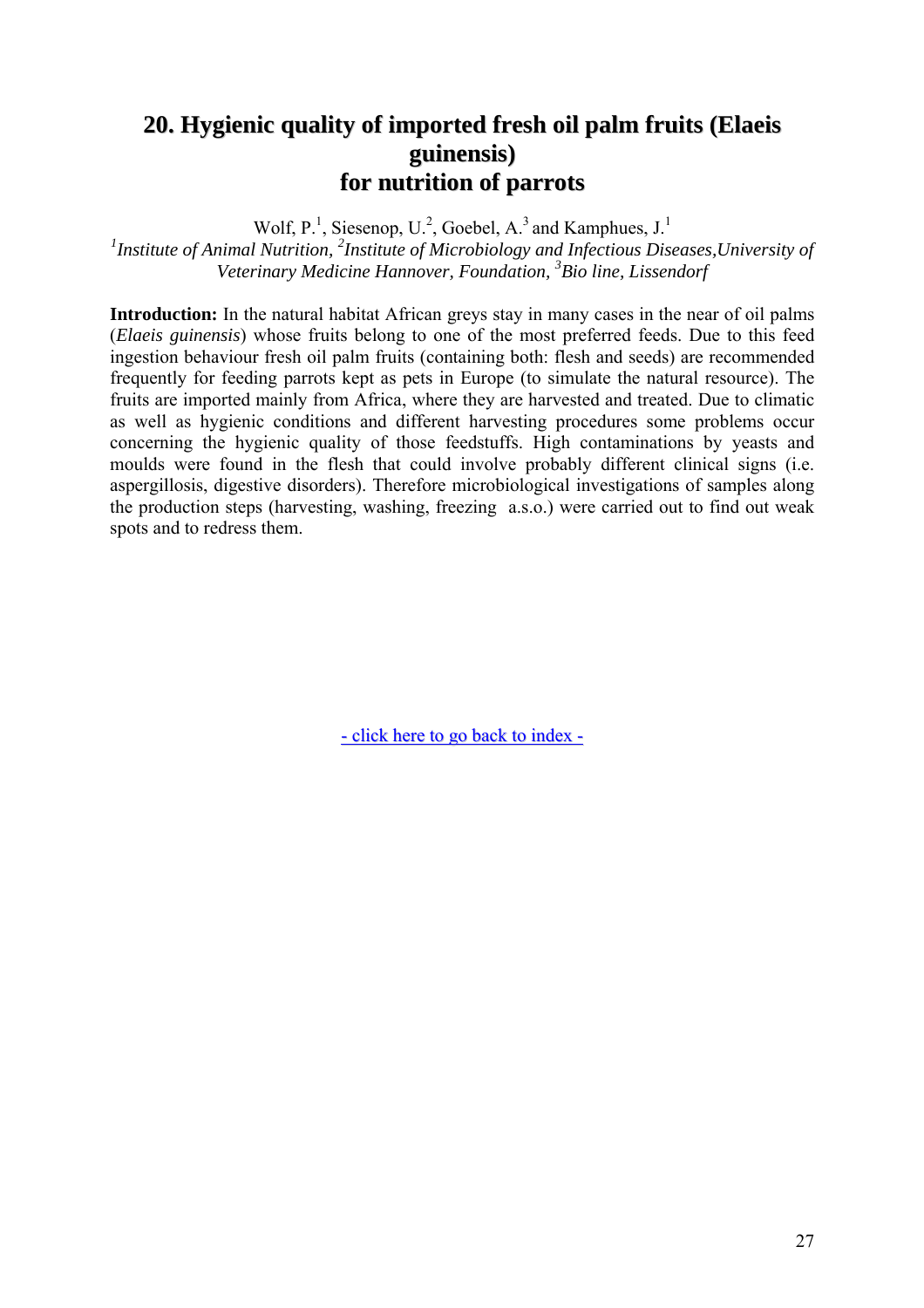## 20. Hygienic quality of imported fresh oil palm fruits (Elaeis guinensis) for nutrition of parrots

Wolf, P.[1], Siesenop, U.[2], Goebel, A.[3] and Kamphues, J.[1]

*[1]Institute of Animal Nutrition, [2]Institute of Microbiology and Infectious Diseases,University of Veterinary Medicine Hannover, Foundation, [3]Bio line, Lissendorf*

**Introduction:** In the natural habitat African greys stay in many cases in the near of oil palms (*Elaeis guinensis*) whose fruits belong to one of the most preferred feeds. Due to this feed ingestion behaviour fresh oil palm fruits (containing both: flesh and seeds) are recommended frequently for feeding parrots kept as pets in Europe (to simulate the natural resource). The fruits are imported mainly from Africa, where they are harvested and treated. Due to climatic as well as hygienic conditions and different harvesting procedures some problems occur concerning the hygienic quality of those feedstuffs. High contaminations by yeasts and moulds were found in the flesh that could involve probably different clinical signs (i.e. aspergillosis, digestive disorders). Therefore microbiological investigations of samples along the production steps (harvesting, washing, freezing a.s.o.) were carried out to find out weak spots and to redress them.

- click here to go back to index -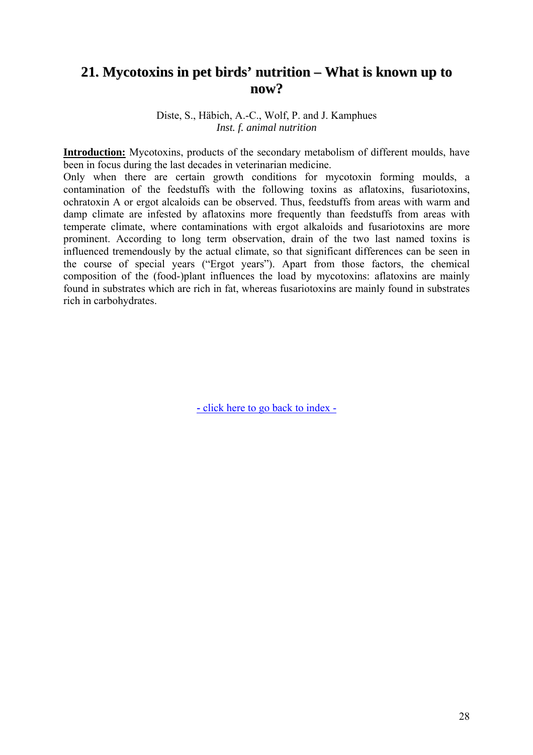## 21. Mycotoxins in pet birds' nutrition – What is known up to now?

Diste, S., Häbich, A.-C., Wolf, P. and J. Kamphues
*Inst. f. animal nutrition*

**Introduction:** Mycotoxins, products of the secondary metabolism of different moulds, have been in focus during the last decades in veterinarian medicine.

Only when there are certain growth conditions for mycotoxin forming moulds, a contamination of the feedstuffs with the following toxins as aflatoxins, fusariotoxins, ochratoxin A or ergot alcaloids can be observed. Thus, feedstuffs from areas with warm and damp climate are infested by aflatoxins more frequently than feedstuffs from areas with temperate climate, where contaminations with ergot alkaloids and fusariotoxins are more prominent. According to long term observation, drain of the two last named toxins is influenced tremendously by the actual climate, so that significant differences can be seen in the course of special years ("Ergot years"). Apart from those factors, the chemical composition of the (food-)plant influences the load by mycotoxins: aflatoxins are mainly found in substrates which are rich in fat, whereas fusariotoxins are mainly found in substrates rich in carbohydrates.

- click here to go back to index -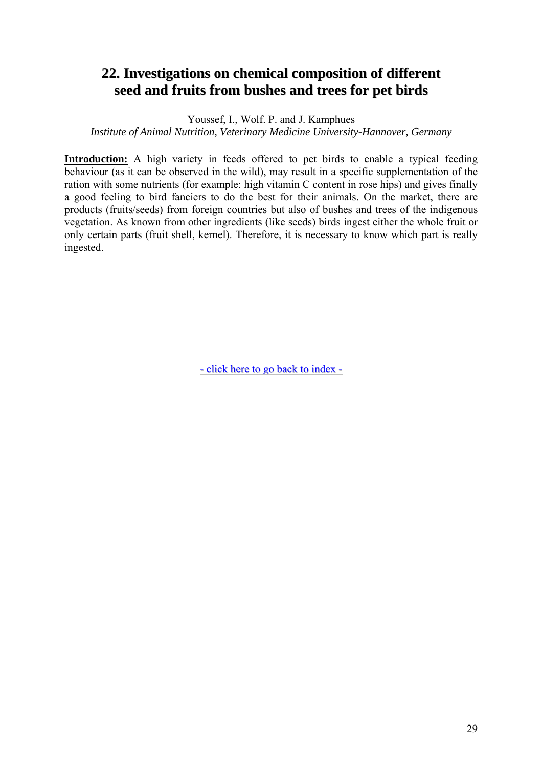## 22. Investigations on chemical composition of different seed and fruits from bushes and trees for pet birds

Youssef, I., Wolf. P. and J. Kamphues

*Institute of Animal Nutrition, Veterinary Medicine University-Hannover, Germany*

**Introduction:** A high variety in feeds offered to pet birds to enable a typical feeding behaviour (as it can be observed in the wild), may result in a specific supplementation of the ration with some nutrients (for example: high vitamin C content in rose hips) and gives finally a good feeling to bird fanciers to do the best for their animals. On the market, there are products (fruits/seeds) from foreign countries but also of bushes and trees of the indigenous vegetation. As known from other ingredients (like seeds) birds ingest either the whole fruit or only certain parts (fruit shell, kernel). Therefore, it is necessary to know which part is really ingested.

- click here to go back to index -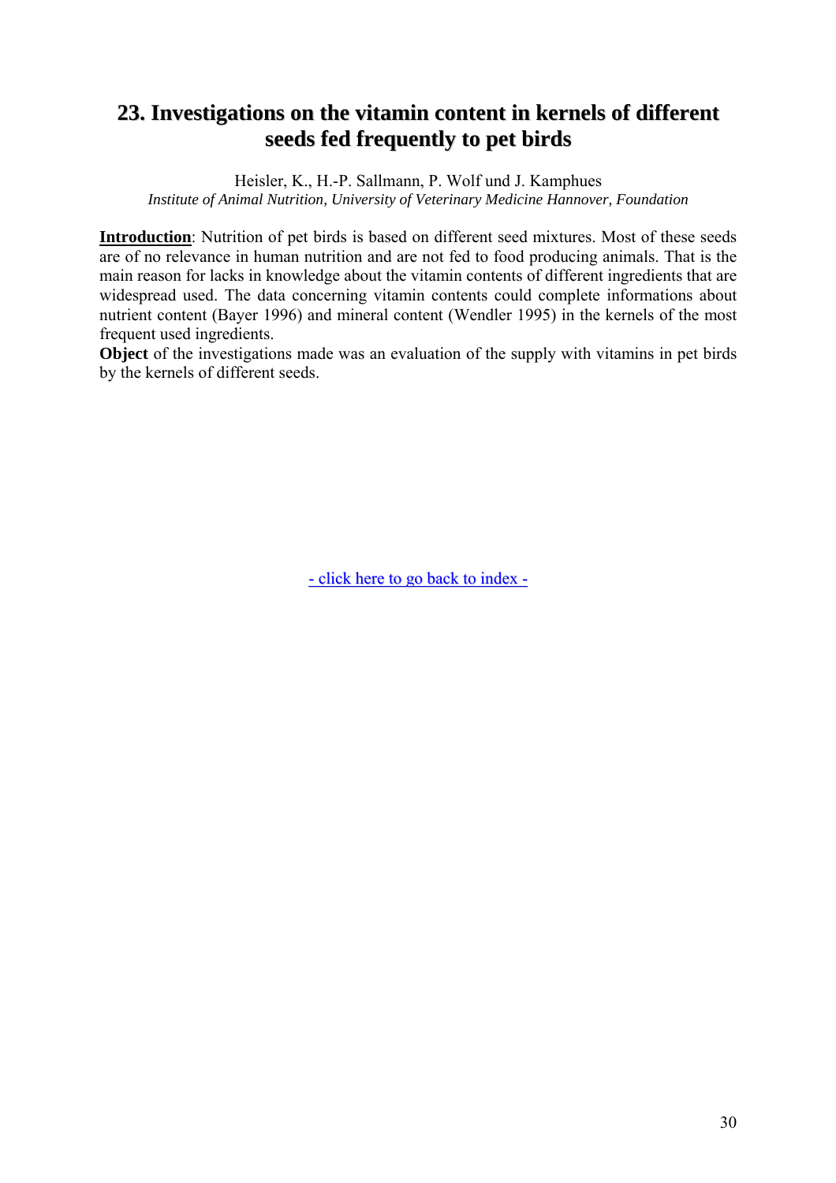## 23. Investigations on the vitamin content in kernels of different seeds fed frequently to pet birds

Heisler, K., H.-P. Sallmann, P. Wolf und J. Kamphues

*Institute of Animal Nutrition, University of Veterinary Medicine Hannover, Foundation*

**Introduction**: Nutrition of pet birds is based on different seed mixtures. Most of these seeds are of no relevance in human nutrition and are not fed to food producing animals. That is the main reason for lacks in knowledge about the vitamin contents of different ingredients that are widespread used. The data concerning vitamin contents could complete informations about nutrient content (Bayer 1996) and mineral content (Wendler 1995) in the kernels of the most frequent used ingredients.

**Object** of the investigations made was an evaluation of the supply with vitamins in pet birds by the kernels of different seeds.

- click here to go back to index -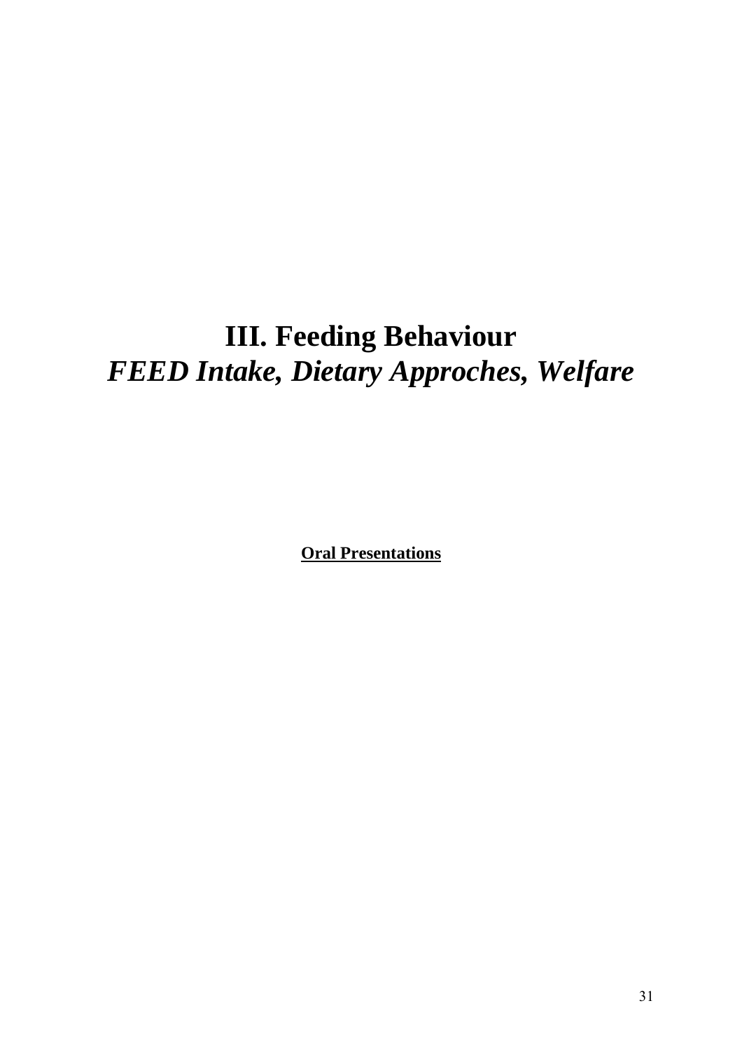# III. Feeding Behaviour

## *FEED Intake, Dietary Approches, Welfare*

**Oral Presentations**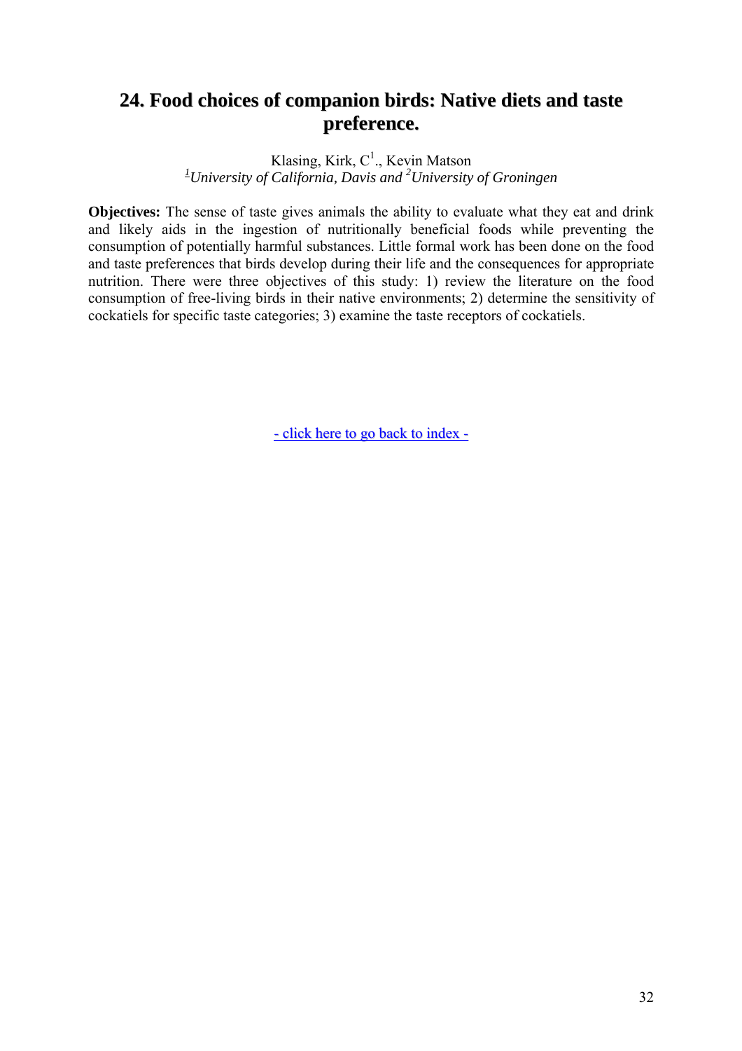## 24. Food choices of companion birds: Native diets and taste preference.

Klasing, Kirk, C[1]., Kevin Matson

*[1]University of California, Davis and [2]University of Groningen*

**Objectives:** The sense of taste gives animals the ability to evaluate what they eat and drink and likely aids in the ingestion of nutritionally beneficial foods while preventing the consumption of potentially harmful substances. Little formal work has been done on the food and taste preferences that birds develop during their life and the consequences for appropriate nutrition. There were three objectives of this study: 1) review the literature on the food consumption of free-living birds in their native environments; 2) determine the sensitivity of cockatiels for specific taste categories; 3) examine the taste receptors of cockatiels.

- click here to go back to index -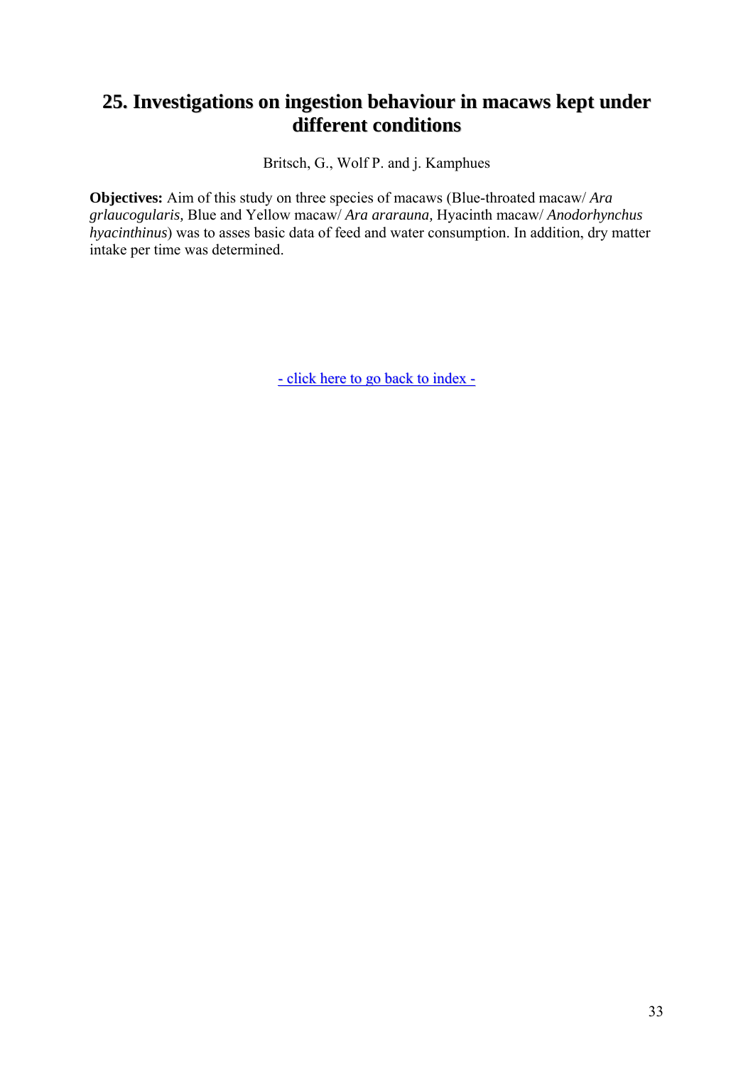## 25. Investigations on ingestion behaviour in macaws kept under different conditions

Britsch, G., Wolf P. and j. Kamphues

**Objectives:** Aim of this study on three species of macaws (Blue-throated macaw/ *Ara grlaucogularis,* Blue and Yellow macaw/ *Ara ararauna,* Hyacinth macaw/ *Anodorhynchus hyacinthinus*) was to asses basic data of feed and water consumption. In addition, dry matter intake per time was determined.

- click here to go back to index -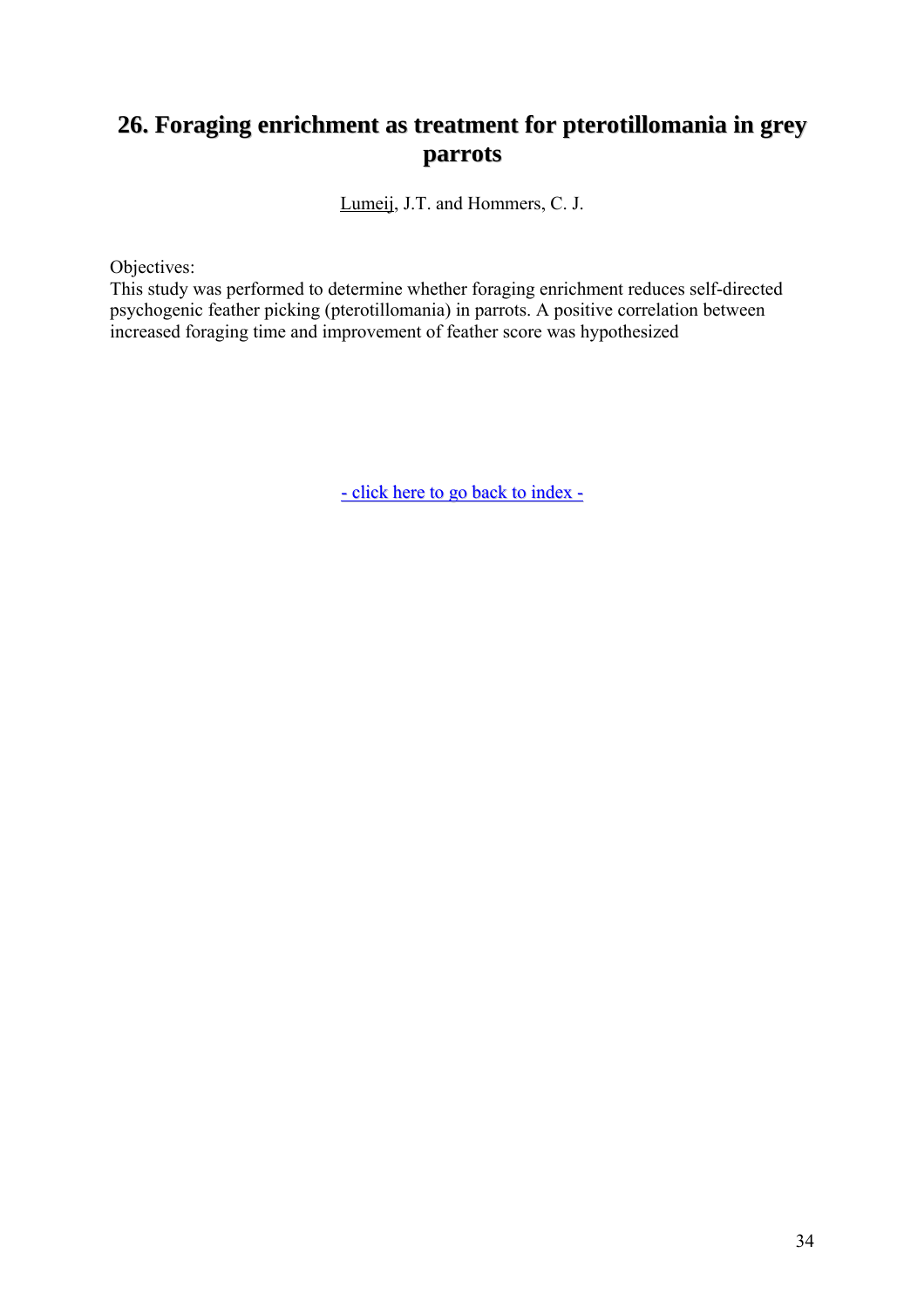# 26. Foraging enrichment as treatment for pterotillomania in grey parrots

Lumeij, J.T. and Hommers, C. J.

Objectives:
This study was performed to determine whether foraging enrichment reduces self-directed psychogenic feather picking (pterotillomania) in parrots. A positive correlation between increased foraging time and improvement of feather score was hypothesized

- click here to go back to index -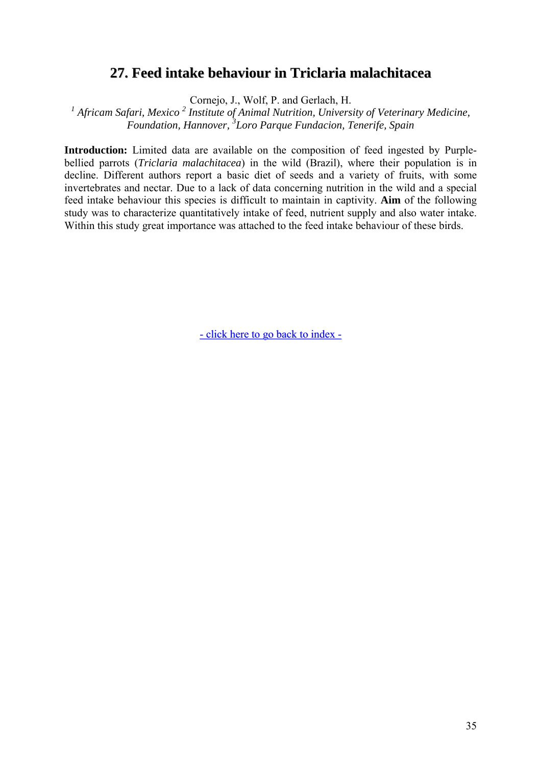## 27. Feed intake behaviour in Triclaria malachitacea

Cornejo, J., Wolf, P. and Gerlach, H.

*[1] Africam Safari, Mexico [2] Institute of Animal Nutrition, University of Veterinary Medicine, Foundation, Hannover, [3]Loro Parque Fundacion, Tenerife, Spain*

**Introduction:** Limited data are available on the composition of feed ingested by Purple-bellied parrots (*Triclaria malachitacea*) in the wild (Brazil), where their population is in decline. Different authors report a basic diet of seeds and a variety of fruits, with some invertebrates and nectar. Due to a lack of data concerning nutrition in the wild and a special feed intake behaviour this species is difficult to maintain in captivity. **Aim** of the following study was to characterize quantitatively intake of feed, nutrient supply and also water intake. Within this study great importance was attached to the feed intake behaviour of these birds.

- click here to go back to index -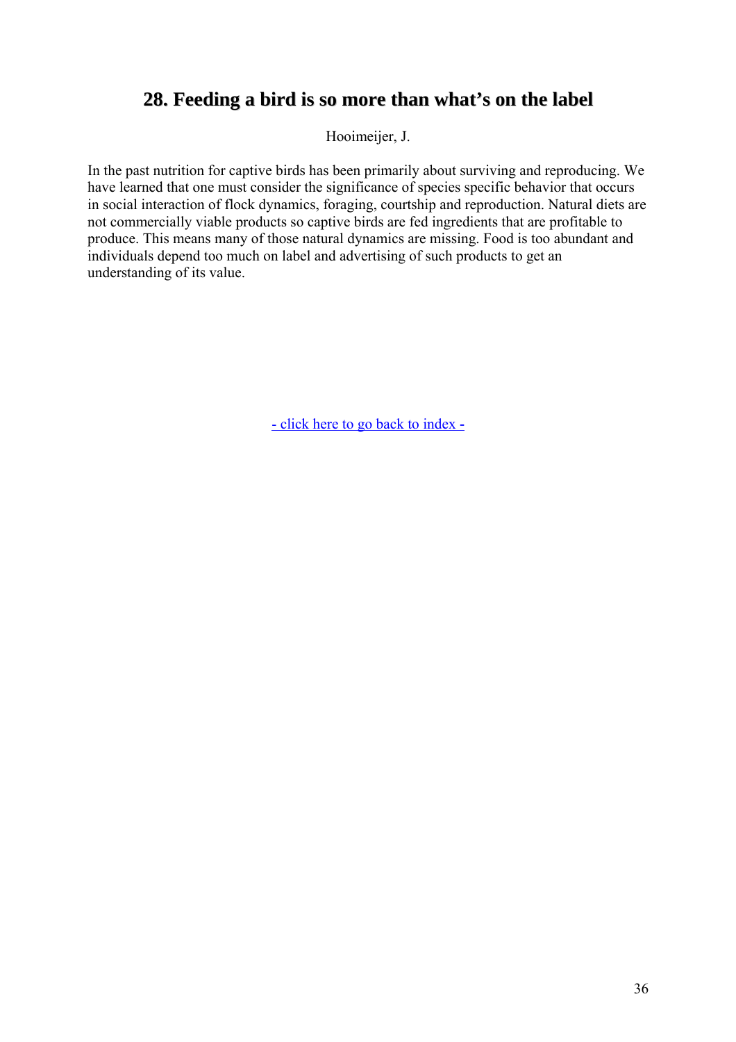## 28. Feeding a bird is so more than what's on the label

Hooimeijer, J.

In the past nutrition for captive birds has been primarily about surviving and reproducing. We have learned that one must consider the significance of species specific behavior that occurs in social interaction of flock dynamics, foraging, courtship and reproduction. Natural diets are not commercially viable products so captive birds are fed ingredients that are profitable to produce. This means many of those natural dynamics are missing. Food is too abundant and individuals depend too much on label and advertising of such products to get an understanding of its value.

- click here to go back to index -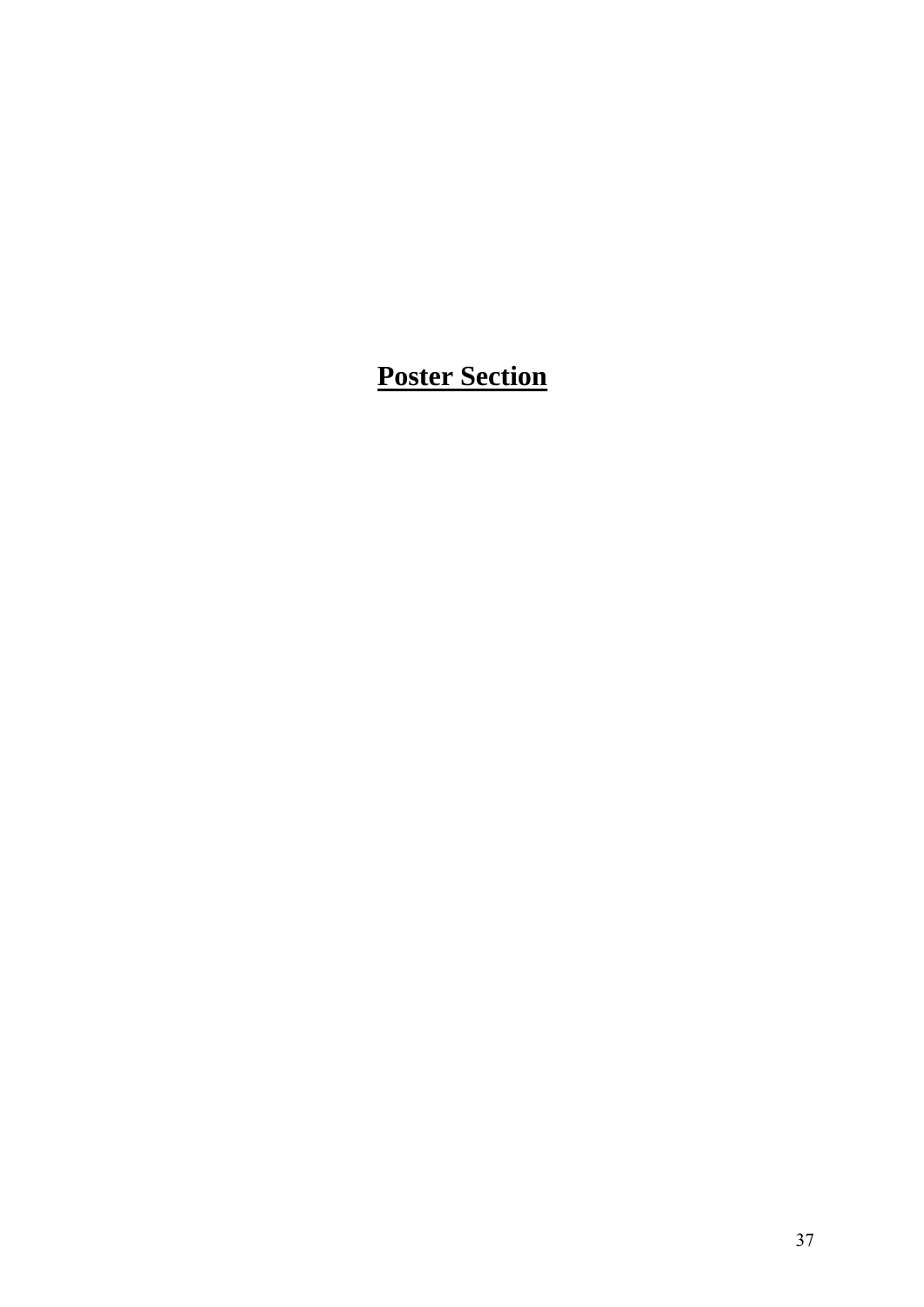# Poster Section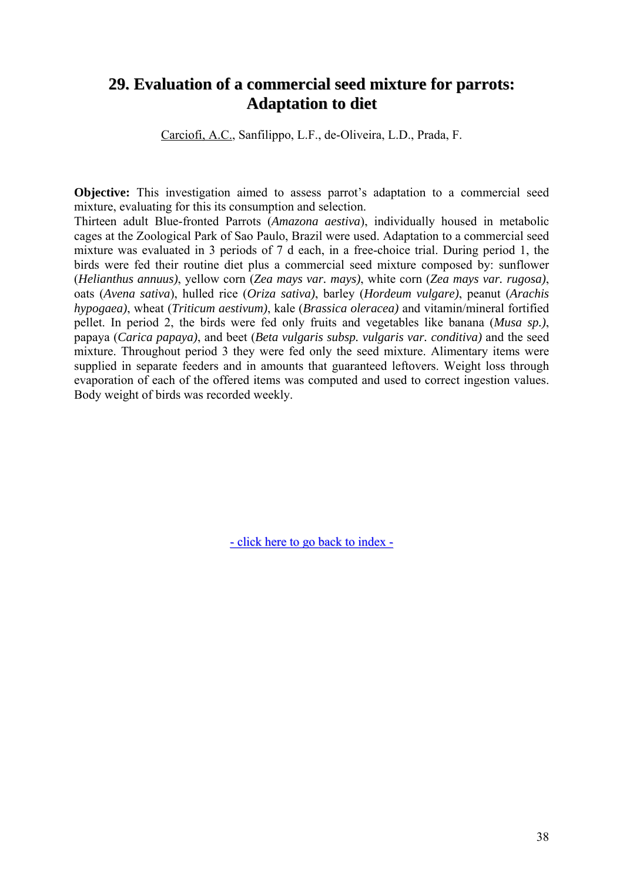# 29. Evaluation of a commercial seed mixture for parrots: Adaptation to diet

Carciofi, A.C., Sanfilippo, L.F., de-Oliveira, L.D., Prada, F.

**Objective:** This investigation aimed to assess parrot's adaptation to a commercial seed mixture, evaluating for this its consumption and selection.
Thirteen adult Blue-fronted Parrots (*Amazona aestiva*), individually housed in metabolic cages at the Zoological Park of Sao Paulo, Brazil were used. Adaptation to a commercial seed mixture was evaluated in 3 periods of 7 d each, in a free-choice trial. During period 1, the birds were fed their routine diet plus a commercial seed mixture composed by: sunflower (*Helianthus annuus)*, yellow corn (*Zea mays var. mays)*, white corn (*Zea mays var. rugosa)*, oats (*Avena sativa*), hulled rice (*Oriza sativa)*, barley (*Hordeum vulgare)*, peanut (*Arachis hypogaea)*, wheat (*Triticum aestivum)*, kale (*Brassica oleracea)* and vitamin/mineral fortified pellet. In period 2, the birds were fed only fruits and vegetables like banana (*Musa sp.)*, papaya (*Carica papaya)*, and beet (*Beta vulgaris subsp. vulgaris var. conditiva)* and the seed mixture. Throughout period 3 they were fed only the seed mixture. Alimentary items were supplied in separate feeders and in amounts that guaranteed leftovers. Weight loss through evaporation of each of the offered items was computed and used to correct ingestion values. Body weight of birds was recorded weekly.

- click here to go back to index -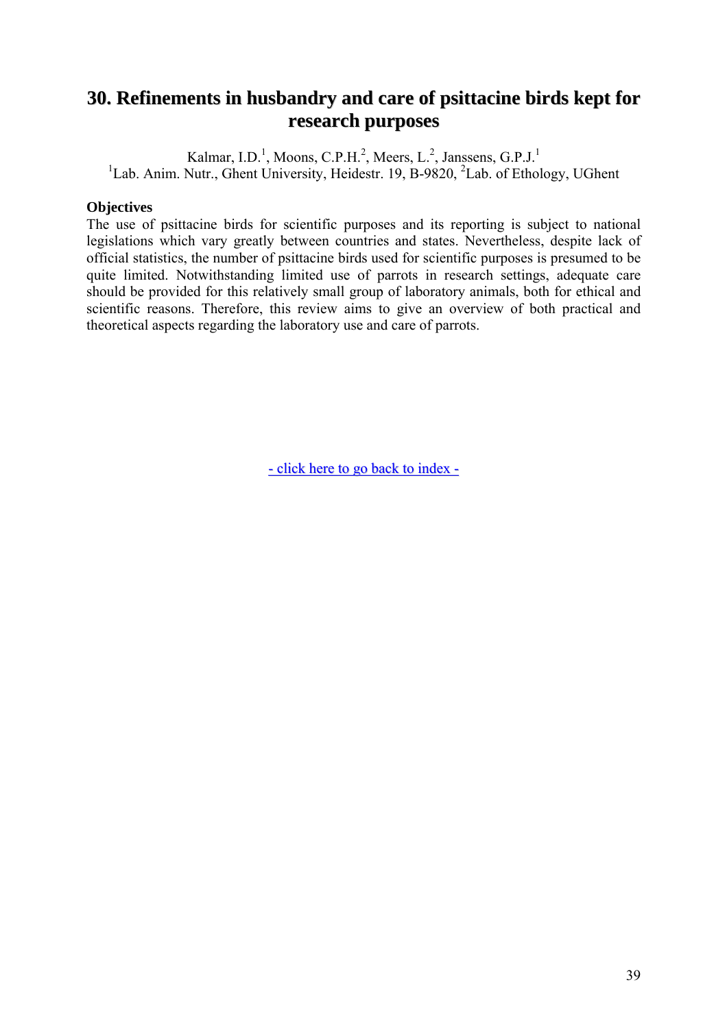# 30. Refinements in husbandry and care of psittacine birds kept for research purposes

Kalmar, I.D.[1], Moons, C.P.H.[2], Meers, L.[2], Janssens, G.P.J.[1]

[1]Lab. Anim. Nutr., Ghent University, Heidestr. 19, B-9820, [2]Lab. of Ethology, UGhent

**Objectives**

The use of psittacine birds for scientific purposes and its reporting is subject to national legislations which vary greatly between countries and states. Nevertheless, despite lack of official statistics, the number of psittacine birds used for scientific purposes is presumed to be quite limited. Notwithstanding limited use of parrots in research settings, adequate care should be provided for this relatively small group of laboratory animals, both for ethical and scientific reasons. Therefore, this review aims to give an overview of both practical and theoretical aspects regarding the laboratory use and care of parrots.

- click here to go back to index -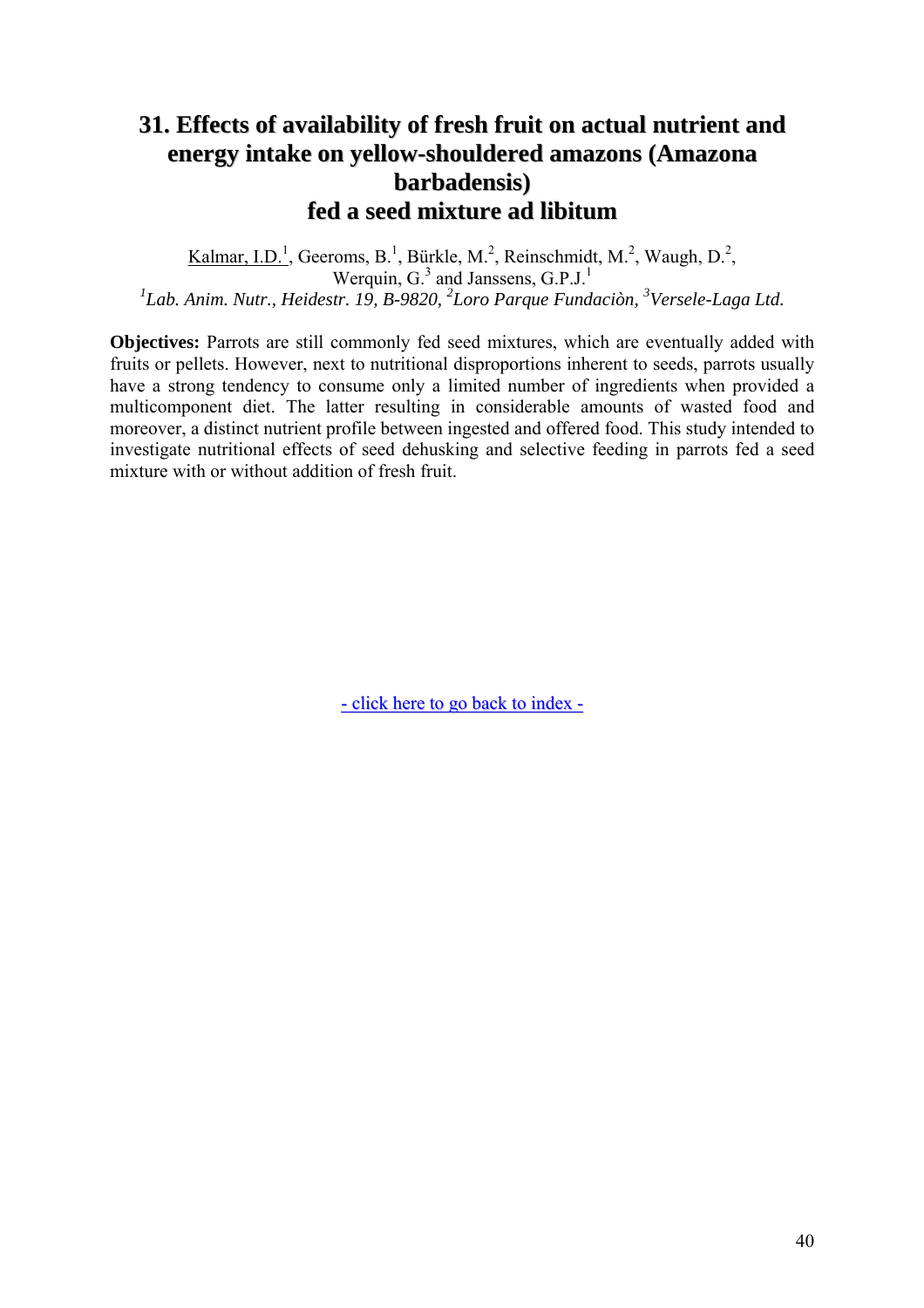# 31. Effects of availability of fresh fruit on actual nutrient and energy intake on yellow-shouldered amazons (Amazona barbadensis) fed a seed mixture ad libitum

Kalmar, I.D.[1], Geeroms, B.[1], Bürkle, M.[2], Reinschmidt, M.[2], Waugh, D.[2], Werquin, G.[3] and Janssens, G.P.J.[1]

*[1]Lab. Anim. Nutr., Heidestr. 19, B-9820, [2]Loro Parque Fundaciòn, [3]Versele-Laga Ltd.*

**Objectives:** Parrots are still commonly fed seed mixtures, which are eventually added with fruits or pellets. However, next to nutritional disproportions inherent to seeds, parrots usually have a strong tendency to consume only a limited number of ingredients when provided a multicomponent diet. The latter resulting in considerable amounts of wasted food and moreover, a distinct nutrient profile between ingested and offered food. This study intended to investigate nutritional effects of seed dehusking and selective feeding in parrots fed a seed mixture with or without addition of fresh fruit.

- click here to go back to index -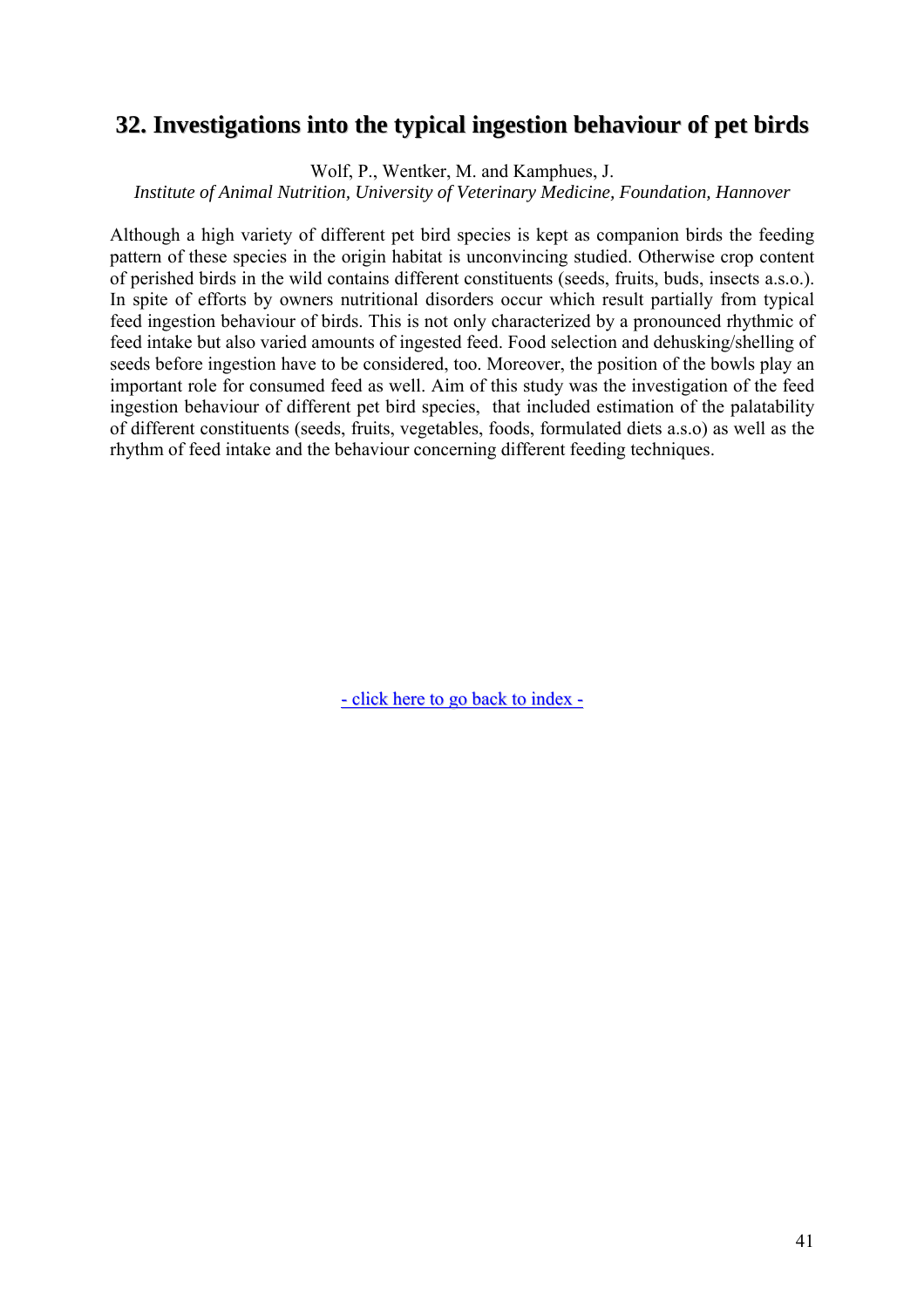## 32. Investigations into the typical ingestion behaviour of pet birds

Wolf, P., Wentker, M. and Kamphues, J.

*Institute of Animal Nutrition, University of Veterinary Medicine, Foundation, Hannover*

Although a high variety of different pet bird species is kept as companion birds the feeding pattern of these species in the origin habitat is unconvincing studied. Otherwise crop content of perished birds in the wild contains different constituents (seeds, fruits, buds, insects a.s.o.). In spite of efforts by owners nutritional disorders occur which result partially from typical feed ingestion behaviour of birds. This is not only characterized by a pronounced rhythmic of feed intake but also varied amounts of ingested feed. Food selection and dehusking/shelling of seeds before ingestion have to be considered, too. Moreover, the position of the bowls play an important role for consumed feed as well. Aim of this study was the investigation of the feed ingestion behaviour of different pet bird species, that included estimation of the palatability of different constituents (seeds, fruits, vegetables, foods, formulated diets a.s.o) as well as the rhythm of feed intake and the behaviour concerning different feeding techniques.

- click here to go back to index -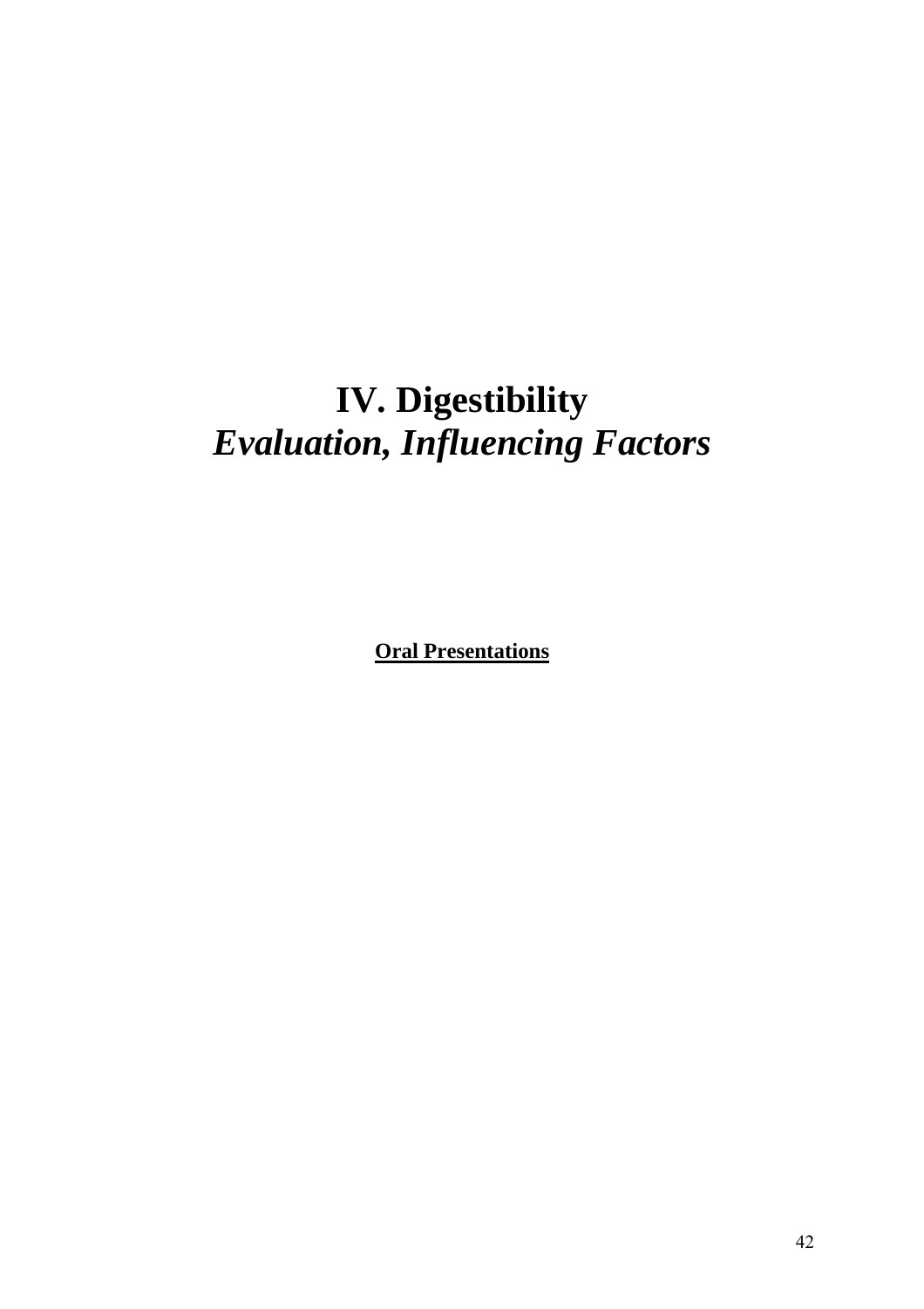# IV. Digestibility
# *Evaluation, Influencing Factors*

**Oral Presentations**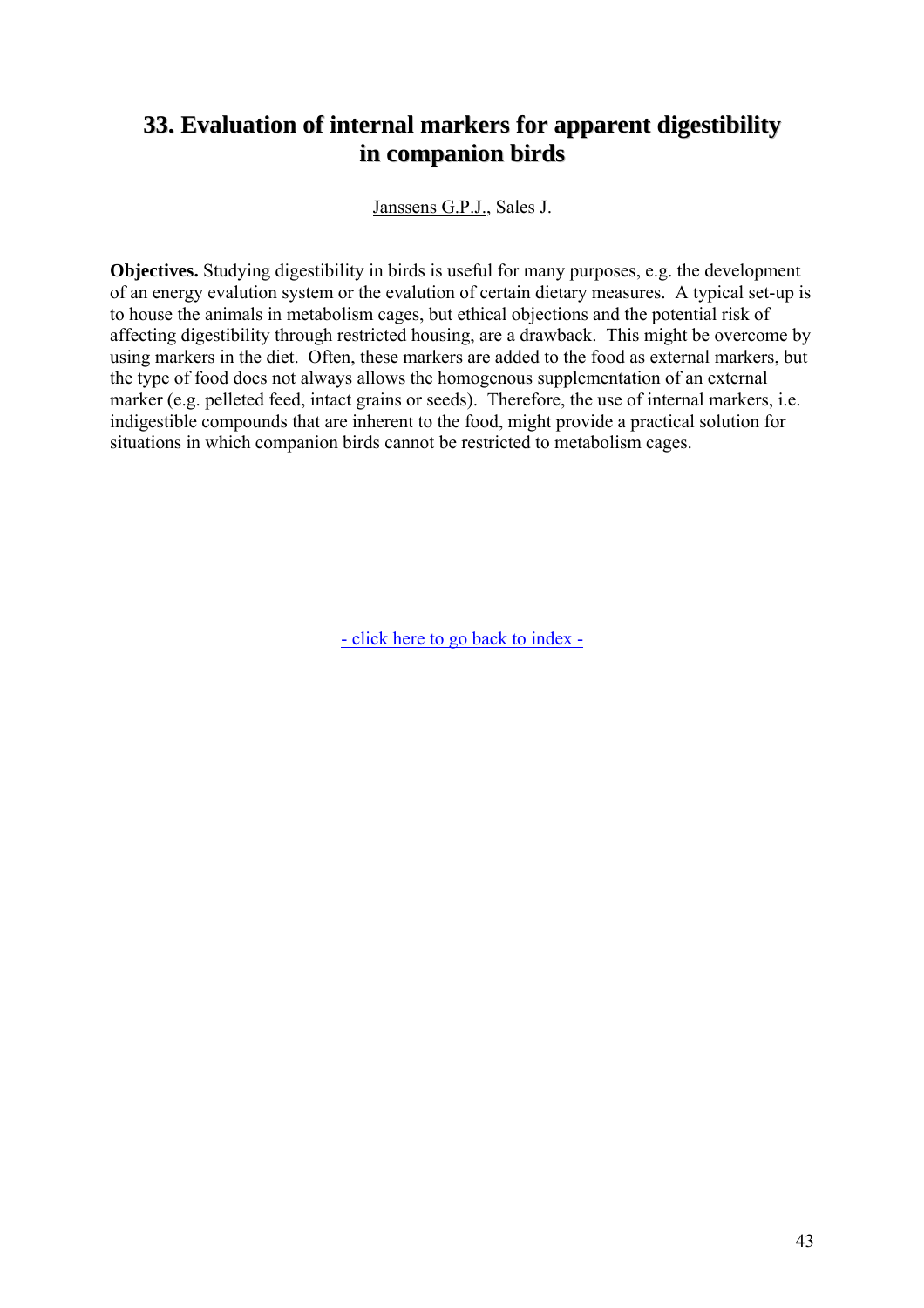# 33. Evaluation of internal markers for apparent digestibility in companion birds

Janssens G.P.J., Sales J.

**Objectives.** Studying digestibility in birds is useful for many purposes, e.g. the development of an energy evalution system or the evalution of certain dietary measures. A typical set-up is to house the animals in metabolism cages, but ethical objections and the potential risk of affecting digestibility through restricted housing, are a drawback. This might be overcome by using markers in the diet. Often, these markers are added to the food as external markers, but the type of food does not always allows the homogenous supplementation of an external marker (e.g. pelleted feed, intact grains or seeds). Therefore, the use of internal markers, i.e. indigestible compounds that are inherent to the food, might provide a practical solution for situations in which companion birds cannot be restricted to metabolism cages.

- click here to go back to index -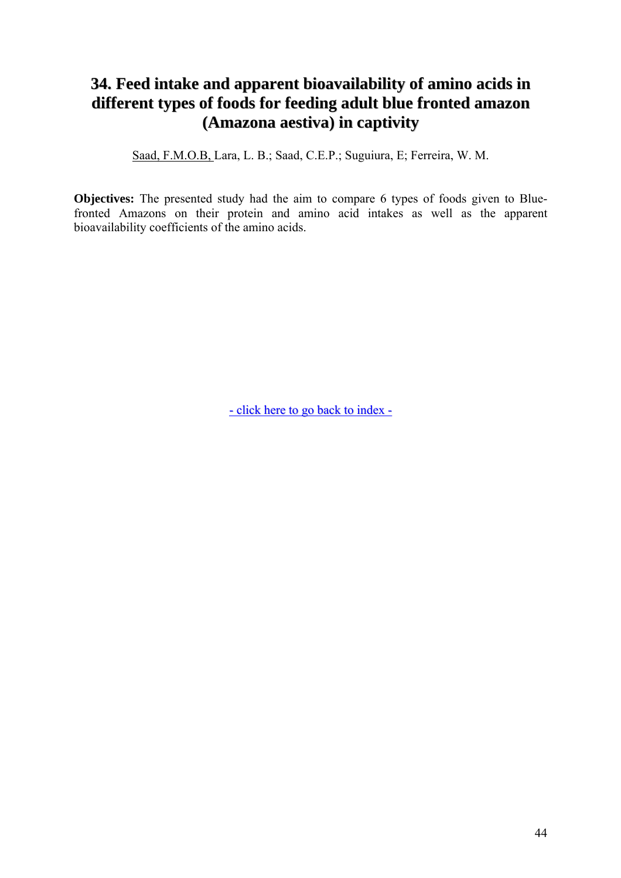# 34. Feed intake and apparent bioavailability of amino acids in different types of foods for feeding adult blue fronted amazon (Amazona aestiva) in captivity

Saad, F.M.O.B, Lara, L. B.; Saad, C.E.P.; Suguiura, E; Ferreira, W. M.

**Objectives:** The presented study had the aim to compare 6 types of foods given to Blue-fronted Amazons on their protein and amino acid intakes as well as the apparent bioavailability coefficients of the amino acids.

- click here to go back to index -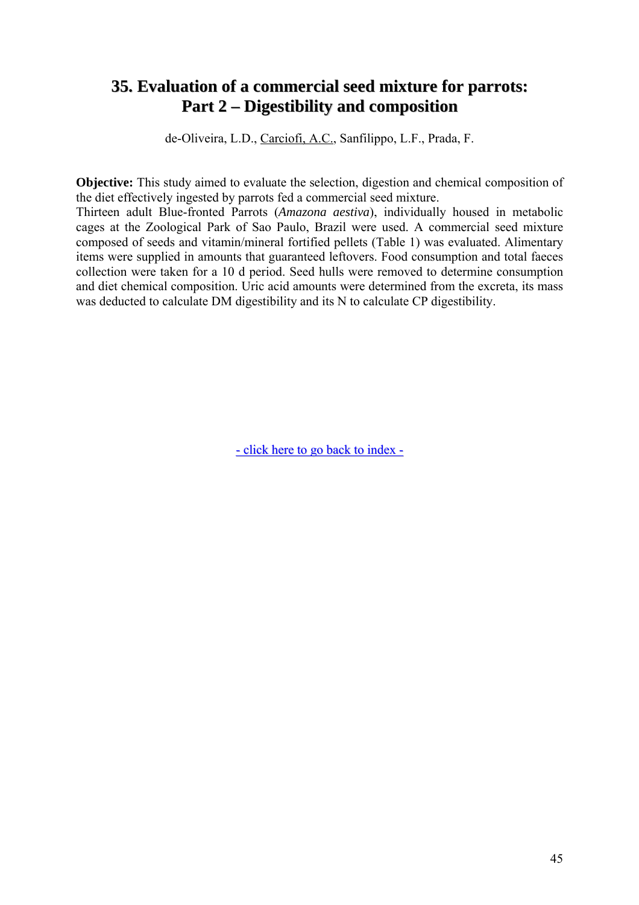# 35. Evaluation of a commercial seed mixture for parrots: Part 2 – Digestibility and composition

de-Oliveira, L.D., Carciofi, A.C., Sanfilippo, L.F., Prada, F.

**Objective:** This study aimed to evaluate the selection, digestion and chemical composition of the diet effectively ingested by parrots fed a commercial seed mixture.
Thirteen adult Blue-fronted Parrots (*Amazona aestiva*), individually housed in metabolic cages at the Zoological Park of Sao Paulo, Brazil were used. A commercial seed mixture composed of seeds and vitamin/mineral fortified pellets (Table 1) was evaluated. Alimentary items were supplied in amounts that guaranteed leftovers. Food consumption and total faeces collection were taken for a 10 d period. Seed hulls were removed to determine consumption and diet chemical composition. Uric acid amounts were determined from the excreta, its mass was deducted to calculate DM digestibility and its N to calculate CP digestibility.

- click here to go back to index -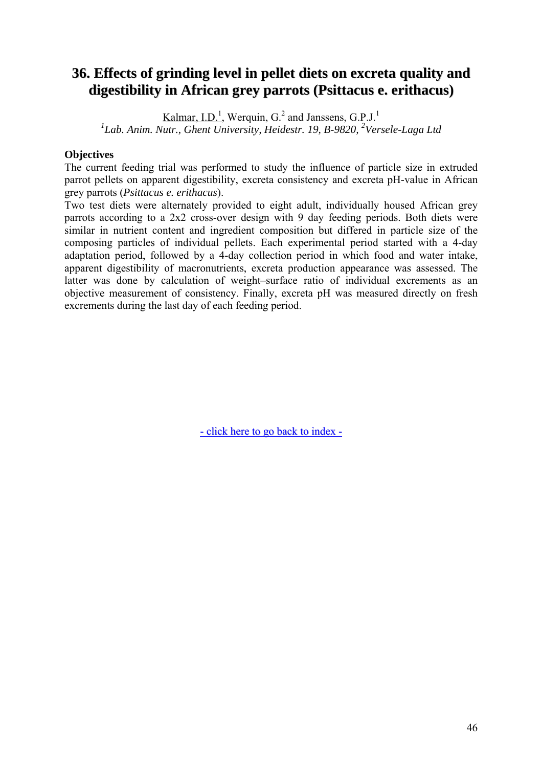# 36. Effects of grinding level in pellet diets on excreta quality and digestibility in African grey parrots (Psittacus e. erithacus)

Kalmar, I.D.[1], Werquin, G.[2] and Janssens, G.P.J.[1]

[1]*Lab. Anim. Nutr., Ghent University, Heidestr. 19, B-9820,* [2]*Versele-Laga Ltd*

**Objectives**

The current feeding trial was performed to study the influence of particle size in extruded parrot pellets on apparent digestibility, excreta consistency and excreta pH-value in African grey parrots (*Psittacus e. erithacus*).

Two test diets were alternately provided to eight adult, individually housed African grey parrots according to a 2x2 cross-over design with 9 day feeding periods. Both diets were similar in nutrient content and ingredient composition but differed in particle size of the composing particles of individual pellets. Each experimental period started with a 4-day adaptation period, followed by a 4-day collection period in which food and water intake, apparent digestibility of macronutrients, excreta production appearance was assessed. The latter was done by calculation of weight–surface ratio of individual excrements as an objective measurement of consistency. Finally, excreta pH was measured directly on fresh excrements during the last day of each feeding period.

- click here to go back to index -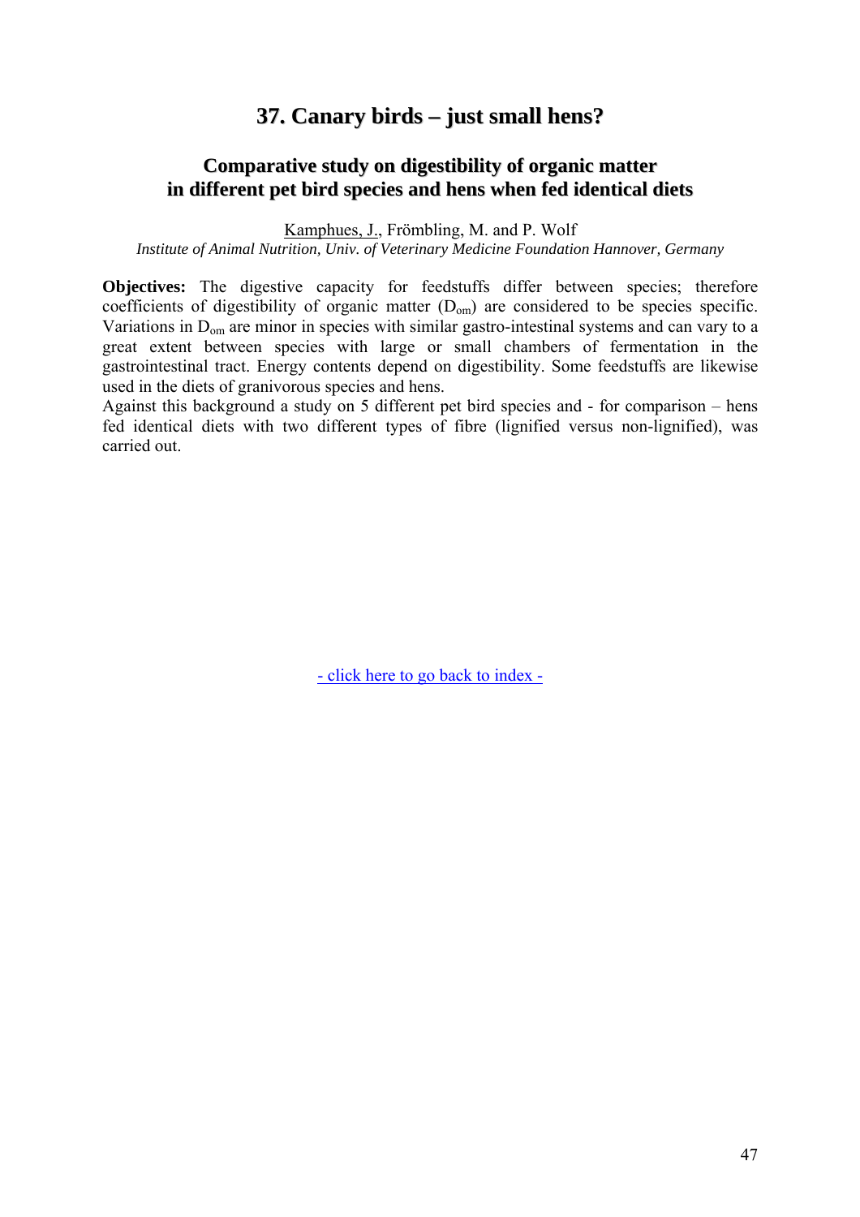# 37. Canary birds – just small hens?

## Comparative study on digestibility of organic matter in different pet bird species and hens when fed identical diets

Kamphues, J., Frömbling, M. and P. Wolf

*Institute of Animal Nutrition, Univ. of Veterinary Medicine Foundation Hannover, Germany*

**Objectives:** The digestive capacity for feedstuffs differ between species; therefore coefficients of digestibility of organic matter ($D_{om}$) are considered to be species specific. Variations in $D_{om}$ are minor in species with similar gastro-intestinal systems and can vary to a great extent between species with large or small chambers of fermentation in the gastrointestinal tract. Energy contents depend on digestibility. Some feedstuffs are likewise used in the diets of granivorous species and hens.

Against this background a study on 5 different pet bird species and - for comparison – hens fed identical diets with two different types of fibre (lignified versus non-lignified), was carried out.

- click here to go back to index -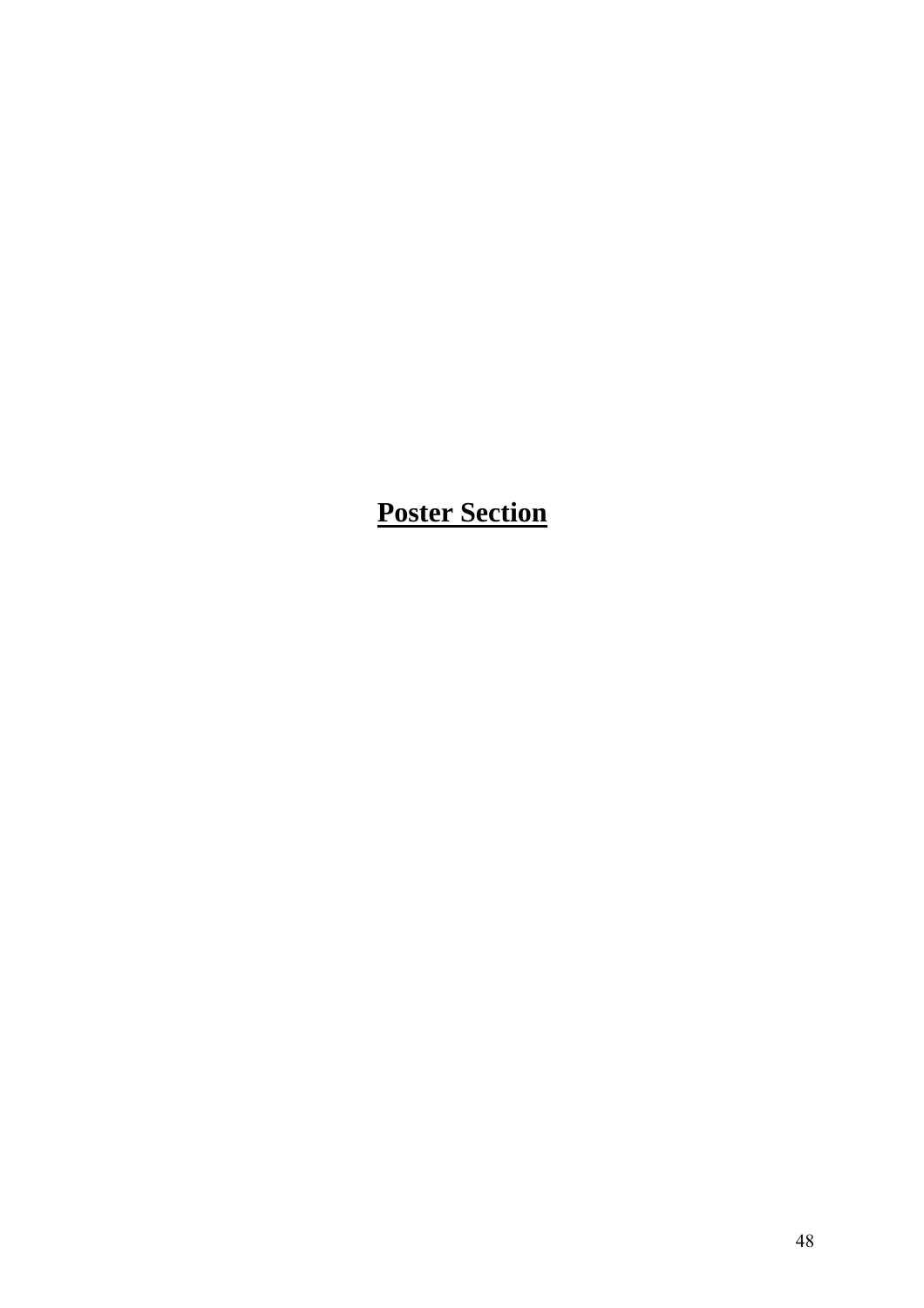# Poster Section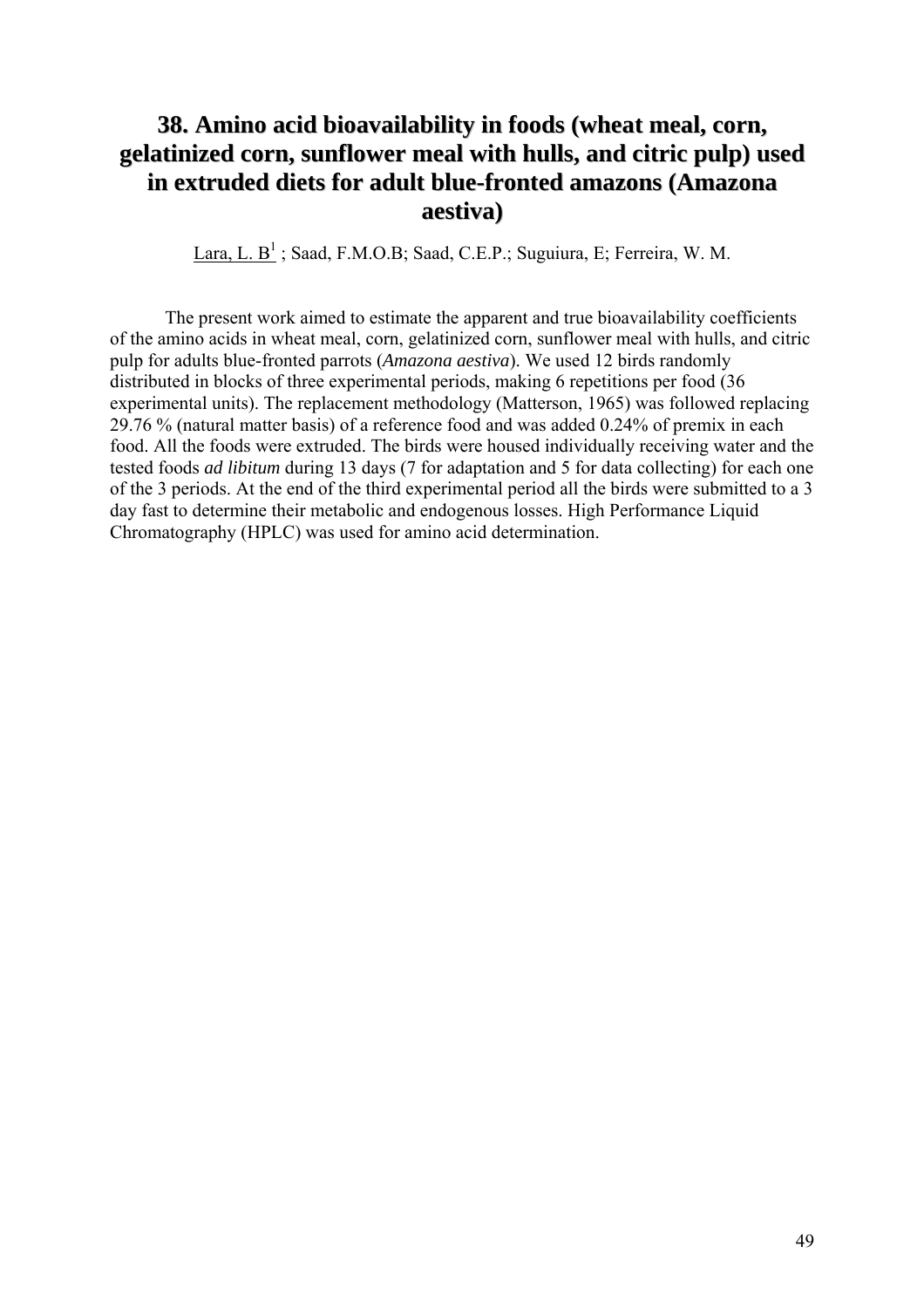# 38. Amino acid bioavailability in foods (wheat meal, corn, gelatinized corn, sunflower meal with hulls, and citric pulp) used in extruded diets for adult blue-fronted amazons (Amazona aestiva)

Lara, L. B[1] ; Saad, F.M.O.B; Saad, C.E.P.; Suguiura, E; Ferreira, W. M.

The present work aimed to estimate the apparent and true bioavailability coefficients of the amino acids in wheat meal, corn, gelatinized corn, sunflower meal with hulls, and citric pulp for adults blue-fronted parrots (*Amazona aestiva*). We used 12 birds randomly distributed in blocks of three experimental periods, making 6 repetitions per food (36 experimental units). The replacement methodology (Matterson, 1965) was followed replacing 29.76 % (natural matter basis) of a reference food and was added 0.24% of premix in each food. All the foods were extruded. The birds were housed individually receiving water and the tested foods *ad libitum* during 13 days (7 for adaptation and 5 for data collecting) for each one of the 3 periods. At the end of the third experimental period all the birds were submitted to a 3 day fast to determine their metabolic and endogenous losses. High Performance Liquid Chromatography (HPLC) was used for amino acid determination.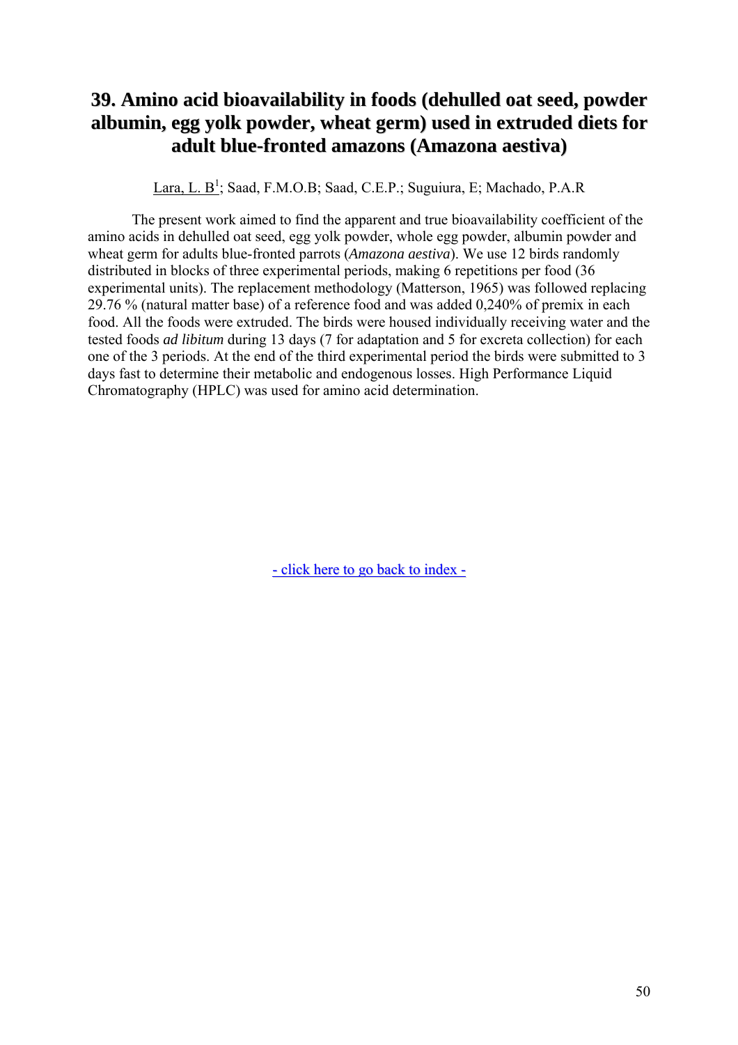# 39. Amino acid bioavailability in foods (dehulled oat seed, powder albumin, egg yolk powder, wheat germ) used in extruded diets for adult blue-fronted amazons (Amazona aestiva)

Lara, L. B[1]; Saad, F.M.O.B; Saad, C.E.P.; Suguiura, E; Machado, P.A.R

The present work aimed to find the apparent and true bioavailability coefficient of the amino acids in dehulled oat seed, egg yolk powder, whole egg powder, albumin powder and wheat germ for adults blue-fronted parrots (*Amazona aestiva*). We use 12 birds randomly distributed in blocks of three experimental periods, making 6 repetitions per food (36 experimental units). The replacement methodology (Matterson, 1965) was followed replacing 29.76 % (natural matter base) of a reference food and was added 0,240% of premix in each food. All the foods were extruded. The birds were housed individually receiving water and the tested foods *ad libitum* during 13 days (7 for adaptation and 5 for excreta collection) for each one of the 3 periods. At the end of the third experimental period the birds were submitted to 3 days fast to determine their metabolic and endogenous losses. High Performance Liquid Chromatography (HPLC) was used for amino acid determination.

- click here to go back to index -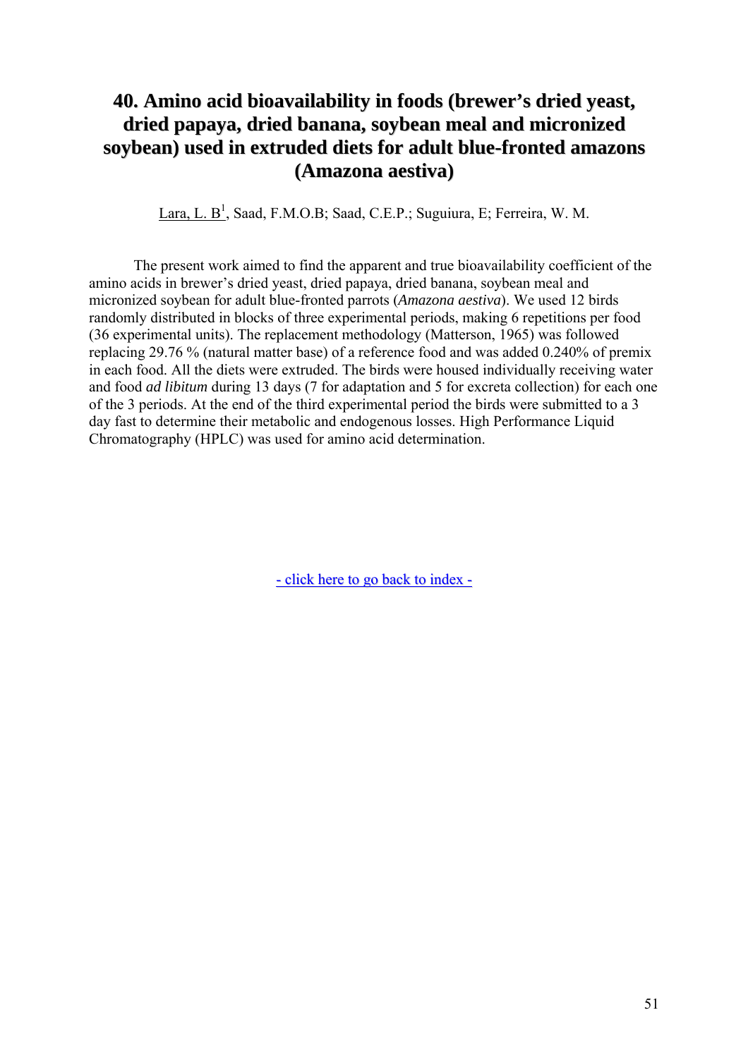# 40. Amino acid bioavailability in foods (brewer's dried yeast, dried papaya, dried banana, soybean meal and micronized soybean) used in extruded diets for adult blue-fronted amazons (Amazona aestiva)

Lara, L. B[1], Saad, F.M.O.B; Saad, C.E.P.; Suguiura, E; Ferreira, W. M.

The present work aimed to find the apparent and true bioavailability coefficient of the amino acids in brewer's dried yeast, dried papaya, dried banana, soybean meal and micronized soybean for adult blue-fronted parrots (*Amazona aestiva*). We used 12 birds randomly distributed in blocks of three experimental periods, making 6 repetitions per food (36 experimental units). The replacement methodology (Matterson, 1965) was followed replacing 29.76 % (natural matter base) of a reference food and was added 0.240% of premix in each food. All the diets were extruded. The birds were housed individually receiving water and food *ad libitum* during 13 days (7 for adaptation and 5 for excreta collection) for each one of the 3 periods. At the end of the third experimental period the birds were submitted to a 3 day fast to determine their metabolic and endogenous losses. High Performance Liquid Chromatography (HPLC) was used for amino acid determination.

- click here to go back to index -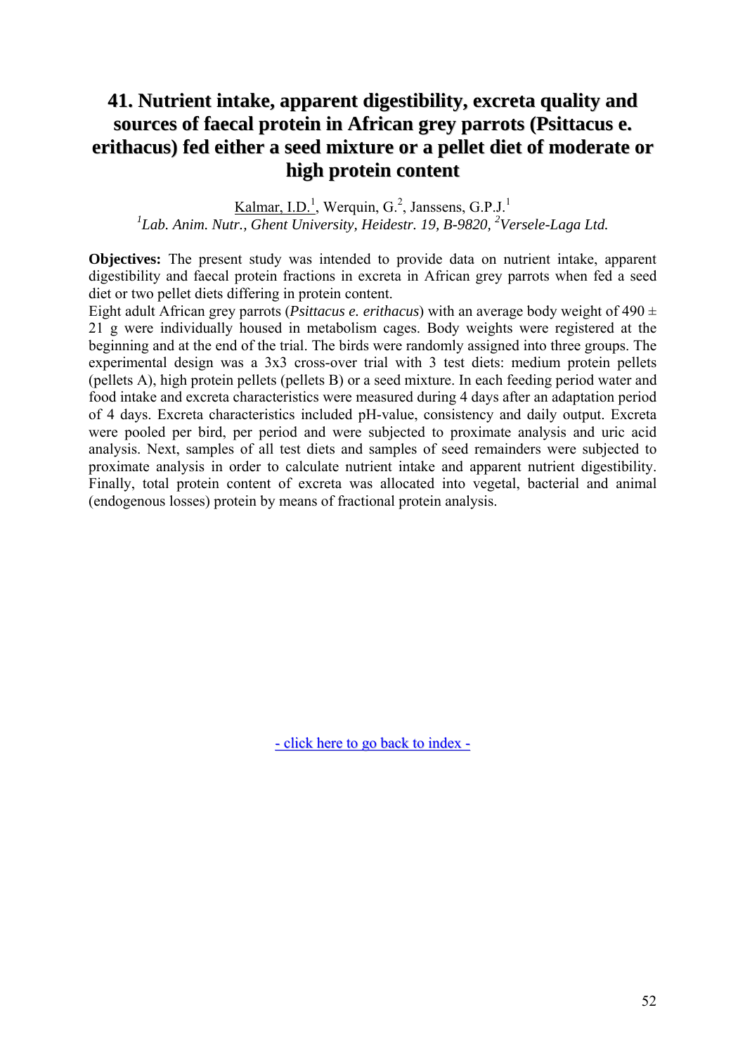# 41. Nutrient intake, apparent digestibility, excreta quality and sources of faecal protein in African grey parrots (Psittacus e. erithacus) fed either a seed mixture or a pellet diet of moderate or high protein content

Kalmar, I.D.[1], Werquin, G.[2], Janssens, G.P.J.[1]

*[1]Lab. Anim. Nutr., Ghent University, Heidestr. 19, B-9820, [2]Versele-Laga Ltd.*

**Objectives:** The present study was intended to provide data on nutrient intake, apparent digestibility and faecal protein fractions in excreta in African grey parrots when fed a seed diet or two pellet diets differing in protein content.

Eight adult African grey parrots (*Psittacus e. erithacus*) with an average body weight of 490 ± 21 g were individually housed in metabolism cages. Body weights were registered at the beginning and at the end of the trial. The birds were randomly assigned into three groups. The experimental design was a 3x3 cross-over trial with 3 test diets: medium protein pellets (pellets A), high protein pellets (pellets B) or a seed mixture. In each feeding period water and food intake and excreta characteristics were measured during 4 days after an adaptation period of 4 days. Excreta characteristics included pH-value, consistency and daily output. Excreta were pooled per bird, per period and were subjected to proximate analysis and uric acid analysis. Next, samples of all test diets and samples of seed remainders were subjected to proximate analysis in order to calculate nutrient intake and apparent nutrient digestibility. Finally, total protein content of excreta was allocated into vegetal, bacterial and animal (endogenous losses) protein by means of fractional protein analysis.

- click here to go back to index -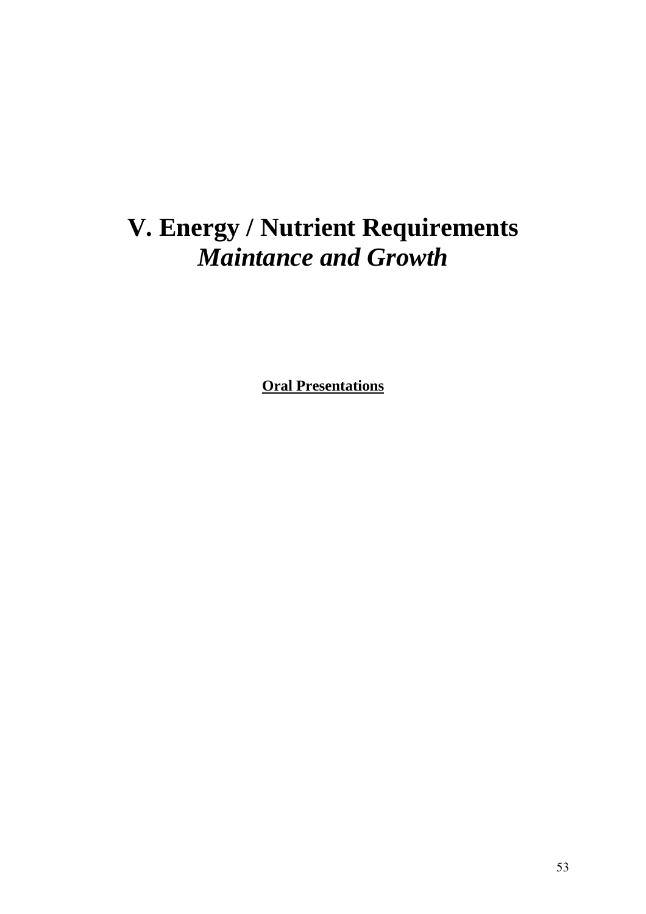# V. Energy / Nutrient Requirements
## *Maintance and Growth*

**Oral Presentations**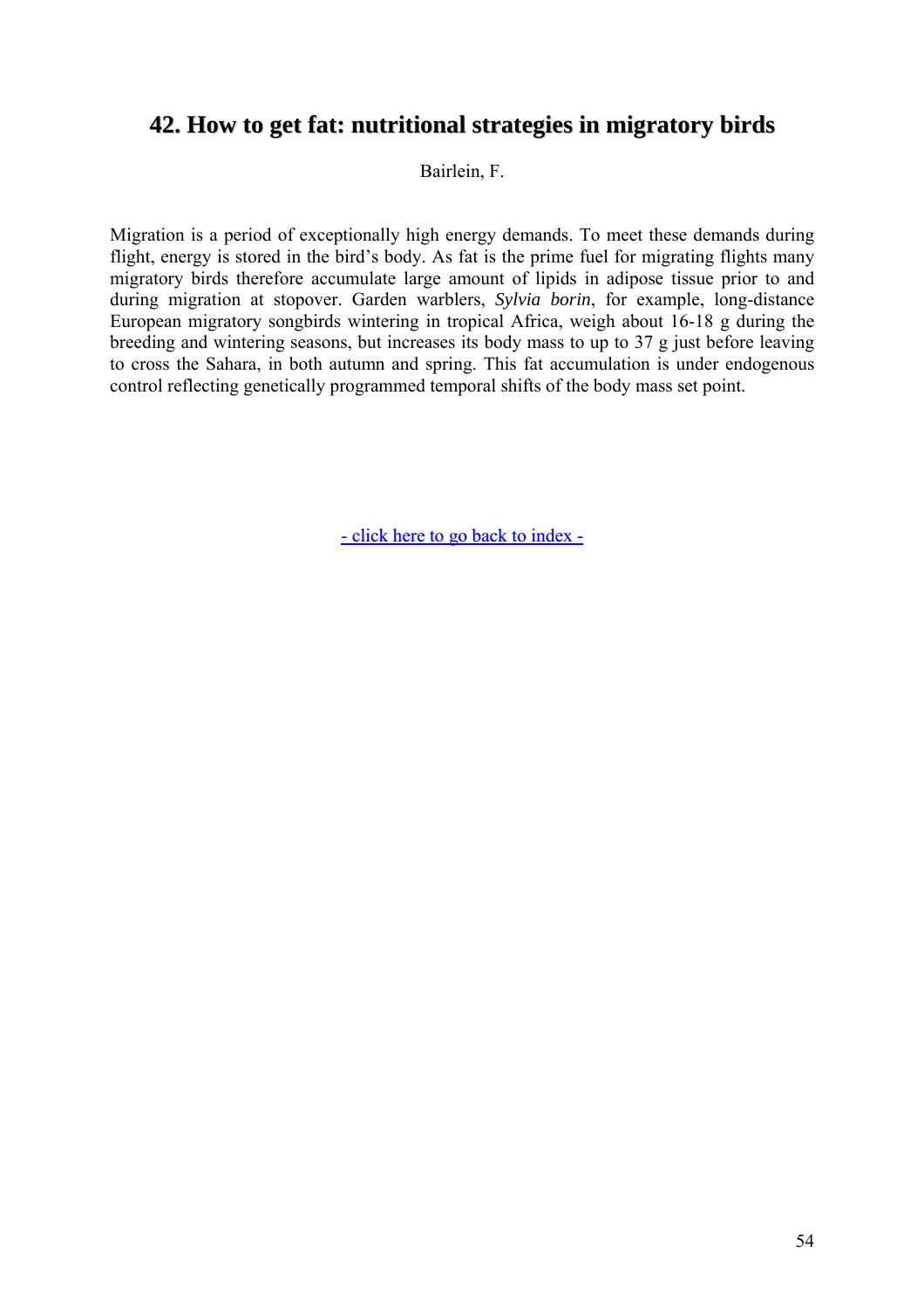## 42. How to get fat: nutritional strategies in migratory birds

Bairlein, F.

Migration is a period of exceptionally high energy demands. To meet these demands during flight, energy is stored in the bird's body. As fat is the prime fuel for migrating flights many migratory birds therefore accumulate large amount of lipids in adipose tissue prior to and during migration at stopover. Garden warblers, *Sylvia borin*, for example, long-distance European migratory songbirds wintering in tropical Africa, weigh about 16-18 g during the breeding and wintering seasons, but increases its body mass to up to 37 g just before leaving to cross the Sahara, in both autumn and spring. This fat accumulation is under endogenous control reflecting genetically programmed temporal shifts of the body mass set point.

- click here to go back to index -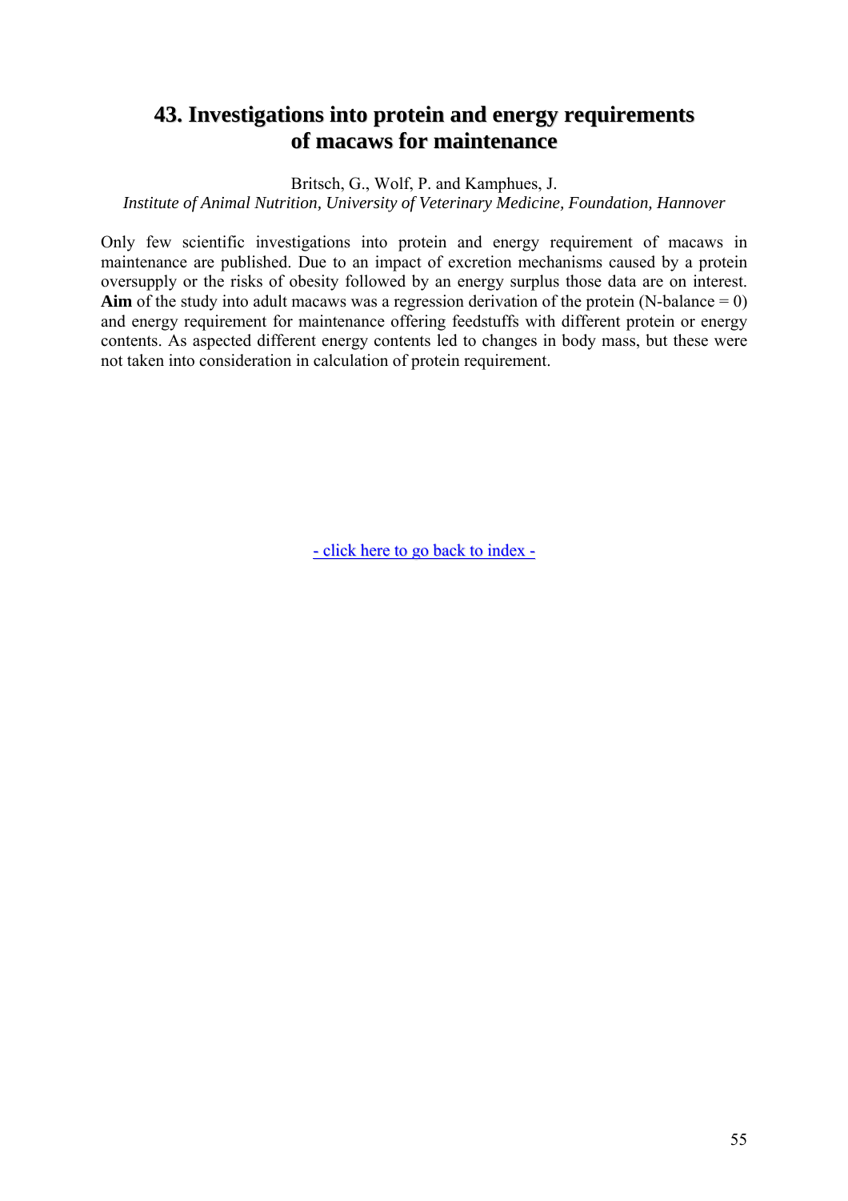# 43. Investigations into protein and energy requirements of macaws for maintenance

Britsch, G., Wolf, P. and Kamphues, J.

*Institute of Animal Nutrition, University of Veterinary Medicine, Foundation, Hannover*

Only few scientific investigations into protein and energy requirement of macaws in maintenance are published. Due to an impact of excretion mechanisms caused by a protein oversupply or the risks of obesity followed by an energy surplus those data are on interest. **Aim** of the study into adult macaws was a regression derivation of the protein (N-balance = 0) and energy requirement for maintenance offering feedstuffs with different protein or energy contents. As aspected different energy contents led to changes in body mass, but these were not taken into consideration in calculation of protein requirement.

- click here to go back to index -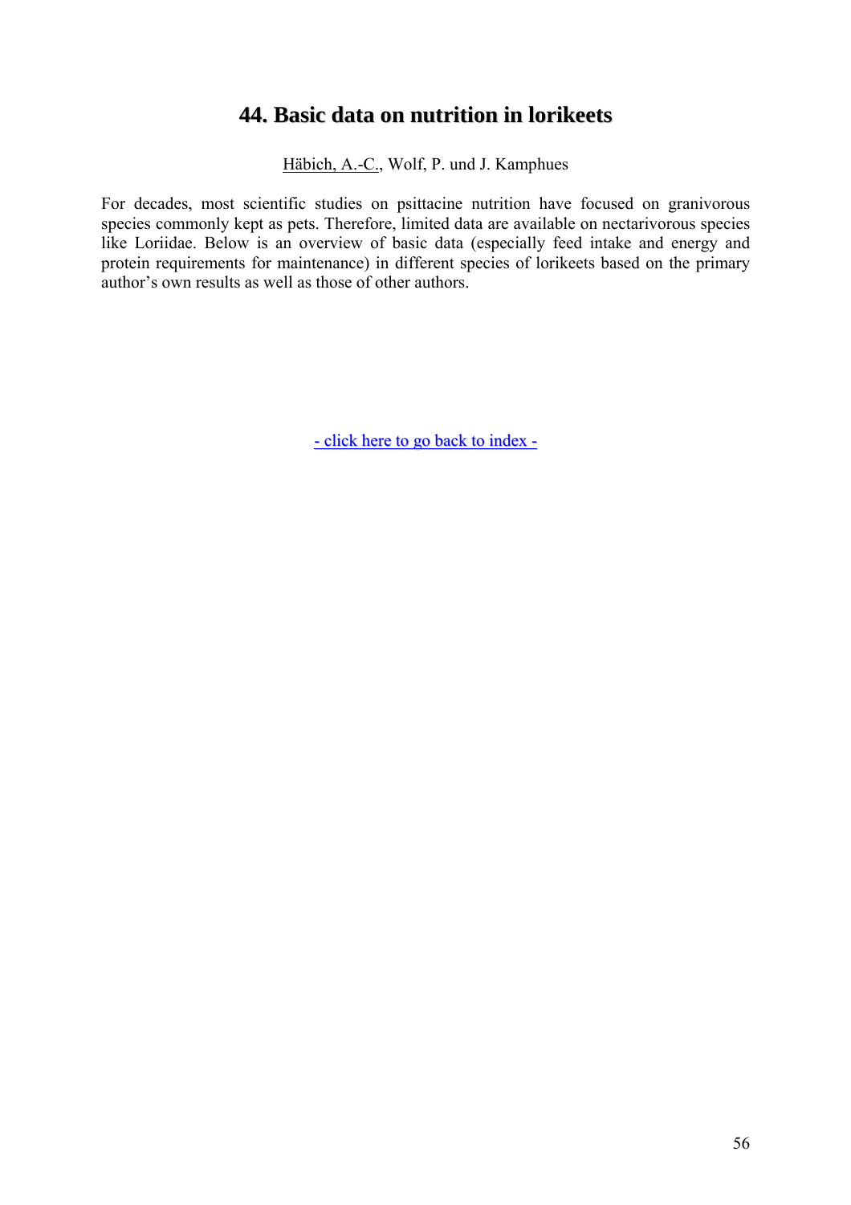# 44. Basic data on nutrition in lorikeets

Häbich, A.-C., Wolf, P. und J. Kamphues

For decades, most scientific studies on psittacine nutrition have focused on granivorous species commonly kept as pets. Therefore, limited data are available on nectarivorous species like Loriidae. Below is an overview of basic data (especially feed intake and energy and protein requirements for maintenance) in different species of lorikeets based on the primary author's own results as well as those of other authors.

- click here to go back to index -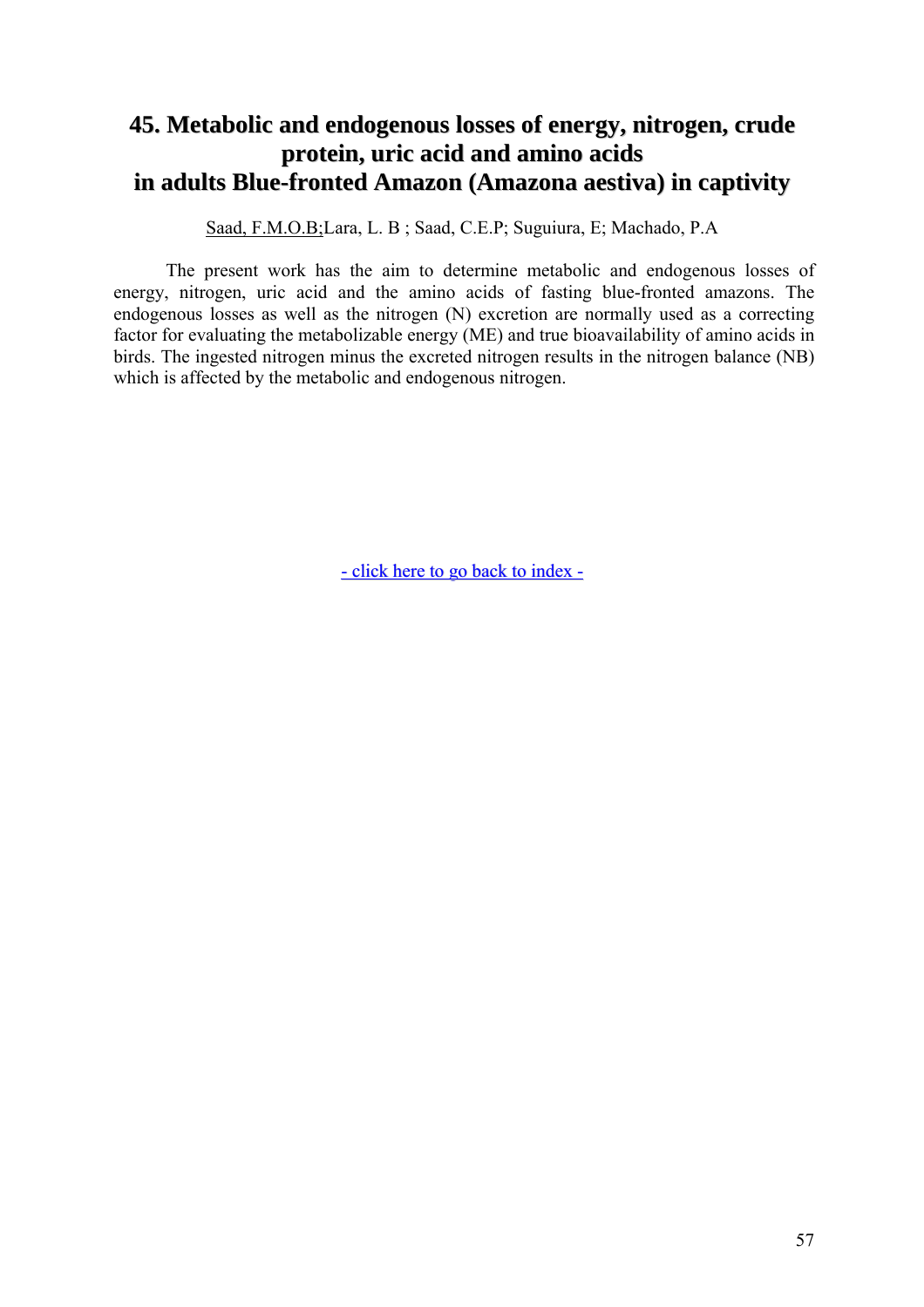# 45. Metabolic and endogenous losses of energy, nitrogen, crude protein, uric acid and amino acids in adults Blue-fronted Amazon (Amazona aestiva) in captivity

Saad, F.M.O.B;Lara, L. B ; Saad, C.E.P; Suguiura, E; Machado, P.A

The present work has the aim to determine metabolic and endogenous losses of energy, nitrogen, uric acid and the amino acids of fasting blue-fronted amazons. The endogenous losses as well as the nitrogen (N) excretion are normally used as a correcting factor for evaluating the metabolizable energy (ME) and true bioavailability of amino acids in birds. The ingested nitrogen minus the excreted nitrogen results in the nitrogen balance (NB) which is affected by the metabolic and endogenous nitrogen.

- click here to go back to index -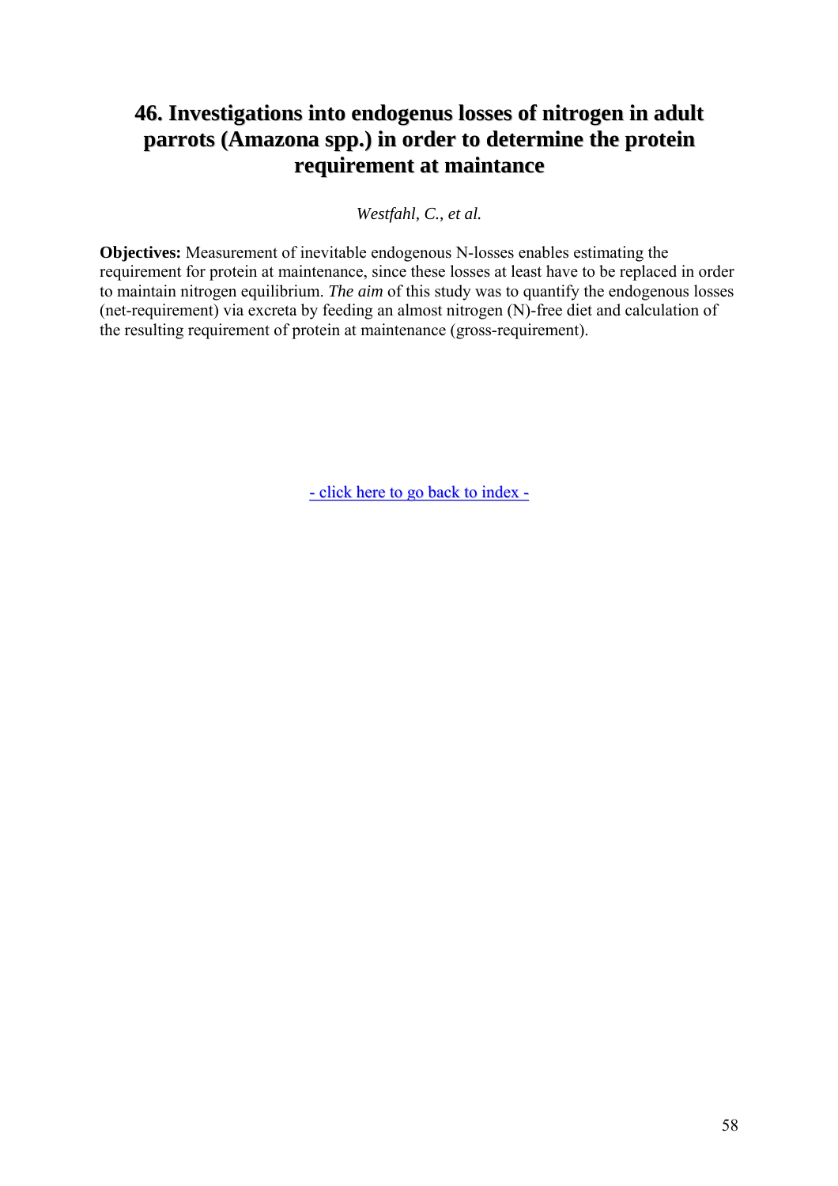# 46. Investigations into endogenus losses of nitrogen in adult parrots (Amazona spp.) in order to determine the protein requirement at maintance

*Westfahl, C., et al.*

**Objectives:** Measurement of inevitable endogenous N-losses enables estimating the requirement for protein at maintenance, since these losses at least have to be replaced in order to maintain nitrogen equilibrium. *The aim* of this study was to quantify the endogenous losses (net-requirement) via excreta by feeding an almost nitrogen (N)-free diet and calculation of the resulting requirement of protein at maintenance (gross-requirement).

- click here to go back to index -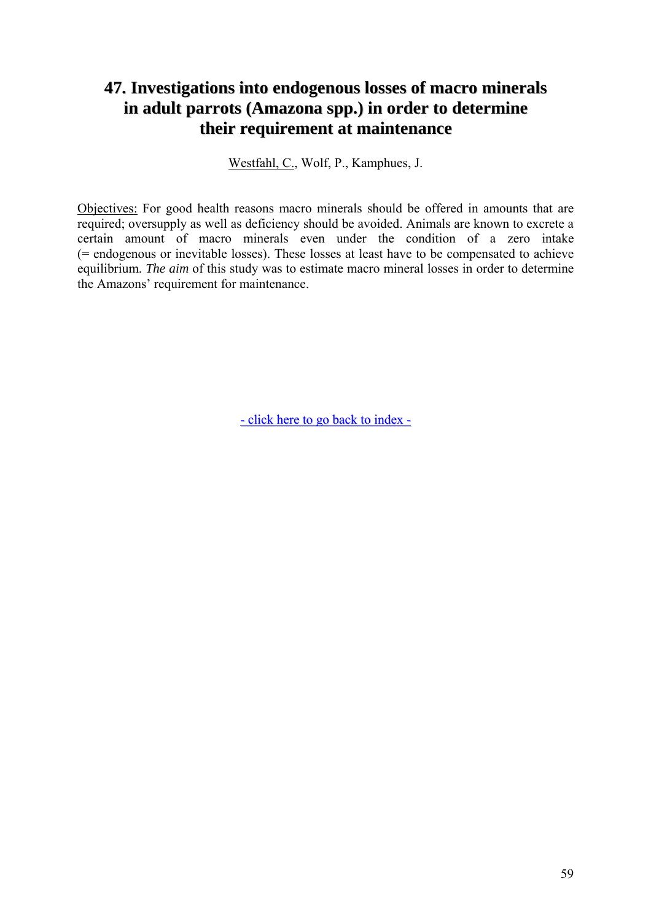# 47. Investigations into endogenous losses of macro minerals in adult parrots (Amazona spp.) in order to determine their requirement at maintenance

Westfahl, C., Wolf, P., Kamphues, J.

Objectives: For good health reasons macro minerals should be offered in amounts that are required; oversupply as well as deficiency should be avoided. Animals are known to excrete a certain amount of macro minerals even under the condition of a zero intake (= endogenous or inevitable losses). These losses at least have to be compensated to achieve equilibrium. *The aim* of this study was to estimate macro mineral losses in order to determine the Amazons' requirement for maintenance.

- click here to go back to index -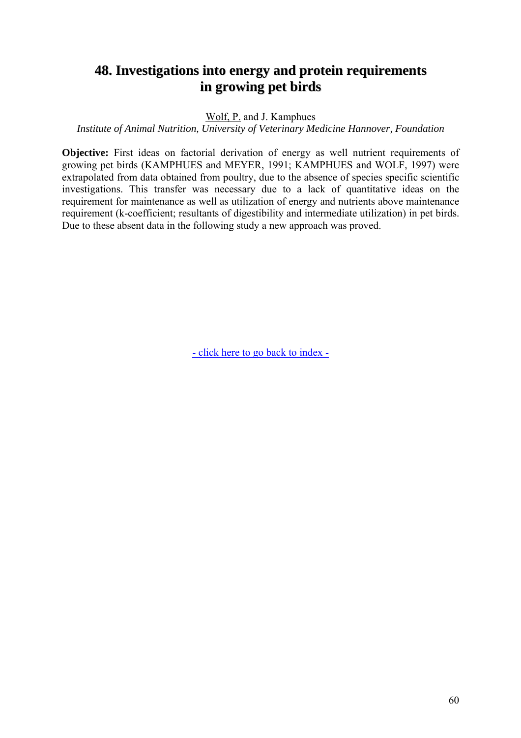# 48. Investigations into energy and protein requirements in growing pet birds

Wolf, P. and J. Kamphues

*Institute of Animal Nutrition, University of Veterinary Medicine Hannover, Foundation*

**Objective:** First ideas on factorial derivation of energy as well nutrient requirements of growing pet birds (KAMPHUES and MEYER, 1991; KAMPHUES and WOLF, 1997) were extrapolated from data obtained from poultry, due to the absence of species specific scientific investigations. This transfer was necessary due to a lack of quantitative ideas on the requirement for maintenance as well as utilization of energy and nutrients above maintenance requirement (k-coefficient; resultants of digestibility and intermediate utilization) in pet birds. Due to these absent data in the following study a new approach was proved.

- click here to go back to index -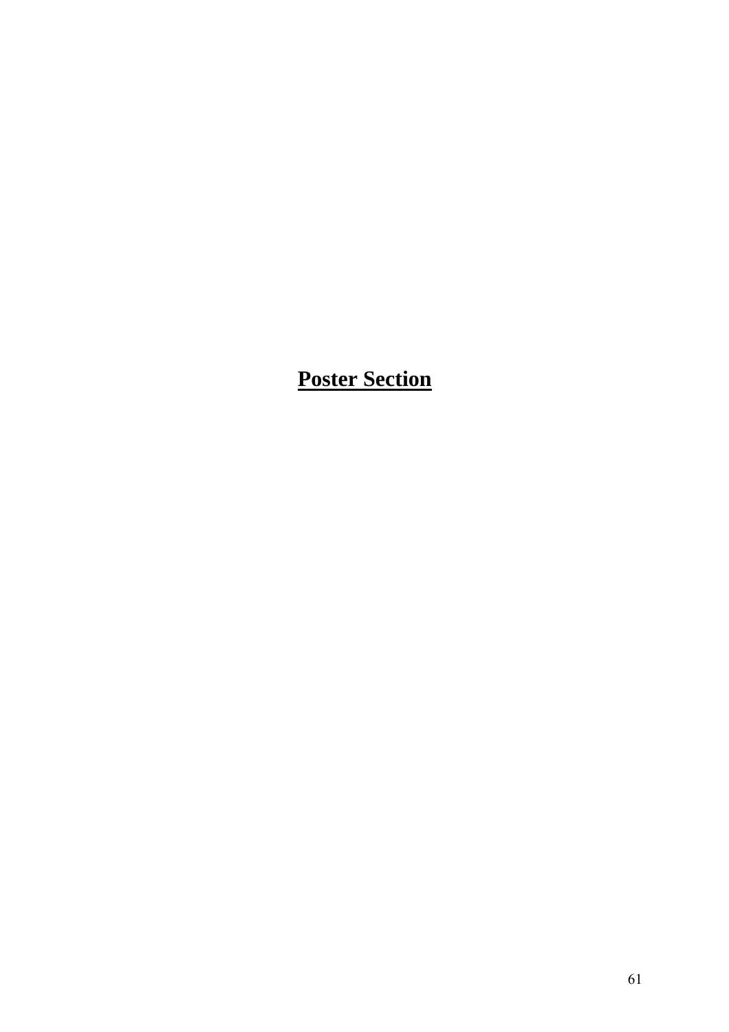# **Poster Section**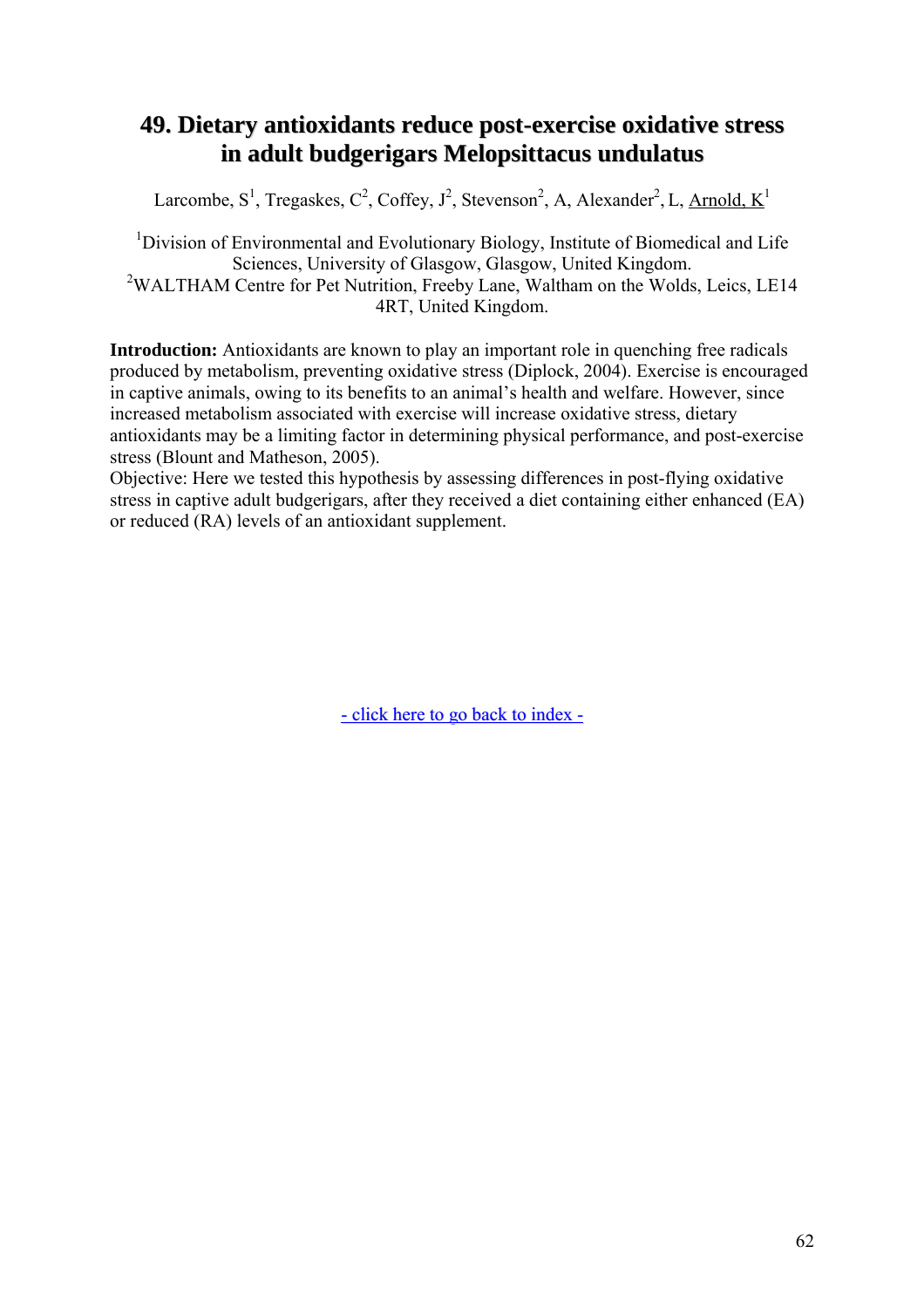# 49. Dietary antioxidants reduce post-exercise oxidative stress in adult budgerigars Melopsittacus undulatus

Larcombe, S[1], Tregaskes, C[2], Coffey, J[2], Stevenson[2], A, Alexander[2], L, Arnold, K[1]

[1]Division of Environmental and Evolutionary Biology, Institute of Biomedical and Life Sciences, University of Glasgow, Glasgow, United Kingdom.
[2]WALTHAM Centre for Pet Nutrition, Freeby Lane, Waltham on the Wolds, Leics, LE14 4RT, United Kingdom.

**Introduction:** Antioxidants are known to play an important role in quenching free radicals produced by metabolism, preventing oxidative stress (Diplock, 2004). Exercise is encouraged in captive animals, owing to its benefits to an animal's health and welfare. However, since increased metabolism associated with exercise will increase oxidative stress, dietary antioxidants may be a limiting factor in determining physical performance, and post-exercise stress (Blount and Matheson, 2005).
Objective: Here we tested this hypothesis by assessing differences in post-flying oxidative stress in captive adult budgerigars, after they received a diet containing either enhanced (EA) or reduced (RA) levels of an antioxidant supplement.

- click here to go back to index -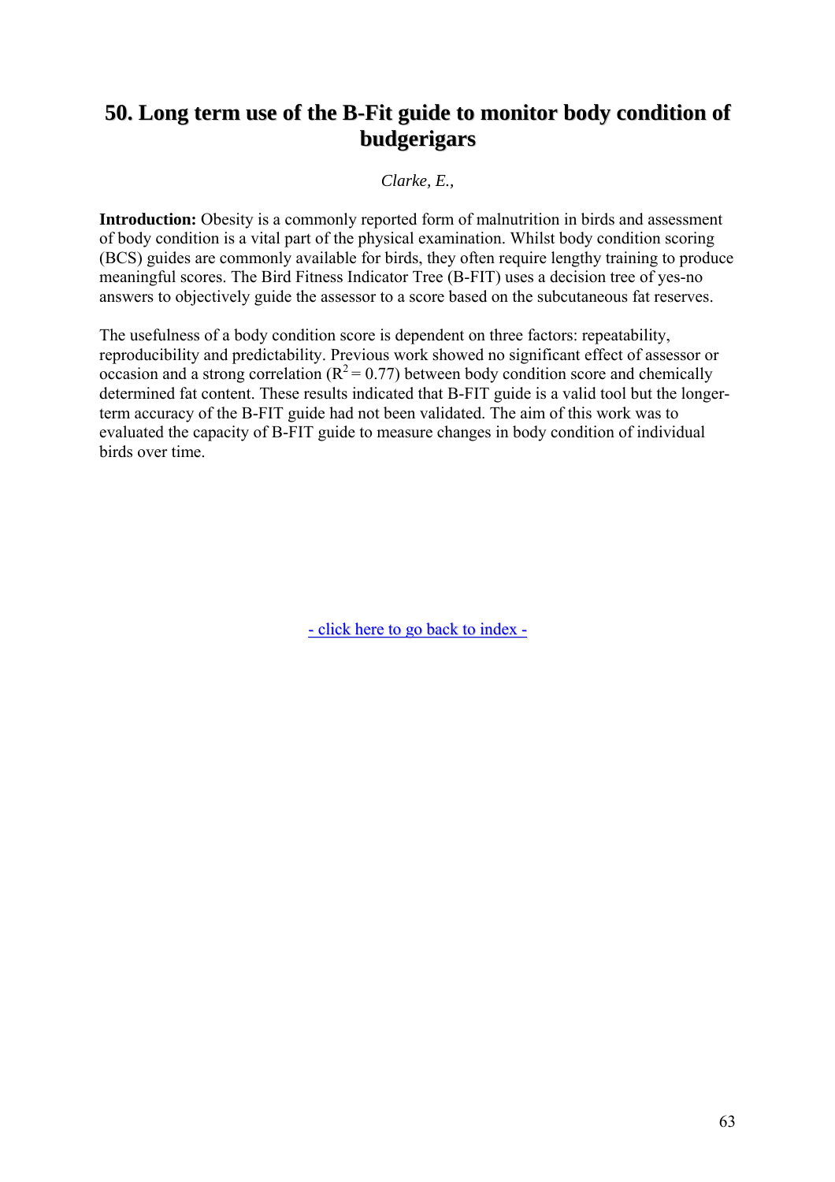# 50. Long term use of the B-Fit guide to monitor body condition of budgerigars

*Clarke, E.,*

**Introduction:** Obesity is a commonly reported form of malnutrition in birds and assessment of body condition is a vital part of the physical examination. Whilst body condition scoring (BCS) guides are commonly available for birds, they often require lengthy training to produce meaningful scores. The Bird Fitness Indicator Tree (B-FIT) uses a decision tree of yes-no answers to objectively guide the assessor to a score based on the subcutaneous fat reserves.

The usefulness of a body condition score is dependent on three factors: repeatability, reproducibility and predictability. Previous work showed no significant effect of assessor or occasion and a strong correlation ($R^2 = 0.77$) between body condition score and chemically determined fat content. These results indicated that B-FIT guide is a valid tool but the longer-term accuracy of the B-FIT guide had not been validated. The aim of this work was to evaluated the capacity of B-FIT guide to measure changes in body condition of individual birds over time.

- click here to go back to index -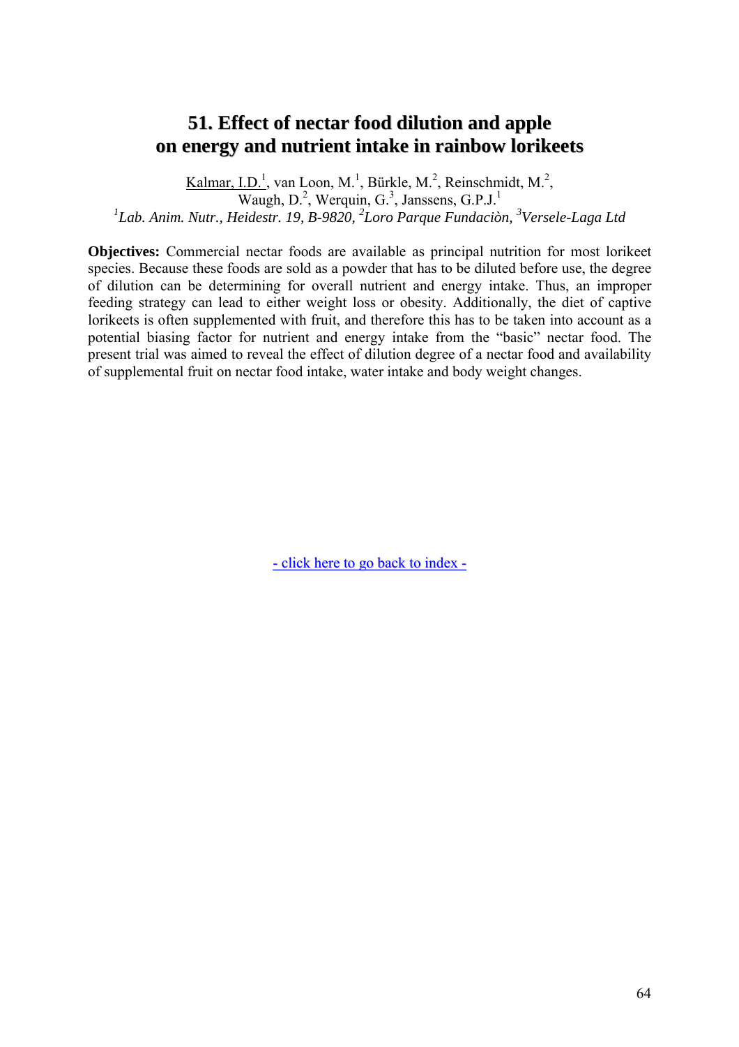## 51. Effect of nectar food dilution and apple on energy and nutrient intake in rainbow lorikeets

Kalmar, I.D.[1], van Loon, M.[1], Bürkle, M.[2], Reinschmidt, M.[2], Waugh, D.[2], Werquin, G.[3], Janssens, G.P.J.[1]

*[1]Lab. Anim. Nutr., Heidestr. 19, B-9820, [2]Loro Parque Fundaciòn, [3]Versele-Laga Ltd*

**Objectives:** Commercial nectar foods are available as principal nutrition for most lorikeet species. Because these foods are sold as a powder that has to be diluted before use, the degree of dilution can be determining for overall nutrient and energy intake. Thus, an improper feeding strategy can lead to either weight loss or obesity. Additionally, the diet of captive lorikeets is often supplemented with fruit, and therefore this has to be taken into account as a potential biasing factor for nutrient and energy intake from the "basic" nectar food. The present trial was aimed to reveal the effect of dilution degree of a nectar food and availability of supplemental fruit on nectar food intake, water intake and body weight changes.

- click here to go back to index -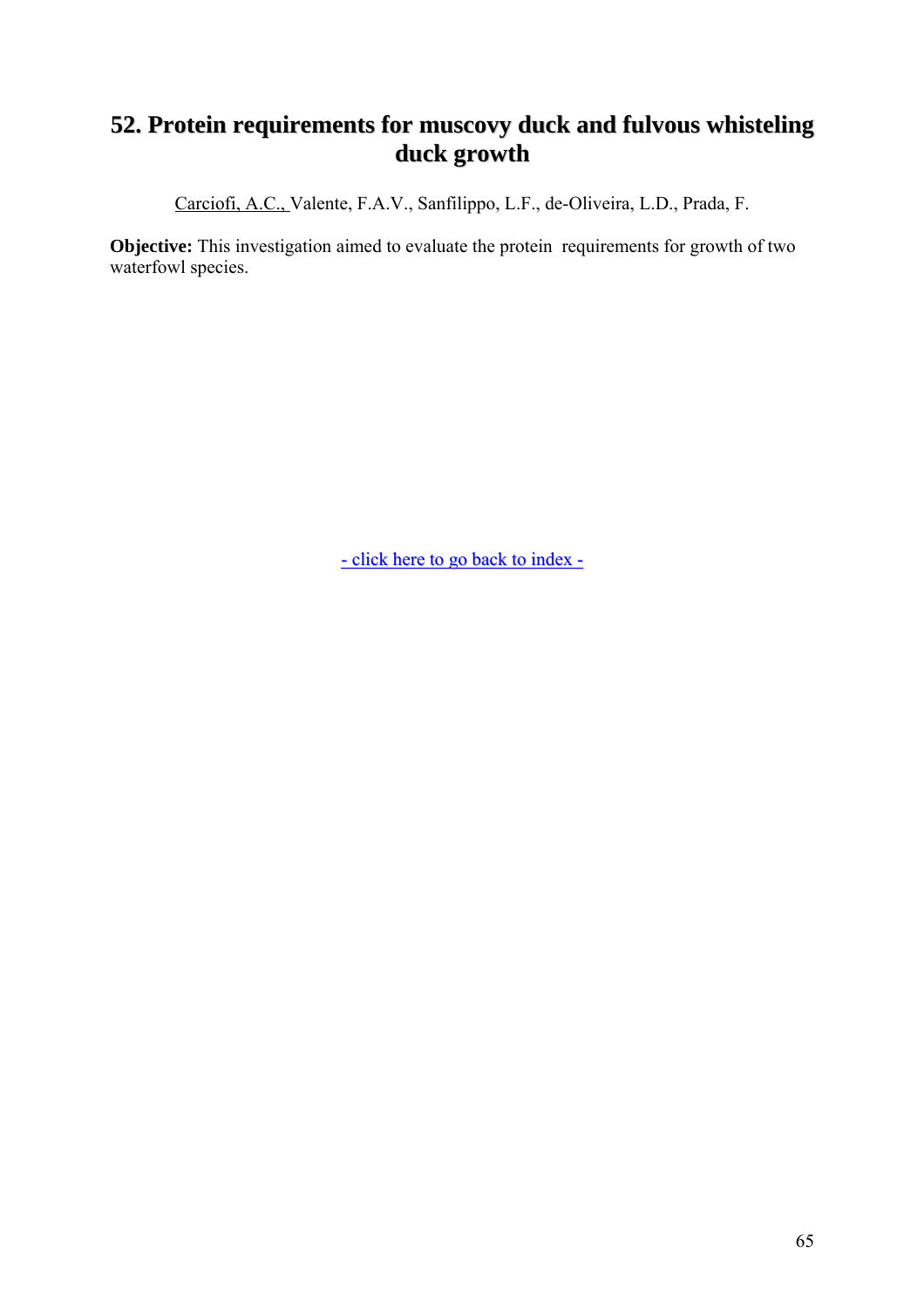# 52. Protein requirements for muscovy duck and fulvous whisteling duck growth

Carciofi, A.C., Valente, F.A.V., Sanfilippo, L.F., de-Oliveira, L.D., Prada, F.

**Objective:** This investigation aimed to evaluate the protein requirements for growth of two waterfowl species.

- click here to go back to index -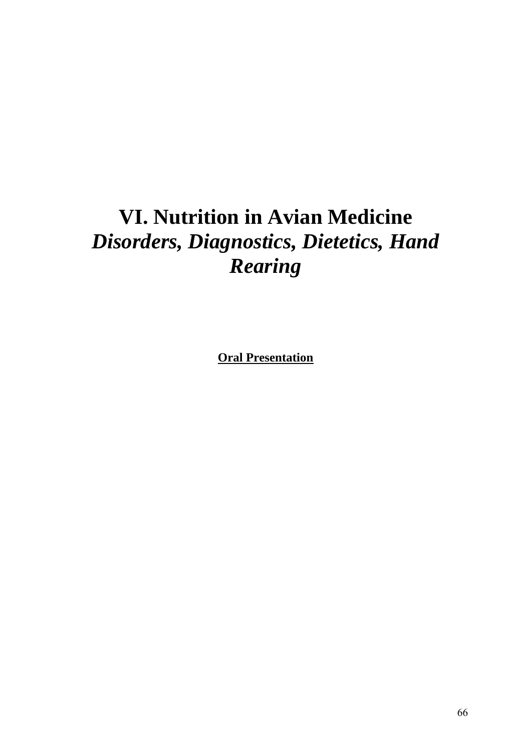# VI. Nutrition in Avian Medicine

## *Disorders, Diagnostics, Dietetics, Hand Rearing*

**Oral Presentation**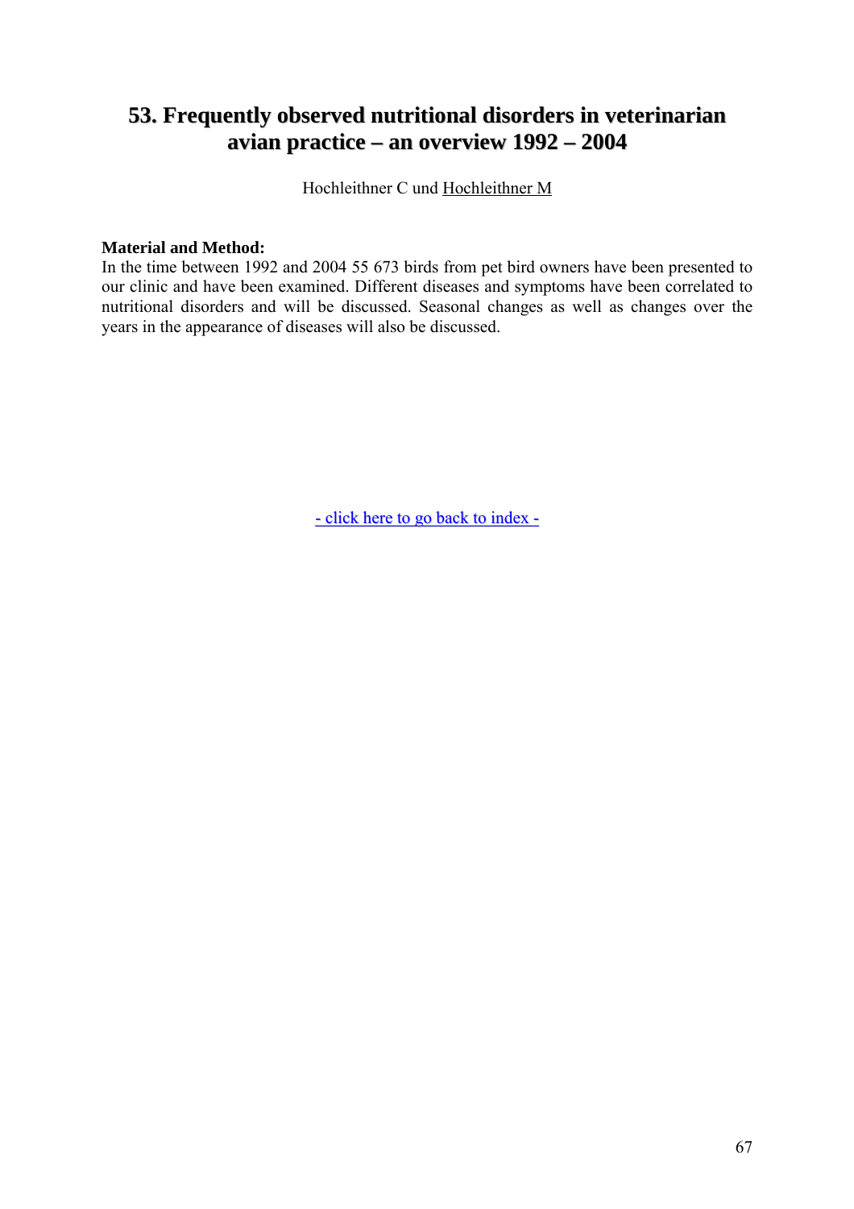# 53. Frequently observed nutritional disorders in veterinarian avian practice – an overview 1992 – 2004

Hochleithner C und Hochleithner M

**Material and Method:**
In the time between 1992 and 2004 55 673 birds from pet bird owners have been presented to our clinic and have been examined. Different diseases and symptoms have been correlated to nutritional disorders and will be discussed. Seasonal changes as well as changes over the years in the appearance of diseases will also be discussed.

- click here to go back to index -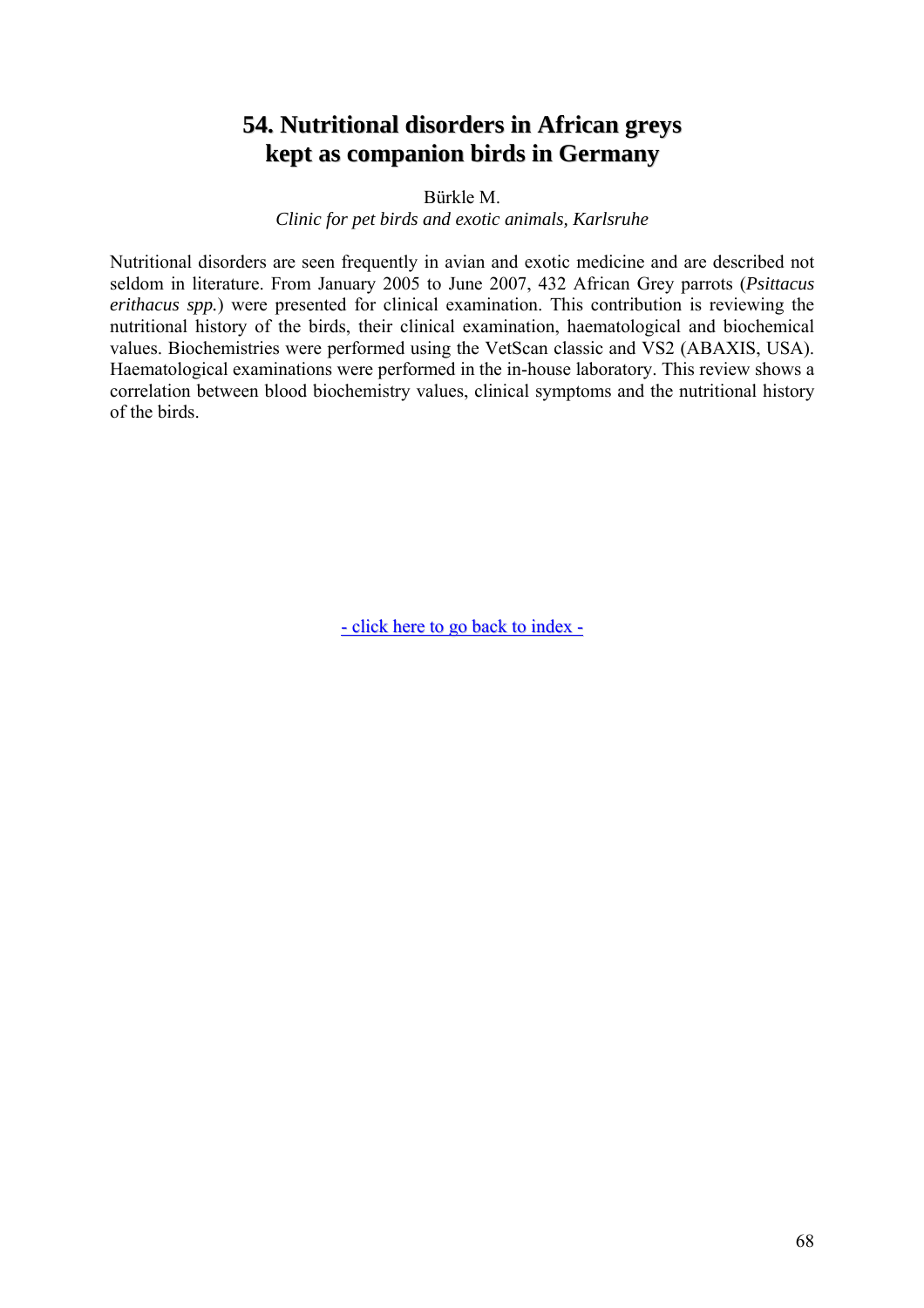# 54. Nutritional disorders in African greys kept as companion birds in Germany

Bürkle M.

*Clinic for pet birds and exotic animals, Karlsruhe*

Nutritional disorders are seen frequently in avian and exotic medicine and are described not seldom in literature. From January 2005 to June 2007, 432 African Grey parrots (*Psittacus erithacus spp.*) were presented for clinical examination. This contribution is reviewing the nutritional history of the birds, their clinical examination, haematological and biochemical values. Biochemistries were performed using the VetScan classic and VS2 (ABAXIS, USA). Haematological examinations were performed in the in-house laboratory. This review shows a correlation between blood biochemistry values, clinical symptoms and the nutritional history of the birds.

- click here to go back to index -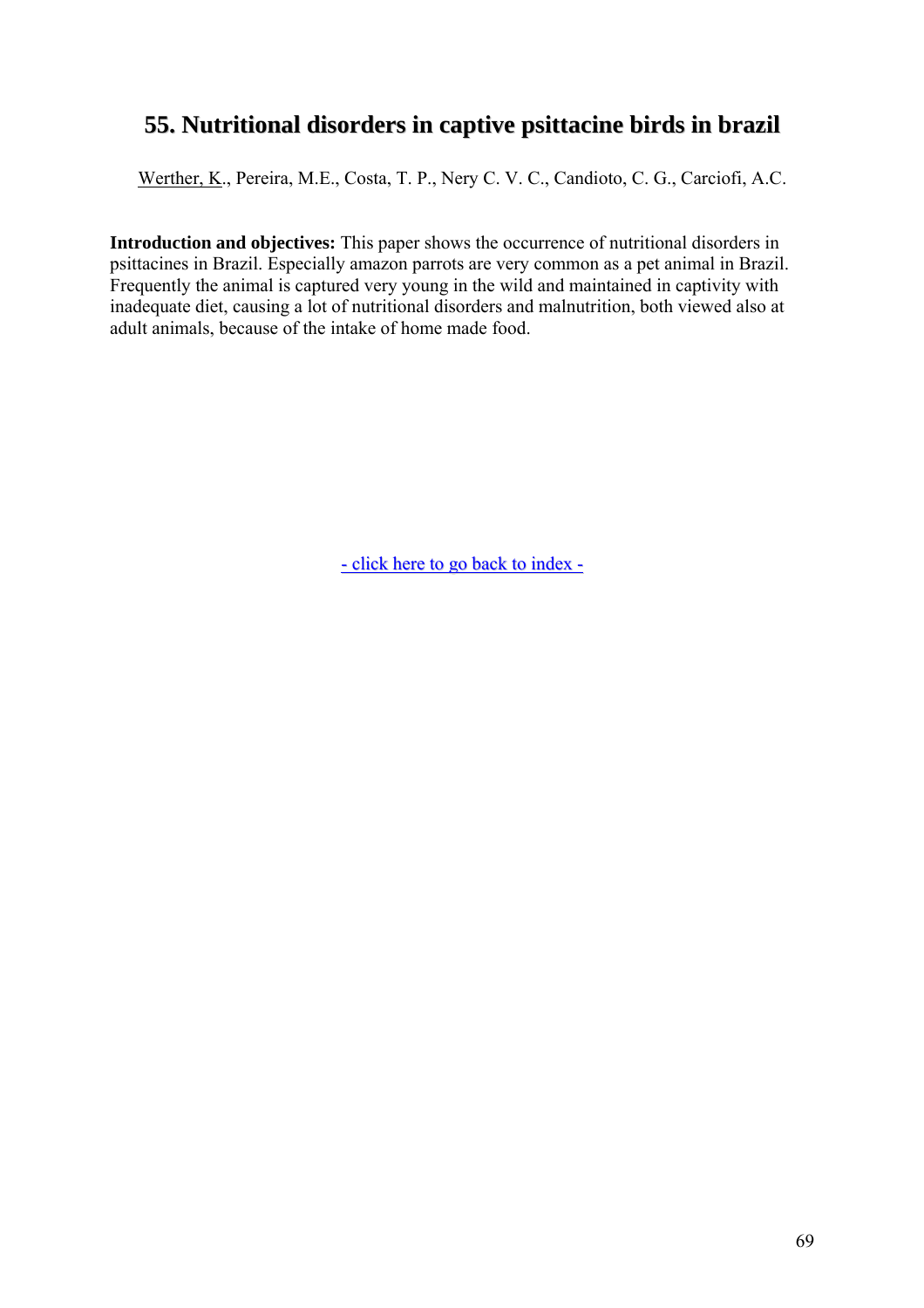## 55. Nutritional disorders in captive psittacine birds in brazil

Werther, K., Pereira, M.E., Costa, T. P., Nery C. V. C., Candioto, C. G., Carciofi, A.C.

**Introduction and objectives:** This paper shows the occurrence of nutritional disorders in psittacines in Brazil. Especially amazon parrots are very common as a pet animal in Brazil. Frequently the animal is captured very young in the wild and maintained in captivity with inadequate diet, causing a lot of nutritional disorders and malnutrition, both viewed also at adult animals, because of the intake of home made food.

- click here to go back to index -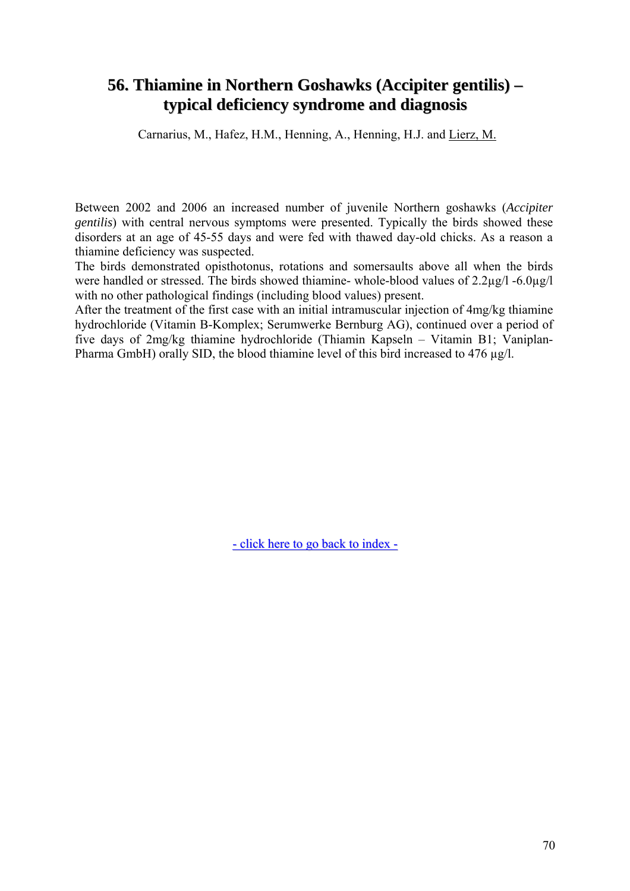# 56. Thiamine in Northern Goshawks (Accipiter gentilis) – typical deficiency syndrome and diagnosis

Carnarius, M., Hafez, H.M., Henning, A., Henning, H.J. and Lierz, M.

Between 2002 and 2006 an increased number of juvenile Northern goshawks (*Accipiter gentilis*) with central nervous symptoms were presented. Typically the birds showed these disorders at an age of 45-55 days and were fed with thawed day-old chicks. As a reason a thiamine deficiency was suspected.

The birds demonstrated opisthotonus, rotations and somersaults above all when the birds were handled or stressed. The birds showed thiamine- whole-blood values of 2.2µg/l -6.0µg/l with no other pathological findings (including blood values) present.

After the treatment of the first case with an initial intramuscular injection of 4mg/kg thiamine hydrochloride (Vitamin B-Komplex; Serumwerke Bernburg AG), continued over a period of five days of 2mg/kg thiamine hydrochloride (Thiamin Kapseln – Vitamin B1; Vaniplan-Pharma GmbH) orally SID, the blood thiamine level of this bird increased to 476 µg/l.

- click here to go back to index -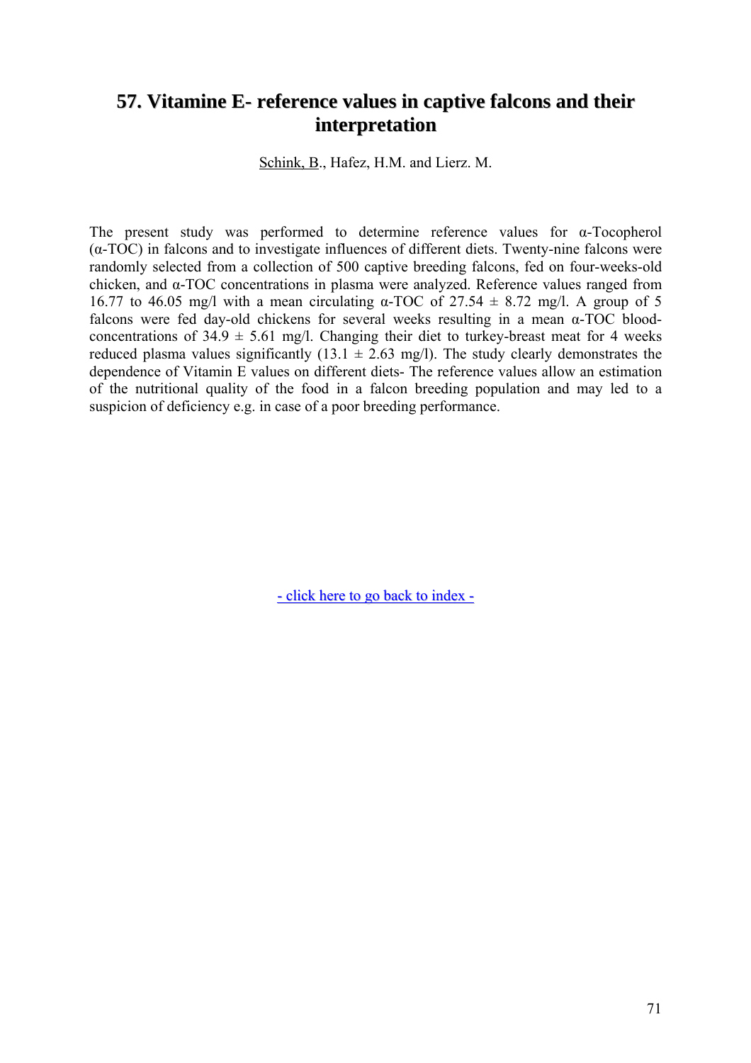## 57. Vitamine E- reference values in captive falcons and their interpretation

Schink, B., Hafez, H.M. and Lierz. M.

The present study was performed to determine reference values for α-Tocopherol (α-TOC) in falcons and to investigate influences of different diets. Twenty-nine falcons were randomly selected from a collection of 500 captive breeding falcons, fed on four-weeks-old chicken, and α-TOC concentrations in plasma were analyzed. Reference values ranged from 16.77 to 46.05 mg/l with a mean circulating α-TOC of 27.54 ± 8.72 mg/l. A group of 5 falcons were fed day-old chickens for several weeks resulting in a mean α-TOC blood-concentrations of 34.9 ± 5.61 mg/l. Changing their diet to turkey-breast meat for 4 weeks reduced plasma values significantly (13.1 ± 2.63 mg/l). The study clearly demonstrates the dependence of Vitamin E values on different diets- The reference values allow an estimation of the nutritional quality of the food in a falcon breeding population and may led to a suspicion of deficiency e.g. in case of a poor breeding performance.

- click here to go back to index -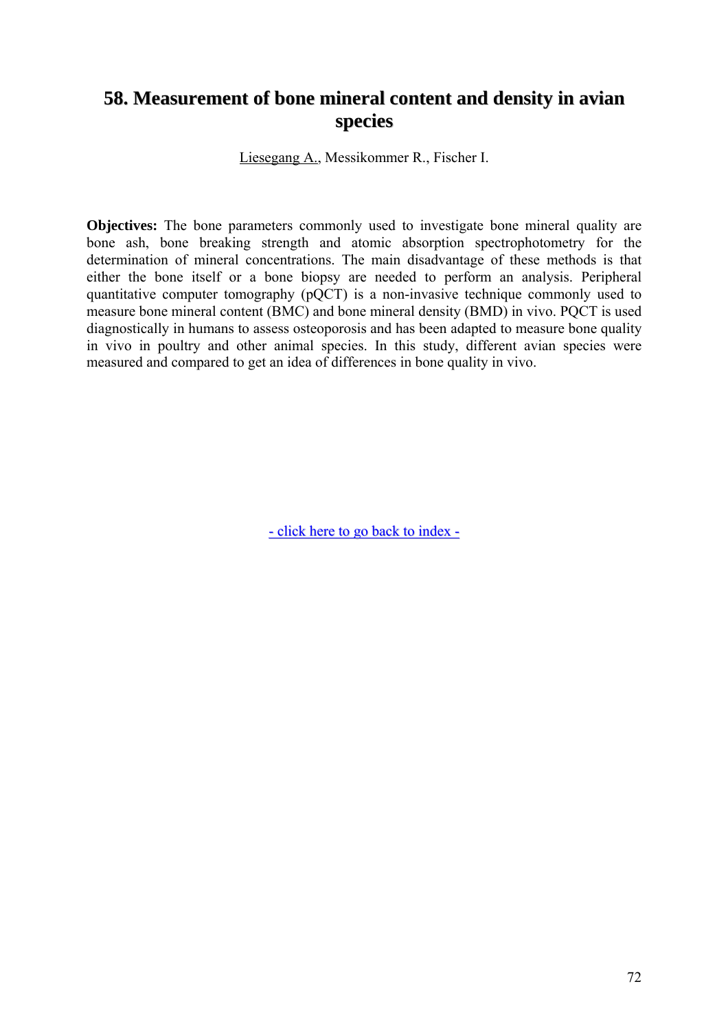## 58. Measurement of bone mineral content and density in avian species

Liesegang A., Messikommer R., Fischer I.

**Objectives:** The bone parameters commonly used to investigate bone mineral quality are bone ash, bone breaking strength and atomic absorption spectrophotometry for the determination of mineral concentrations. The main disadvantage of these methods is that either the bone itself or a bone biopsy are needed to perform an analysis. Peripheral quantitative computer tomography (pQCT) is a non-invasive technique commonly used to measure bone mineral content (BMC) and bone mineral density (BMD) in vivo. PQCT is used diagnostically in humans to assess osteoporosis and has been adapted to measure bone quality in vivo in poultry and other animal species. In this study, different avian species were measured and compared to get an idea of differences in bone quality in vivo.

- click here to go back to index -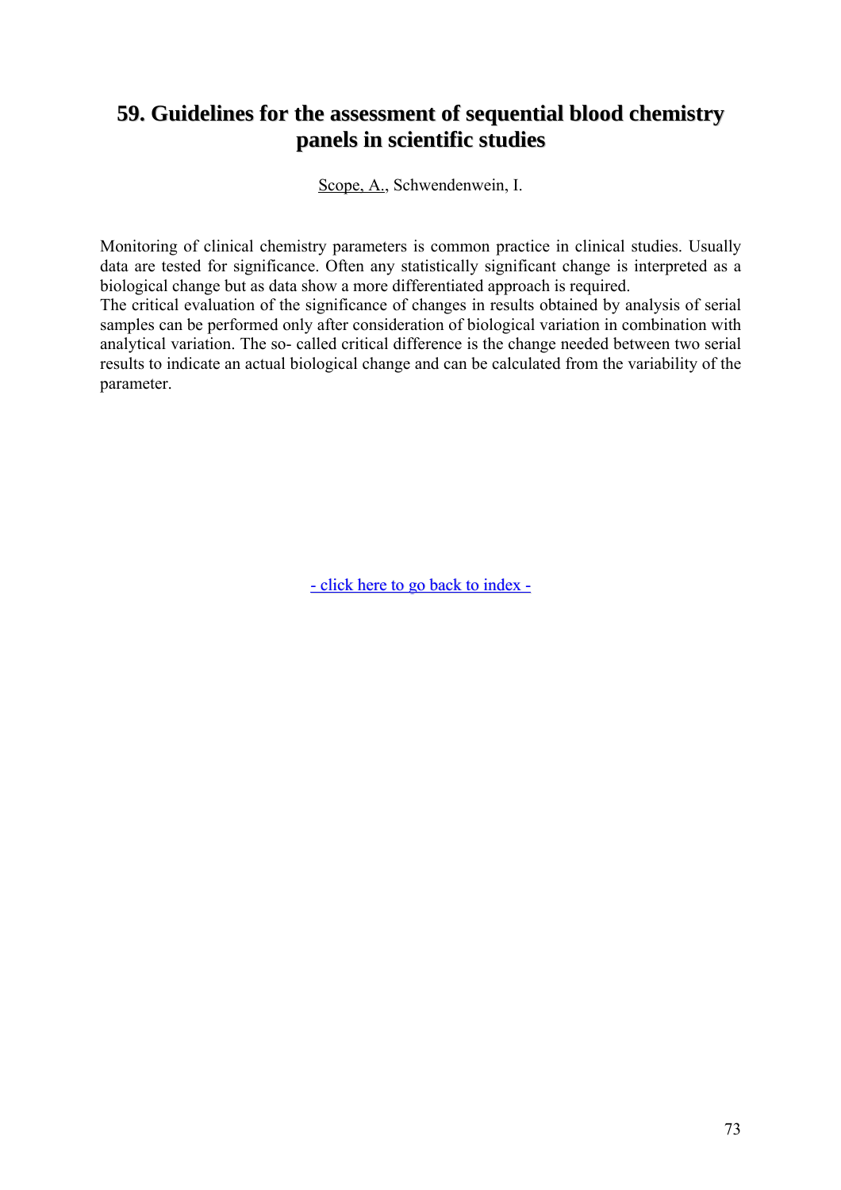# 59. Guidelines for the assessment of sequential blood chemistry panels in scientific studies

Scope, A., Schwendenwein, I.

Monitoring of clinical chemistry parameters is common practice in clinical studies. Usually data are tested for significance. Often any statistically significant change is interpreted as a biological change but as data show a more differentiated approach is required.
The critical evaluation of the significance of changes in results obtained by analysis of serial samples can be performed only after consideration of biological variation in combination with analytical variation. The so- called critical difference is the change needed between two serial results to indicate an actual biological change and can be calculated from the variability of the parameter.

- click here to go back to index -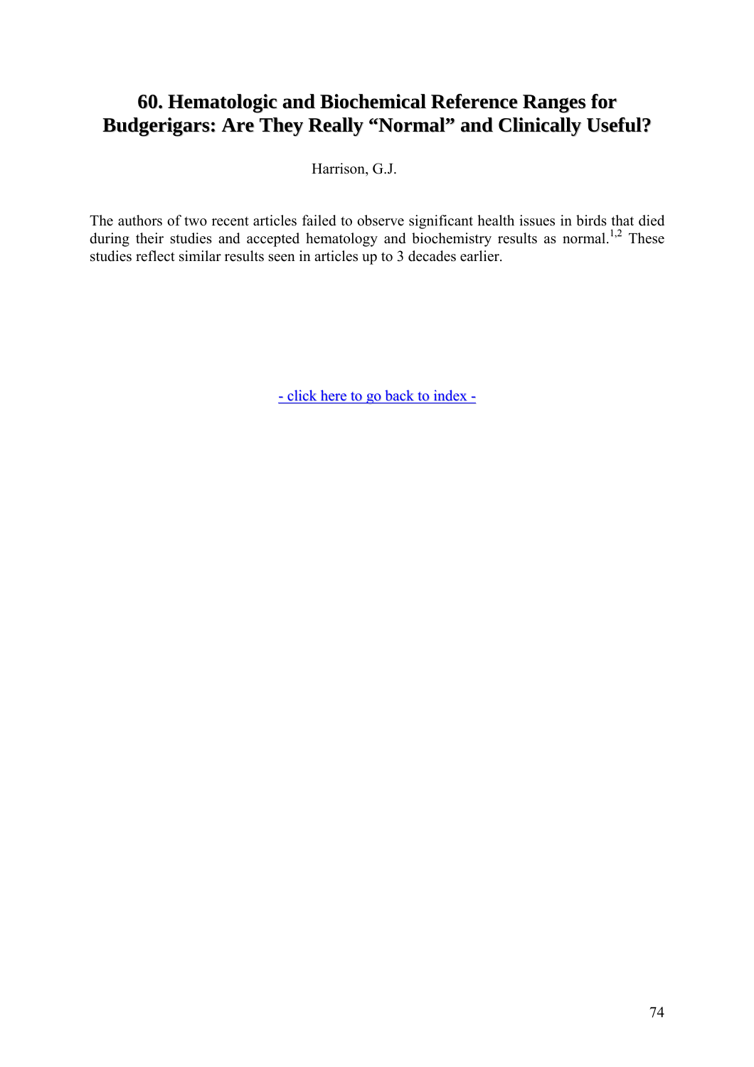# 60. Hematologic and Biochemical Reference Ranges for Budgerigars: Are They Really "Normal" and Clinically Useful?

Harrison, G.J.

The authors of two recent articles failed to observe significant health issues in birds that died during their studies and accepted hematology and biochemistry results as normal.[1,2] These studies reflect similar results seen in articles up to 3 decades earlier.

- click here to go back to index -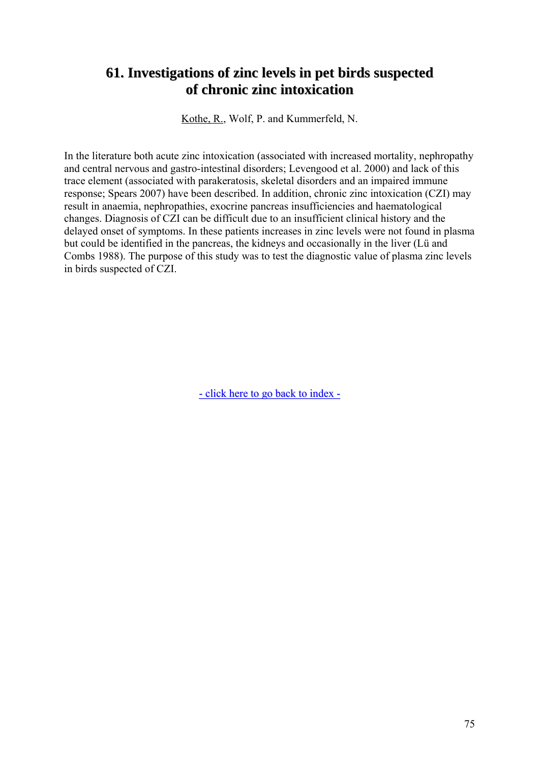# 61. Investigations of zinc levels in pet birds suspected of chronic zinc intoxication

Kothe, R., Wolf, P. and Kummerfeld, N.

In the literature both acute zinc intoxication (associated with increased mortality, nephropathy and central nervous and gastro-intestinal disorders; Levengood et al. 2000) and lack of this trace element (associated with parakeratosis, skeletal disorders and an impaired immune response; Spears 2007) have been described. In addition, chronic zinc intoxication (CZI) may result in anaemia, nephropathies, exocrine pancreas insufficiencies and haematological changes. Diagnosis of CZI can be difficult due to an insufficient clinical history and the delayed onset of symptoms. In these patients increases in zinc levels were not found in plasma but could be identified in the pancreas, the kidneys and occasionally in the liver (Lü and Combs 1988). The purpose of this study was to test the diagnostic value of plasma zinc levels in birds suspected of CZI.

- click here to go back to index -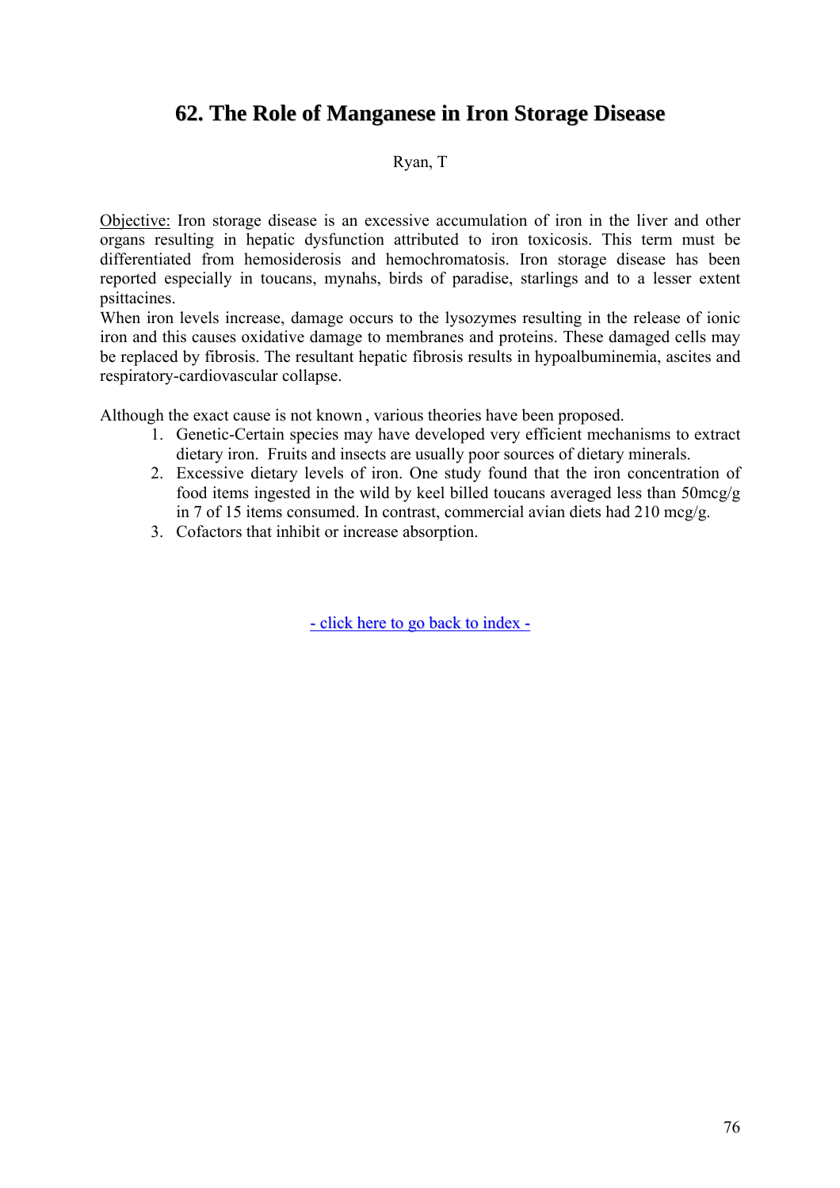## 62. The Role of Manganese in Iron Storage Disease

Ryan, T

Objective: Iron storage disease is an excessive accumulation of iron in the liver and other organs resulting in hepatic dysfunction attributed to iron toxicosis. This term must be differentiated from hemosiderosis and hemochromatosis. Iron storage disease has been reported especially in toucans, mynahs, birds of paradise, starlings and to a lesser extent psittacines.

When iron levels increase, damage occurs to the lysozymes resulting in the release of ionic iron and this causes oxidative damage to membranes and proteins. These damaged cells may be replaced by fibrosis. The resultant hepatic fibrosis results in hypoalbuminemia, ascites and respiratory-cardiovascular collapse.

Although the exact cause is not known , various theories have been proposed.

1. Genetic-Certain species may have developed very efficient mechanisms to extract dietary iron. Fruits and insects are usually poor sources of dietary minerals.
2. Excessive dietary levels of iron. One study found that the iron concentration of food items ingested in the wild by keel billed toucans averaged less than 50mcg/g in 7 of 15 items consumed. In contrast, commercial avian diets had 210 mcg/g.
3. Cofactors that inhibit or increase absorption.

- click here to go back to index -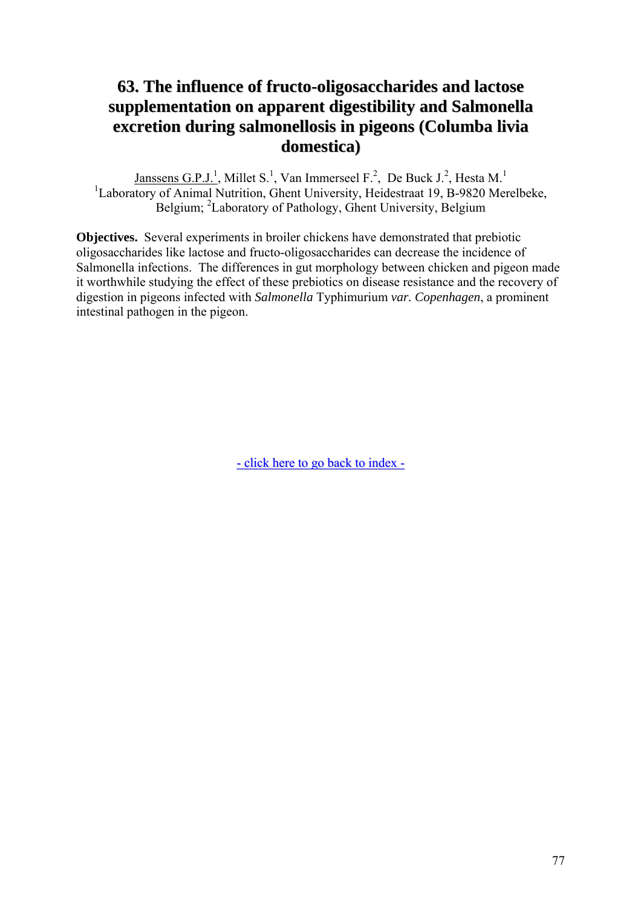# 63. The influence of fructo-oligosaccharides and lactose supplementation on apparent digestibility and Salmonella excretion during salmonellosis in pigeons (Columba livia domestica)

Janssens G.P.J.[1], Millet S.[1], Van Immerseel F.[2], De Buck J.[2], Hesta M.[1]
[1]Laboratory of Animal Nutrition, Ghent University, Heidestraat 19, B-9820 Merelbeke, Belgium; [2]Laboratory of Pathology, Ghent University, Belgium

**Objectives.** Several experiments in broiler chickens have demonstrated that prebiotic oligosaccharides like lactose and fructo-oligosaccharides can decrease the incidence of Salmonella infections. The differences in gut morphology between chicken and pigeon made it worthwhile studying the effect of these prebiotics on disease resistance and the recovery of digestion in pigeons infected with *Salmonella* Typhimurium *var. Copenhagen*, a prominent intestinal pathogen in the pigeon.

- click here to go back to index -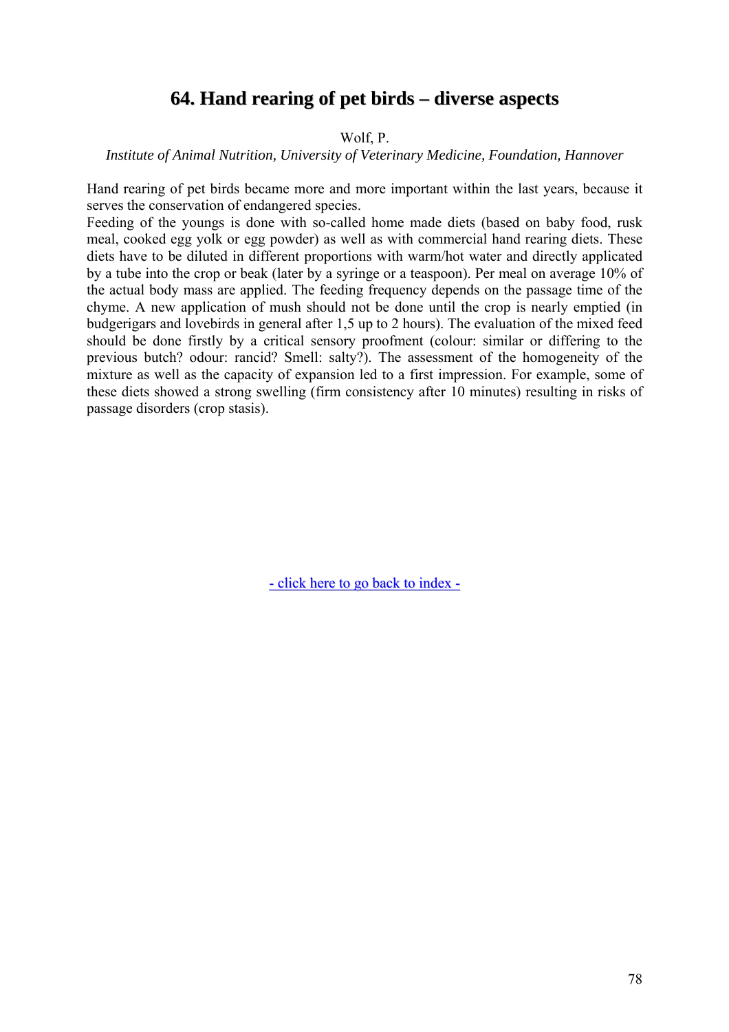# 64. Hand rearing of pet birds – diverse aspects

Wolf, P.

*Institute of Animal Nutrition, University of Veterinary Medicine, Foundation, Hannover*

Hand rearing of pet birds became more and more important within the last years, because it serves the conservation of endangered species.

Feeding of the youngs is done with so-called home made diets (based on baby food, rusk meal, cooked egg yolk or egg powder) as well as with commercial hand rearing diets. These diets have to be diluted in different proportions with warm/hot water and directly applicated by a tube into the crop or beak (later by a syringe or a teaspoon). Per meal on average 10% of the actual body mass are applied. The feeding frequency depends on the passage time of the chyme. A new application of mush should not be done until the crop is nearly emptied (in budgerigars and lovebirds in general after 1,5 up to 2 hours). The evaluation of the mixed feed should be done firstly by a critical sensory proofment (colour: similar or differing to the previous butch? odour: rancid? Smell: salty?). The assessment of the homogeneity of the mixture as well as the capacity of expansion led to a first impression. For example, some of these diets showed a strong swelling (firm consistency after 10 minutes) resulting in risks of passage disorders (crop stasis).

- click here to go back to index -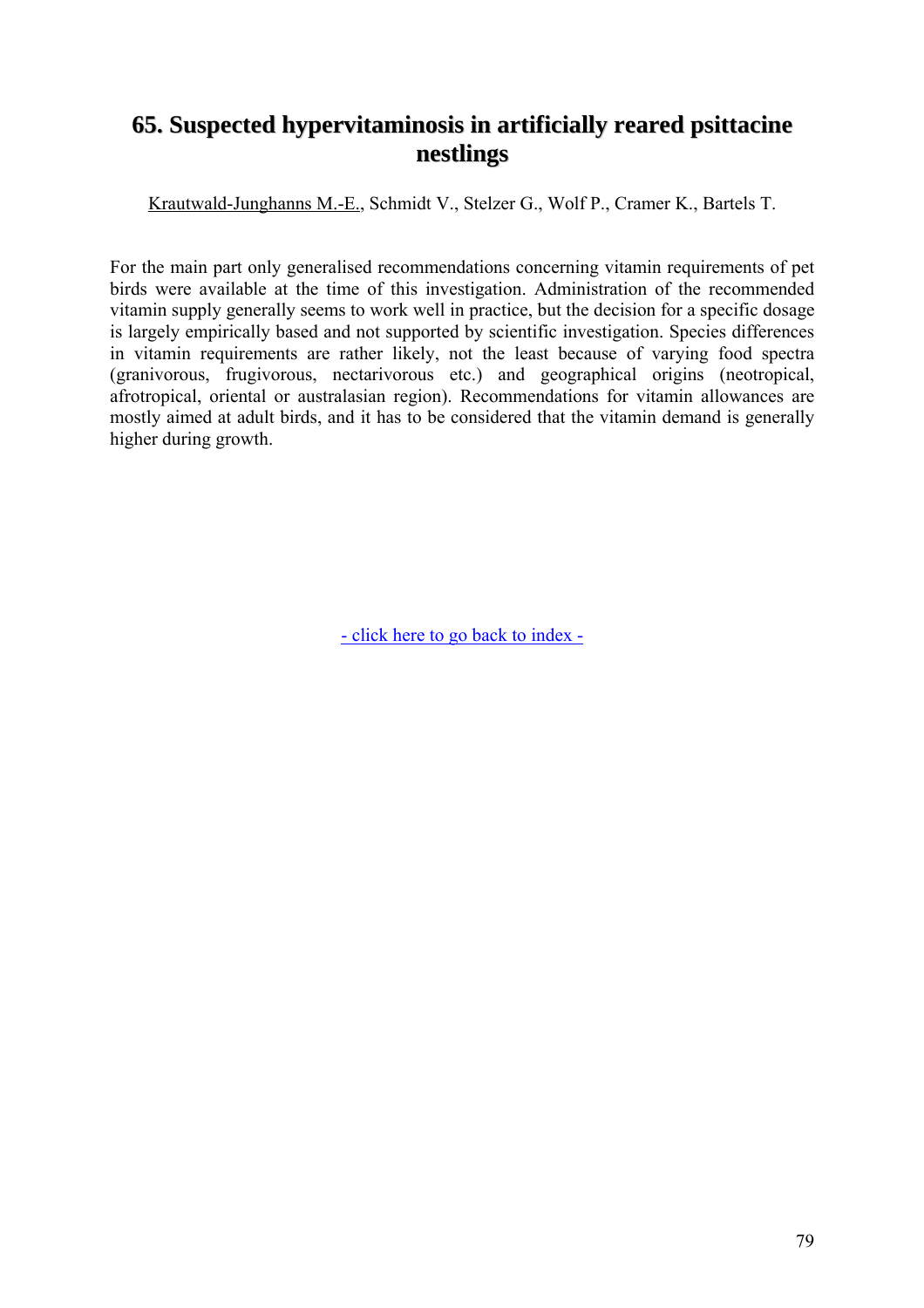## 65. Suspected hypervitaminosis in artificially reared psittacine nestlings

Krautwald-Junghanns M.-E., Schmidt V., Stelzer G., Wolf P., Cramer K., Bartels T.

For the main part only generalised recommendations concerning vitamin requirements of pet birds were available at the time of this investigation. Administration of the recommended vitamin supply generally seems to work well in practice, but the decision for a specific dosage is largely empirically based and not supported by scientific investigation. Species differences in vitamin requirements are rather likely, not the least because of varying food spectra (granivorous, frugivorous, nectarivorous etc.) and geographical origins (neotropical, afrotropical, oriental or australasian region). Recommendations for vitamin allowances are mostly aimed at adult birds, and it has to be considered that the vitamin demand is generally higher during growth.

- click here to go back to index -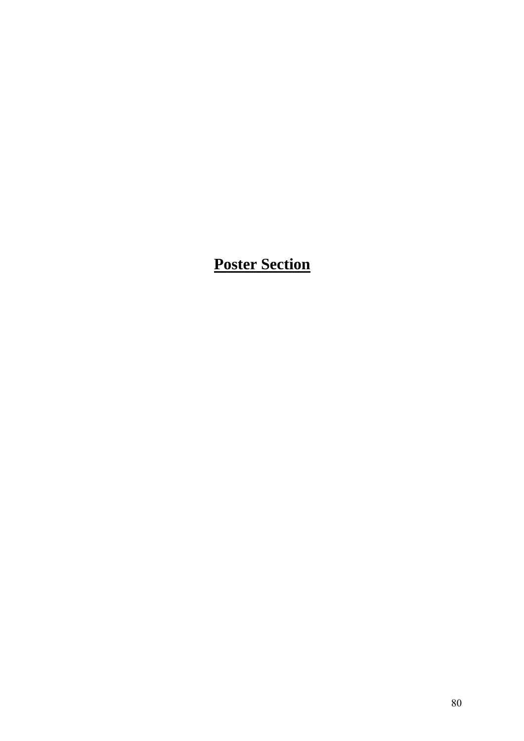# **Poster Section**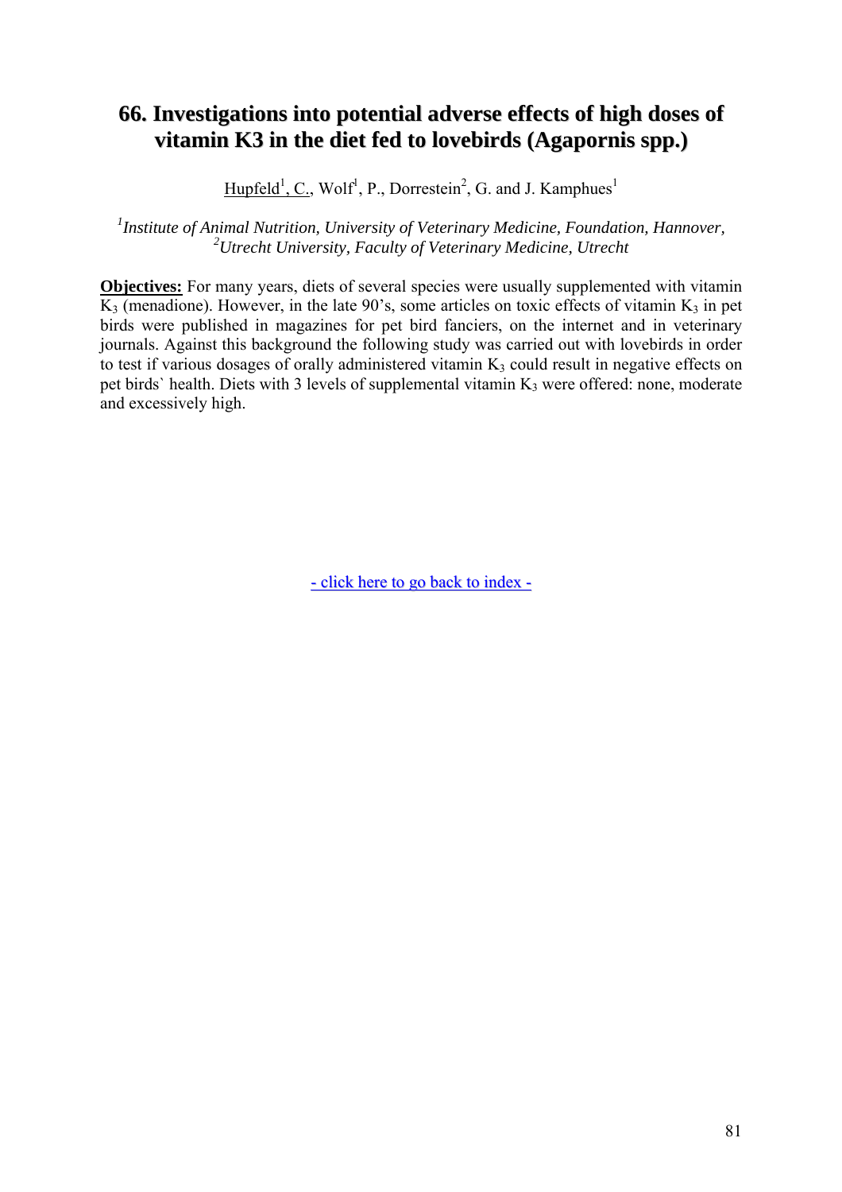## 66. Investigations into potential adverse effects of high doses of vitamin K3 in the diet fed to lovebirds (Agapornis spp.)

Hupfeld[1], C., Wolf[1], P., Dorrestein[2], G. and J. Kamphues[1]

*[1]Institute of Animal Nutrition, University of Veterinary Medicine, Foundation, Hannover,*
*[2]Utrecht University, Faculty of Veterinary Medicine, Utrecht*

**Objectives:** For many years, diets of several species were usually supplemented with vitamin $K_3$ (menadione). However, in the late 90's, some articles on toxic effects of vitamin $K_3$ in pet birds were published in magazines for pet bird fanciers, on the internet and in veterinary journals. Against this background the following study was carried out with lovebirds in order to test if various dosages of orally administered vitamin $K_3$ could result in negative effects on pet birds` health. Diets with 3 levels of supplemental vitamin $K_3$ were offered: none, moderate and excessively high.

- click here to go back to index -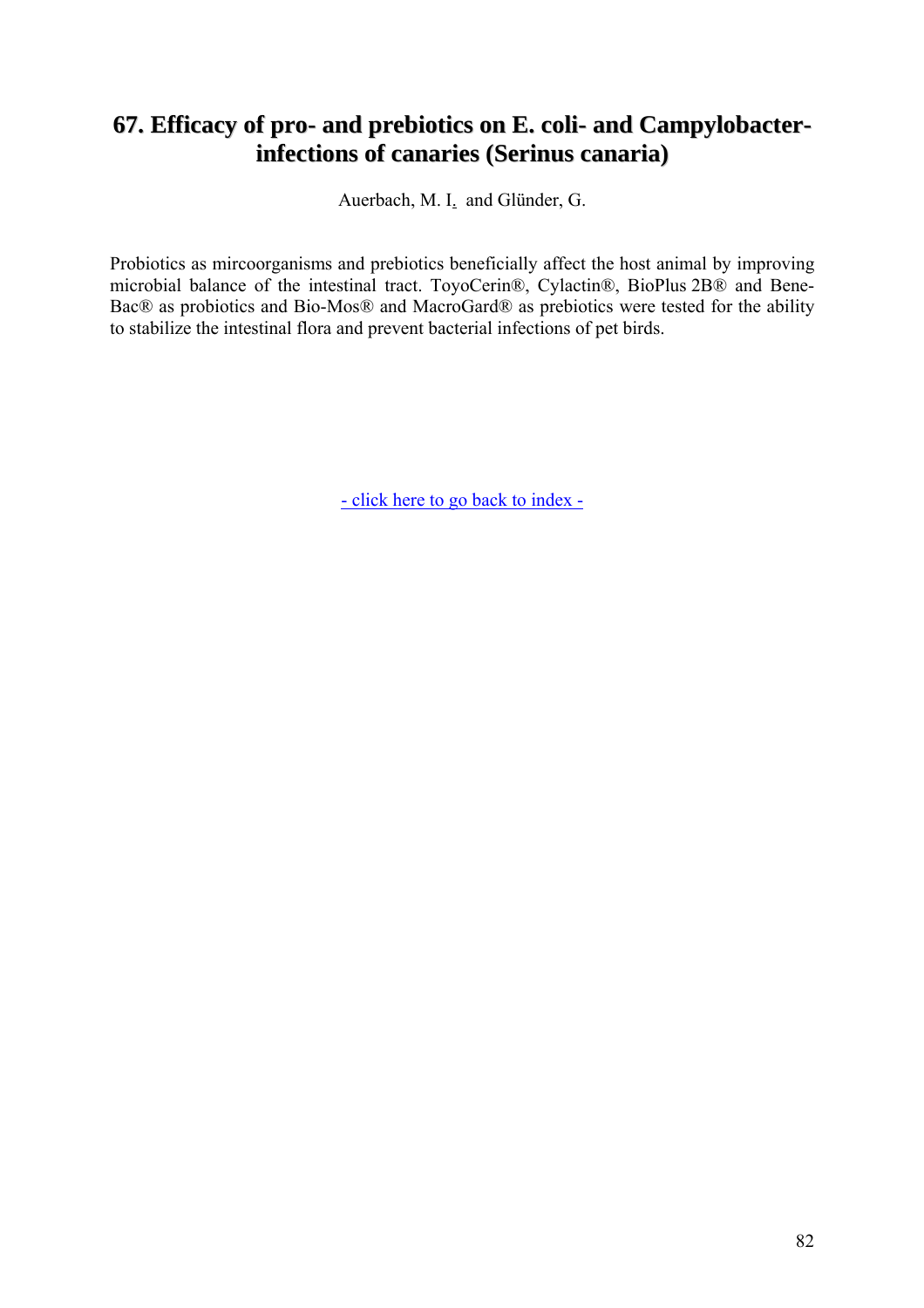## 67. Efficacy of pro- and prebiotics on E. coli- and Campylobacter-infections of canaries (Serinus canaria)

Auerbach, M. I. and Glünder, G.

Probiotics as mircoorganisms and prebiotics beneficially affect the host animal by improving microbial balance of the intestinal tract. ToyoCerin®, Cylactin®, BioPlus 2B® and Bene-Bac® as probiotics and Bio-Mos® and MacroGard® as prebiotics were tested for the ability to stabilize the intestinal flora and prevent bacterial infections of pet birds.

- click here to go back to index -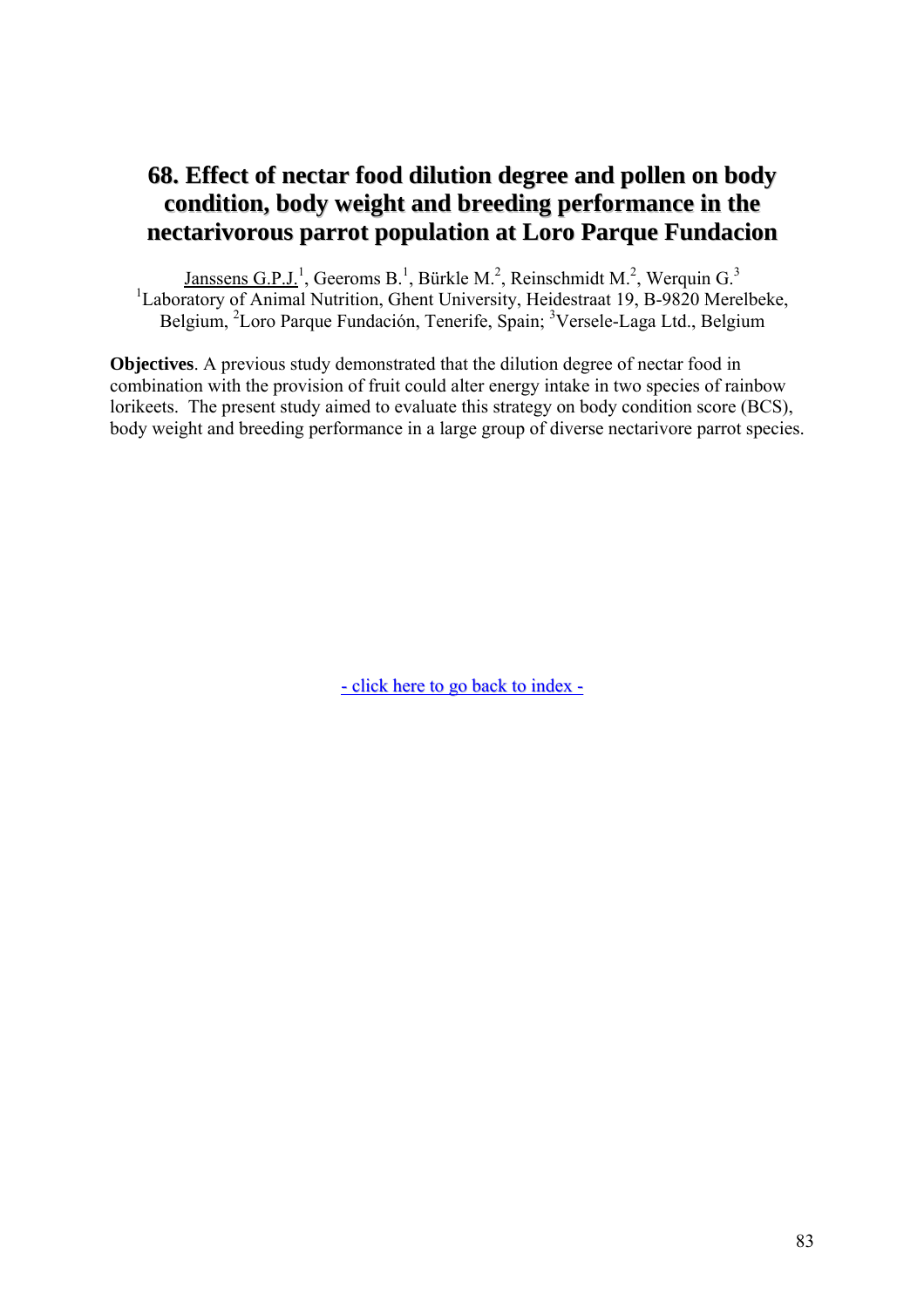# 68. Effect of nectar food dilution degree and pollen on body condition, body weight and breeding performance in the nectarivorous parrot population at Loro Parque Fundacion

Janssens G.P.J.[1], Geeroms B.[1], Bürkle M.[2], Reinschmidt M.[2], Werquin G.[3]
[1]Laboratory of Animal Nutrition, Ghent University, Heidestraat 19, B-9820 Merelbeke, Belgium, [2]Loro Parque Fundación, Tenerife, Spain; [3]Versele-Laga Ltd., Belgium

**Objectives**. A previous study demonstrated that the dilution degree of nectar food in combination with the provision of fruit could alter energy intake in two species of rainbow lorikeets. The present study aimed to evaluate this strategy on body condition score (BCS), body weight and breeding performance in a large group of diverse nectarivore parrot species.

- click here to go back to index -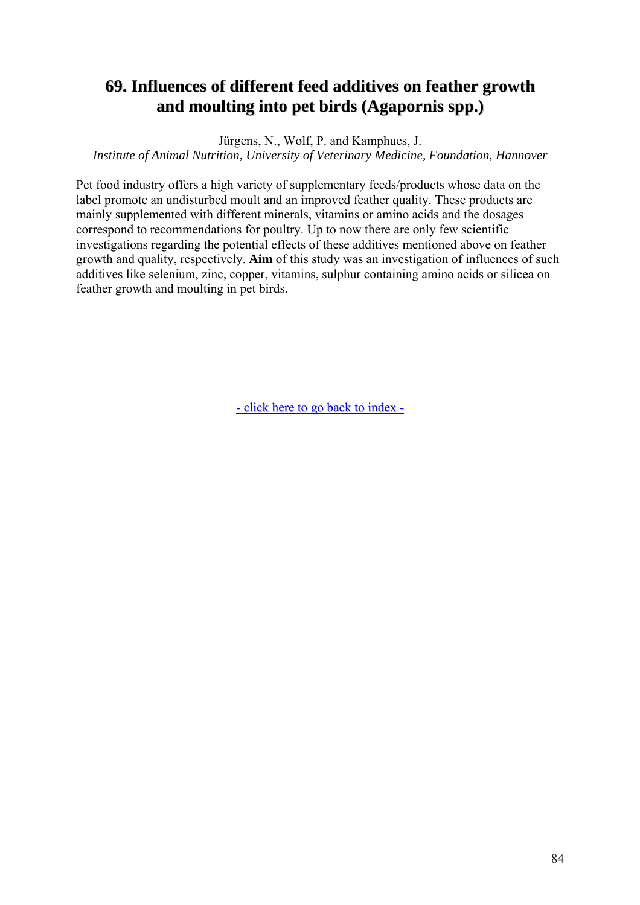## 69. Influences of different feed additives on feather growth and moulting into pet birds (Agapornis spp.)

Jürgens, N., Wolf, P. and Kamphues, J.

*Institute of Animal Nutrition, University of Veterinary Medicine, Foundation, Hannover*

Pet food industry offers a high variety of supplementary feeds/products whose data on the label promote an undisturbed moult and an improved feather quality. These products are mainly supplemented with different minerals, vitamins or amino acids and the dosages correspond to recommendations for poultry. Up to now there are only few scientific investigations regarding the potential effects of these additives mentioned above on feather growth and quality, respectively. **Aim** of this study was an investigation of influences of such additives like selenium, zinc, copper, vitamins, sulphur containing amino acids or silicea on feather growth and moulting in pet birds.

- click here to go back to index -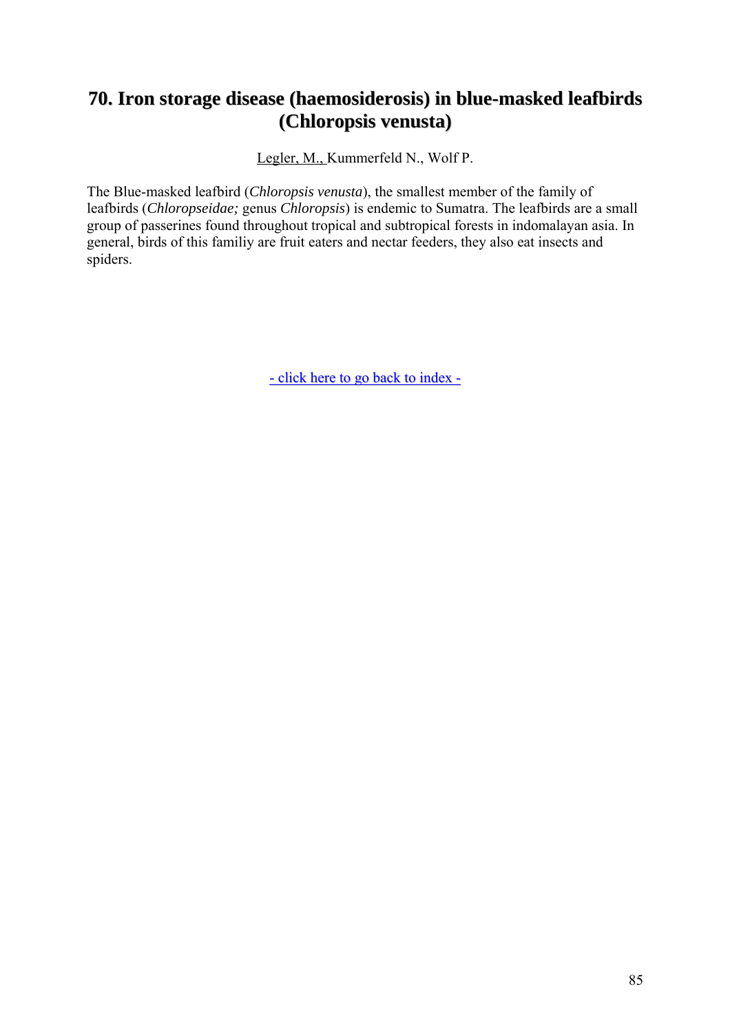# 70. Iron storage disease (haemosiderosis) in blue-masked leafbirds (Chloropsis venusta)

Legler, M., Kummerfeld N., Wolf P.

The Blue-masked leafbird (*Chloropsis venusta*), the smallest member of the family of leafbirds (*Chloropseidae;* genus *Chloropsis*) is endemic to Sumatra. The leafbirds are a small group of passerines found throughout tropical and subtropical forests in indomalayan asia. In general, birds of this familiy are fruit eaters and nectar feeders, they also eat insects and spiders.

- click here to go back to index -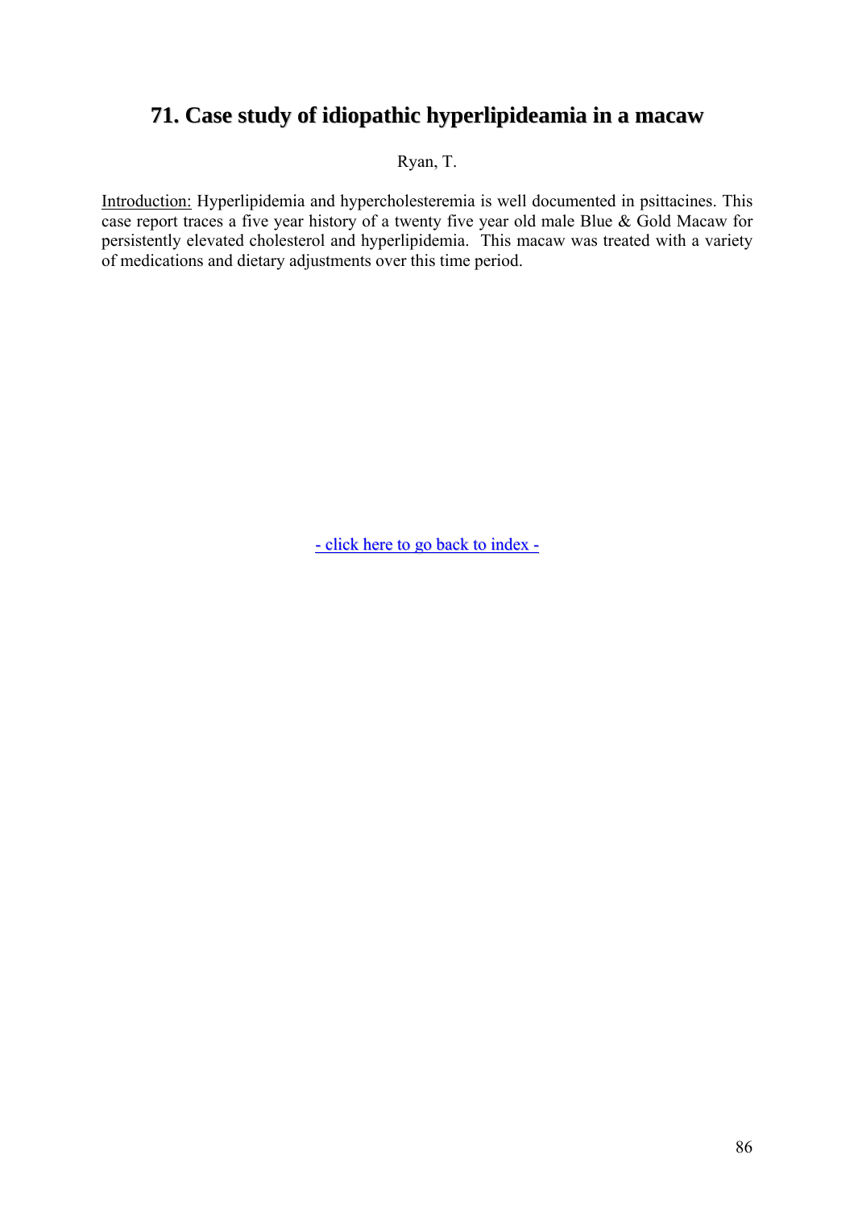# 71. Case study of idiopathic hyperlipideamia in a macaw

Ryan, T.

Introduction: Hyperlipidemia and hypercholesteremia is well documented in psittacines. This case report traces a five year history of a twenty five year old male Blue & Gold Macaw for persistently elevated cholesterol and hyperlipidemia. This macaw was treated with a variety of medications and dietary adjustments over this time period.

- click here to go back to index -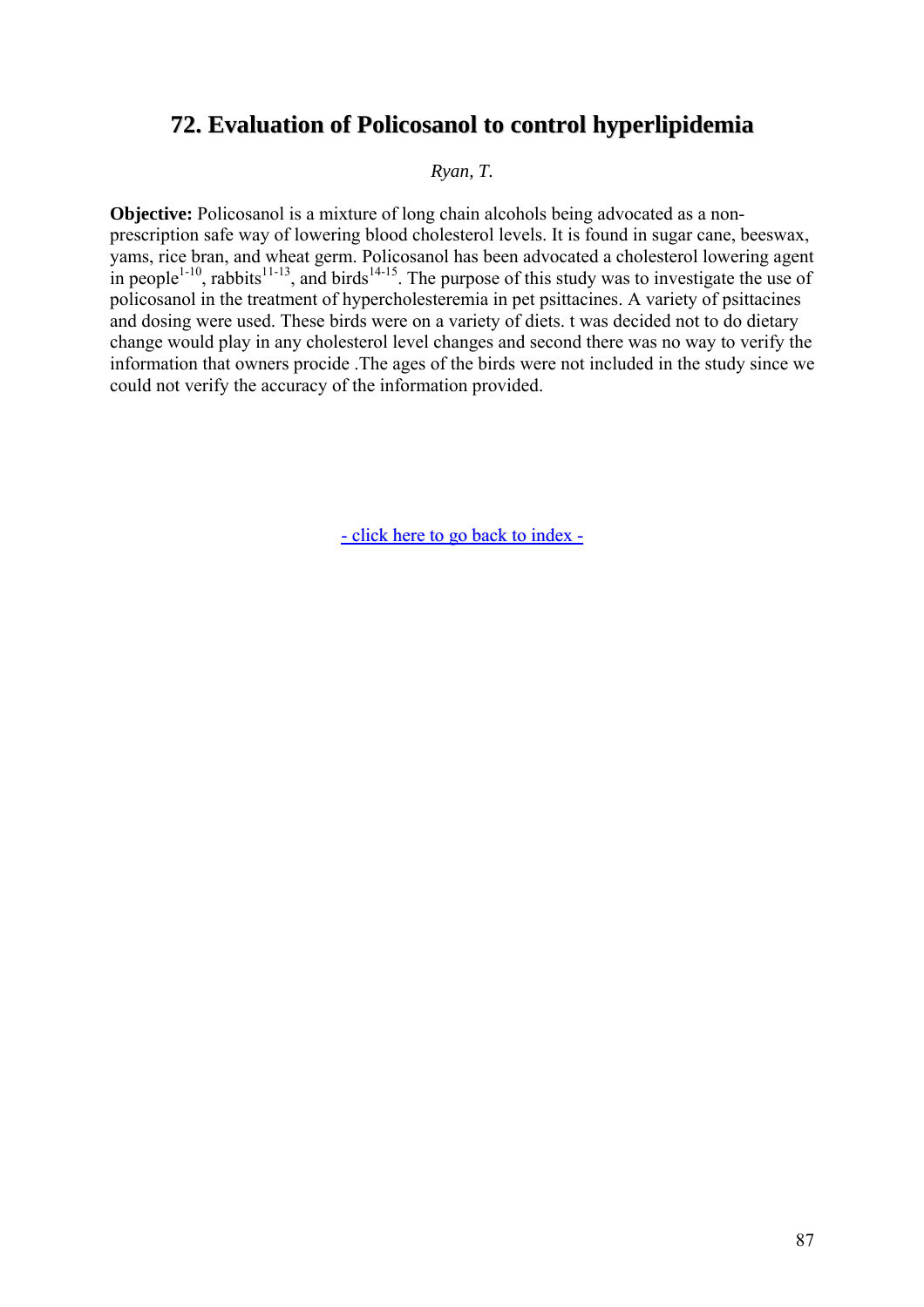# 72. Evaluation of Policosanol to control hyperlipidemia

*Ryan, T.*

**Objective:** Policosanol is a mixture of long chain alcohols being advocated as a non-prescription safe way of lowering blood cholesterol levels. It is found in sugar cane, beeswax, yams, rice bran, and wheat germ. Policosanol has been advocated a cholesterol lowering agent in people[1-10], rabbits[11-13], and birds[14-15]. The purpose of this study was to investigate the use of policosanol in the treatment of hypercholesteremia in pet psittacines. A variety of psittacines and dosing were used. These birds were on a variety of diets. t was decided not to do dietary change would play in any cholesterol level changes and second there was no way to verify the information that owners procide .The ages of the birds were not included in the study since we could not verify the accuracy of the information provided.

- click here to go back to index -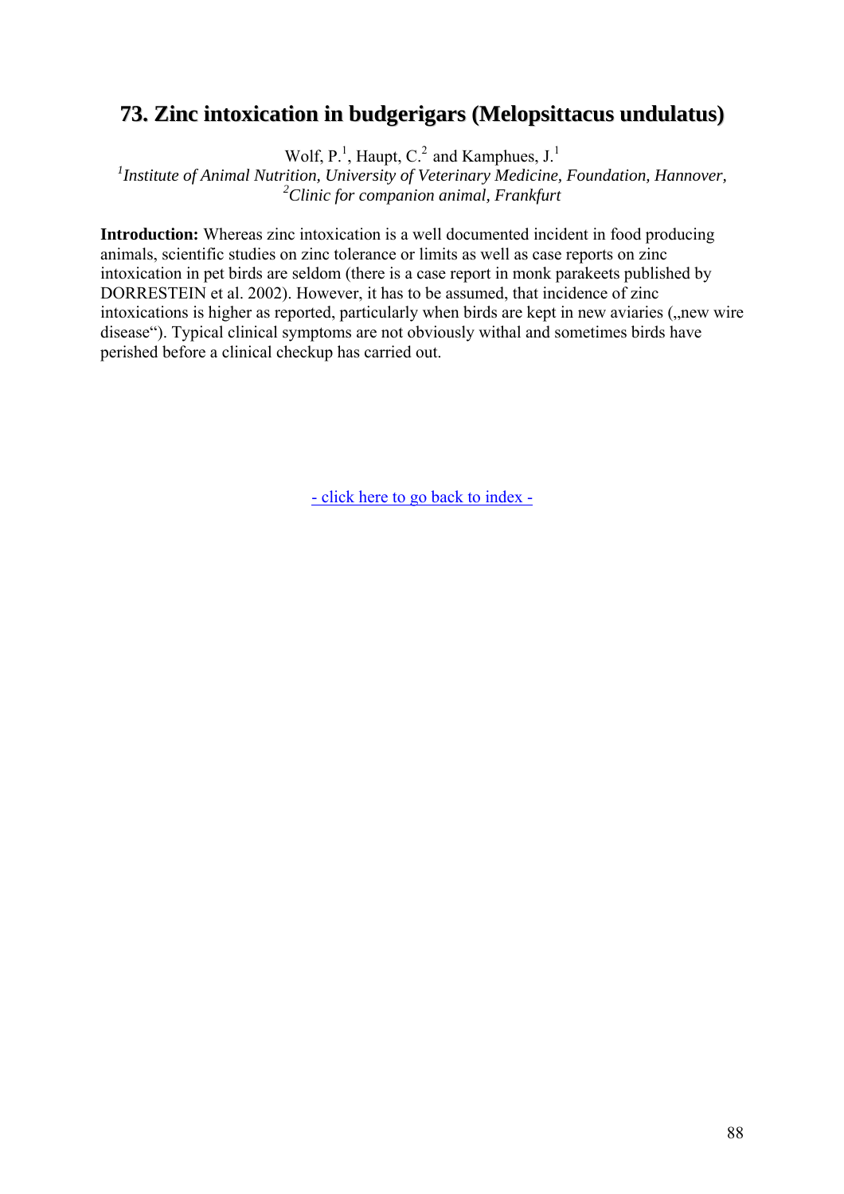# 73. Zinc intoxication in budgerigars (Melopsittacus undulatus)

Wolf, P.[1], Haupt, C.[2] and Kamphues, J.[1]

[1]*Institute of Animal Nutrition, University of Veterinary Medicine, Foundation, Hannover,*
[2]*Clinic for companion animal, Frankfurt*

**Introduction:** Whereas zinc intoxication is a well documented incident in food producing animals, scientific studies on zinc tolerance or limits as well as case reports on zinc intoxication in pet birds are seldom (there is a case report in monk parakeets published by DORRESTEIN et al. 2002). However, it has to be assumed, that incidence of zinc intoxications is higher as reported, particularly when birds are kept in new aviaries („new wire disease"). Typical clinical symptoms are not obviously withal and sometimes birds have perished before a clinical checkup has carried out.

- click here to go back to index -